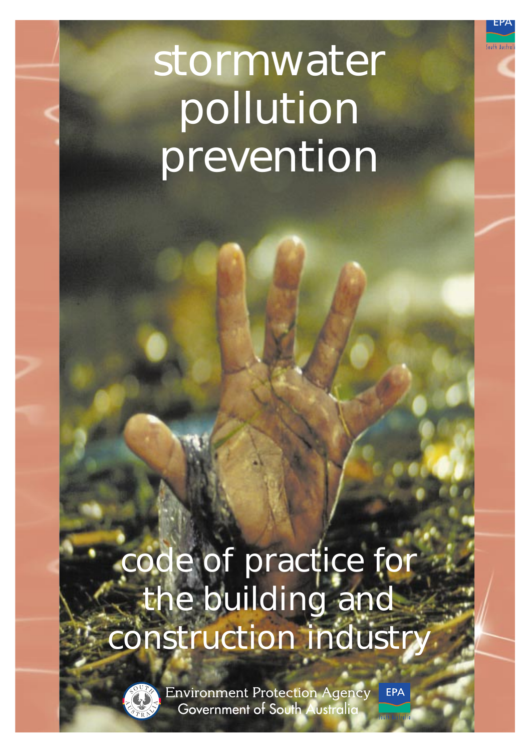# stormwater pollution prevention

## code of practice for the building and construction industry

Environment Protection Agency
Government of South Australia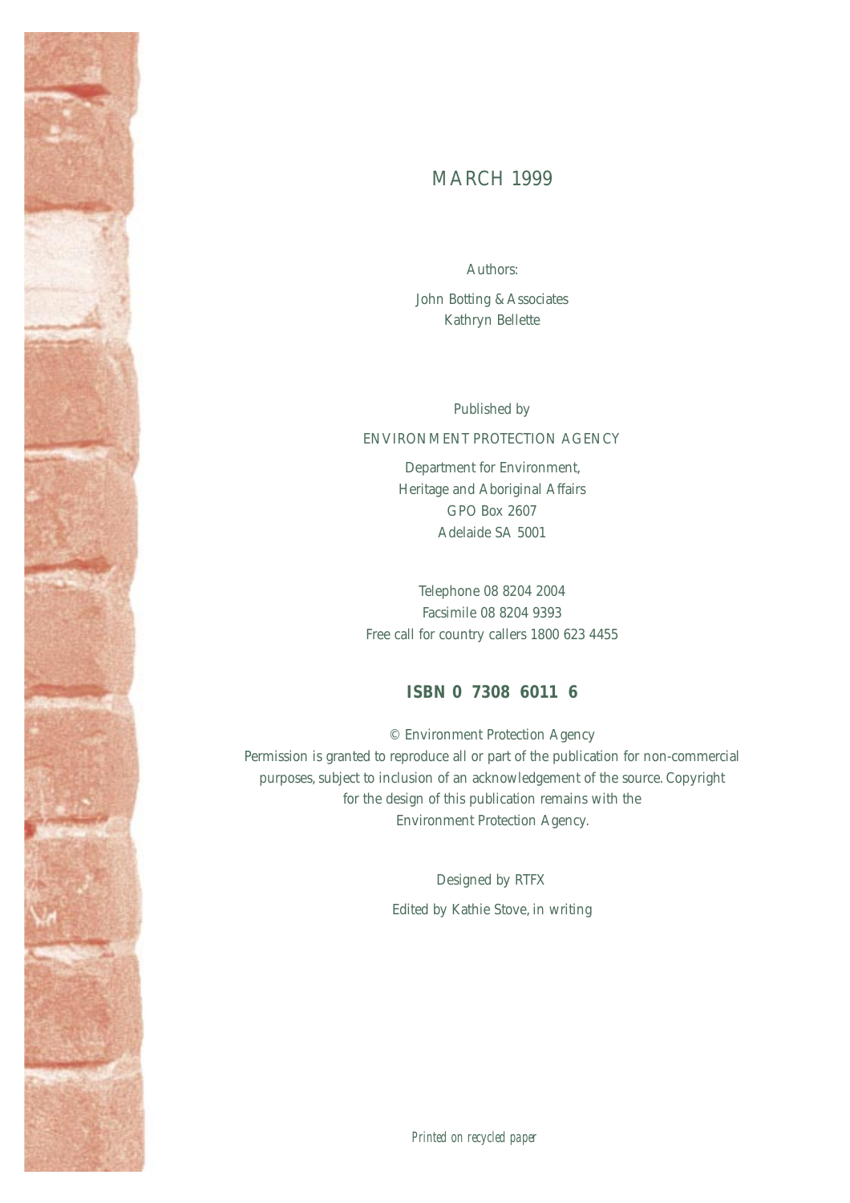MARCH 1999

Authors:

John Botting & Associates
Kathryn Bellette

Published by

ENVIRONMENT PROTECTION AGENCY

Department for Environment,
Heritage and Aboriginal Affairs
GPO Box 2607
Adelaide SA 5001

Telephone 08 8204 2004
Facsimile 08 8204 9393
Free call for country callers 1800 623 4455

**ISBN 0 7308 6011 6**

© Environment Protection Agency
Permission is granted to reproduce all or part of the publication for non-commercial purposes, subject to inclusion of an acknowledgement of the source. Copyright for the design of this publication remains with the Environment Protection Agency.

Designed by RTFX

Edited by Kathie Stove, in writing

*Printed on recycled paper*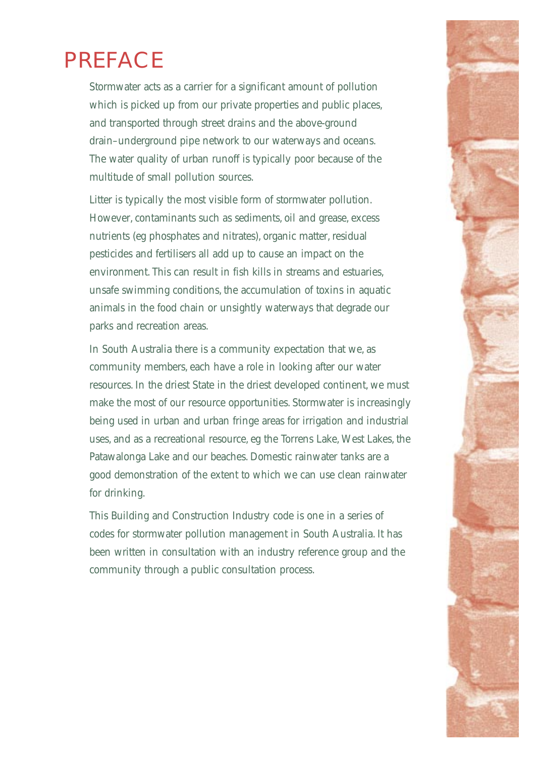# PREFACE

Stormwater acts as a carrier for a significant amount of pollution which is picked up from our private properties and public places, and transported through street drains and the above-ground drain–underground pipe network to our waterways and oceans. The water quality of urban runoff is typically poor because of the multitude of small pollution sources.

Litter is typically the most visible form of stormwater pollution. However, contaminants such as sediments, oil and grease, excess nutrients (eg phosphates and nitrates), organic matter, residual pesticides and fertilisers all add up to cause an impact on the environment. This can result in fish kills in streams and estuaries, unsafe swimming conditions, the accumulation of toxins in aquatic animals in the food chain or unsightly waterways that degrade our parks and recreation areas.

In South Australia there is a community expectation that we, as community members, each have a role in looking after our water resources. In the driest State in the driest developed continent, we must make the most of our resource opportunities. Stormwater is increasingly being used in urban and urban fringe areas for irrigation and industrial uses, and as a recreational resource, eg the Torrens Lake, West Lakes, the Patawalonga Lake and our beaches. Domestic rainwater tanks are a good demonstration of the extent to which we can use clean rainwater for drinking.

This Building and Construction Industry code is one in a series of codes for stormwater pollution management in South Australia. It has been written in consultation with an industry reference group and the community through a public consultation process.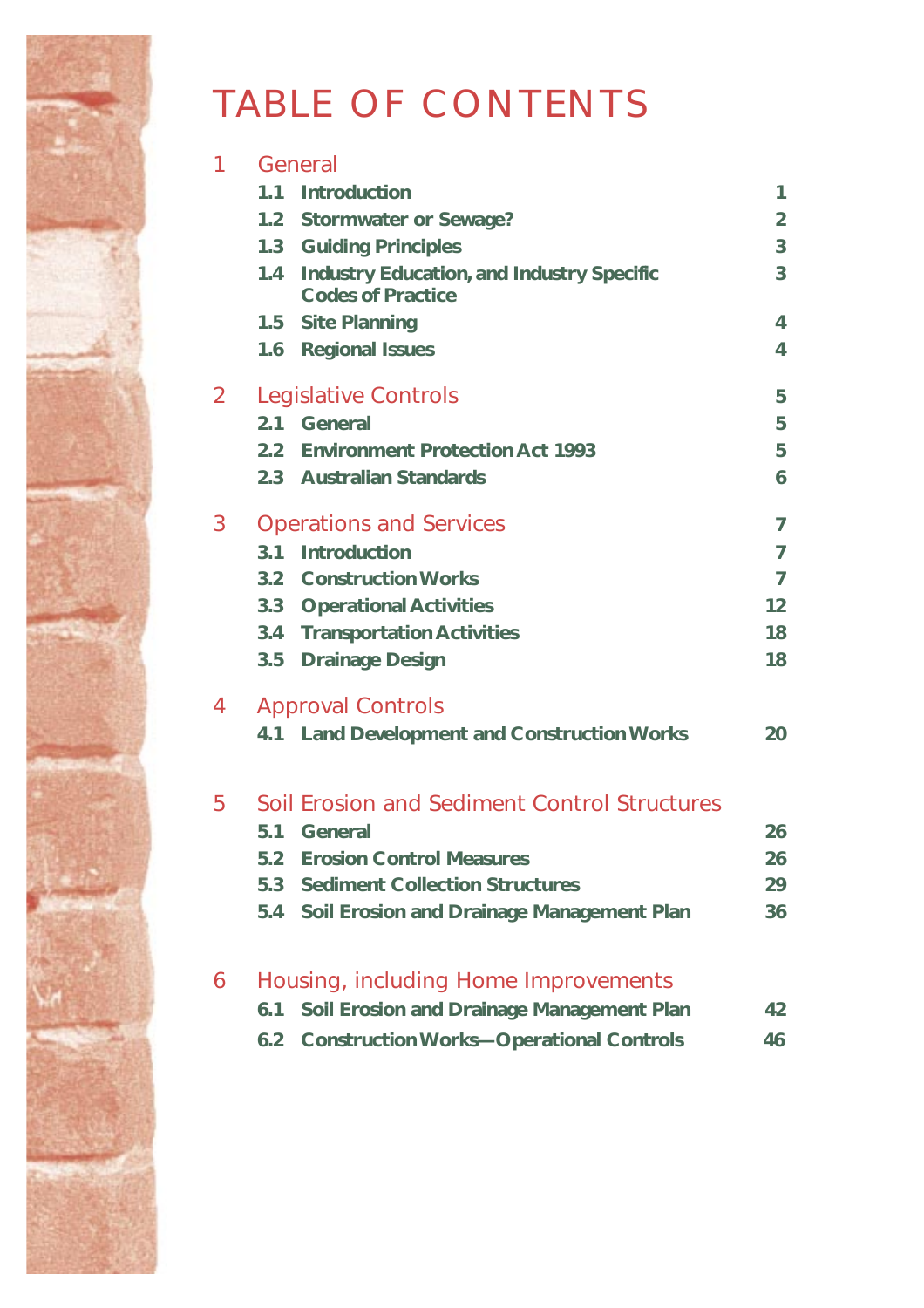# TABLE OF CONTENTS

| | | |
|---|---|---|
| **1** | **General** | |
| 1.1 | Introduction | 1 |
| 1.2 | Stormwater or Sewage? | 2 |
| 1.3 | Guiding Principles | 3 |
| 1.4 | Industry Education, and Industry Specific Codes of Practice | 3 |
| 1.5 | Site Planning | 4 |
| 1.6 | Regional Issues | 4 |
| **2** | **Legislative Controls** | 5 |
| 2.1 | General | 5 |
| 2.2 | Environment Protection Act 1993 | 5 |
| 2.3 | Australian Standards | 6 |
| **3** | **Operations and Services** | 7 |
| 3.1 | Introduction | 7 |
| 3.2 | Construction Works | 7 |
| 3.3 | Operational Activities | 12 |
| 3.4 | Transportation Activities | 18 |
| 3.5 | Drainage Design | 18 |
| **4** | **Approval Controls** | |
| 4.1 | Land Development and Construction Works | 20 |
| **5** | **Soil Erosion and Sediment Control Structures** | |
| 5.1 | General | 26 |
| 5.2 | Erosion Control Measures | 26 |
| 5.3 | Sediment Collection Structures | 29 |
| 5.4 | Soil Erosion and Drainage Management Plan | 36 |
| **6** | **Housing, including Home Improvements** | |
| 6.1 | Soil Erosion and Drainage Management Plan | 42 |
| 6.2 | Construction Works—Operational Controls | 46 |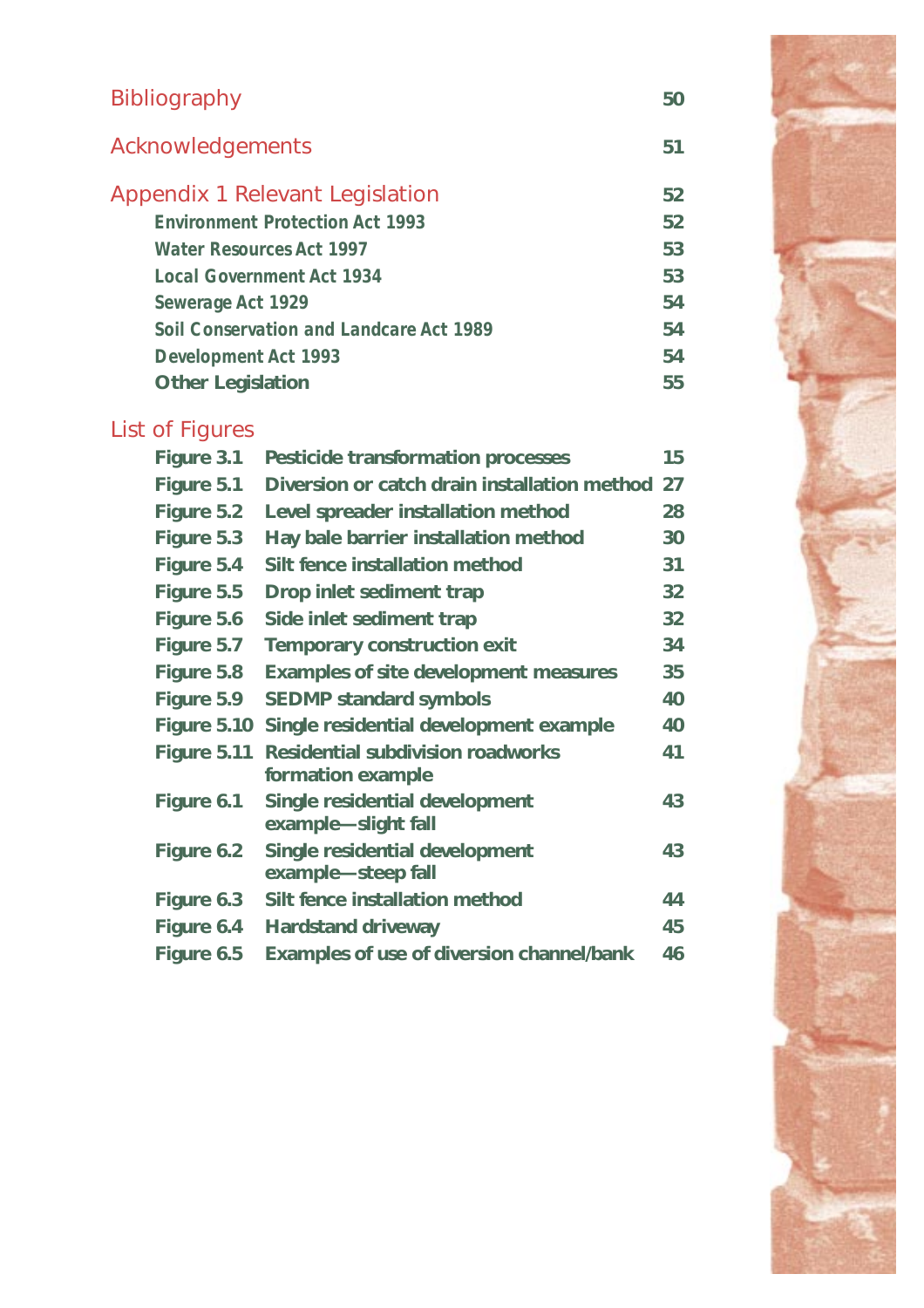## Bibliography 50

## Acknowledgements 51

## Appendix 1 Relevant Legislation 52

- **Environment Protection Act 1993** 52
- **Water Resources Act 1997** 53
- **Local Government Act 1934** 53
- **Sewerage Act 1929** 54
- **Soil Conservation and Landcare Act 1989** 54
- **Development Act 1993** 54
- **Other Legislation** 55

## List of Figures

| | | |
|---|---|---|
| **Figure 3.1** | **Pesticide transformation processes** | **15** |
| **Figure 5.1** | **Diversion or catch drain installation method** | **27** |
| **Figure 5.2** | **Level spreader installation method** | **28** |
| **Figure 5.3** | **Hay bale barrier installation method** | **30** |
| **Figure 5.4** | **Silt fence installation method** | **31** |
| **Figure 5.5** | **Drop inlet sediment trap** | **32** |
| **Figure 5.6** | **Side inlet sediment trap** | **32** |
| **Figure 5.7** | **Temporary construction exit** | **34** |
| **Figure 5.8** | **Examples of site development measures** | **35** |
| **Figure 5.9** | **SEDMP standard symbols** | **40** |
| **Figure 5.10** | **Single residential development example** | **40** |
| **Figure 5.11** | **Residential subdivision roadworks formation example** | **41** |
| **Figure 6.1** | **Single residential development example—slight fall** | **43** |
| **Figure 6.2** | **Single residential development example—steep fall** | **43** |
| **Figure 6.3** | **Silt fence installation method** | **44** |
| **Figure 6.4** | **Hardstand driveway** | **45** |
| **Figure 6.5** | **Examples of use of diversion channel/bank** | **46** |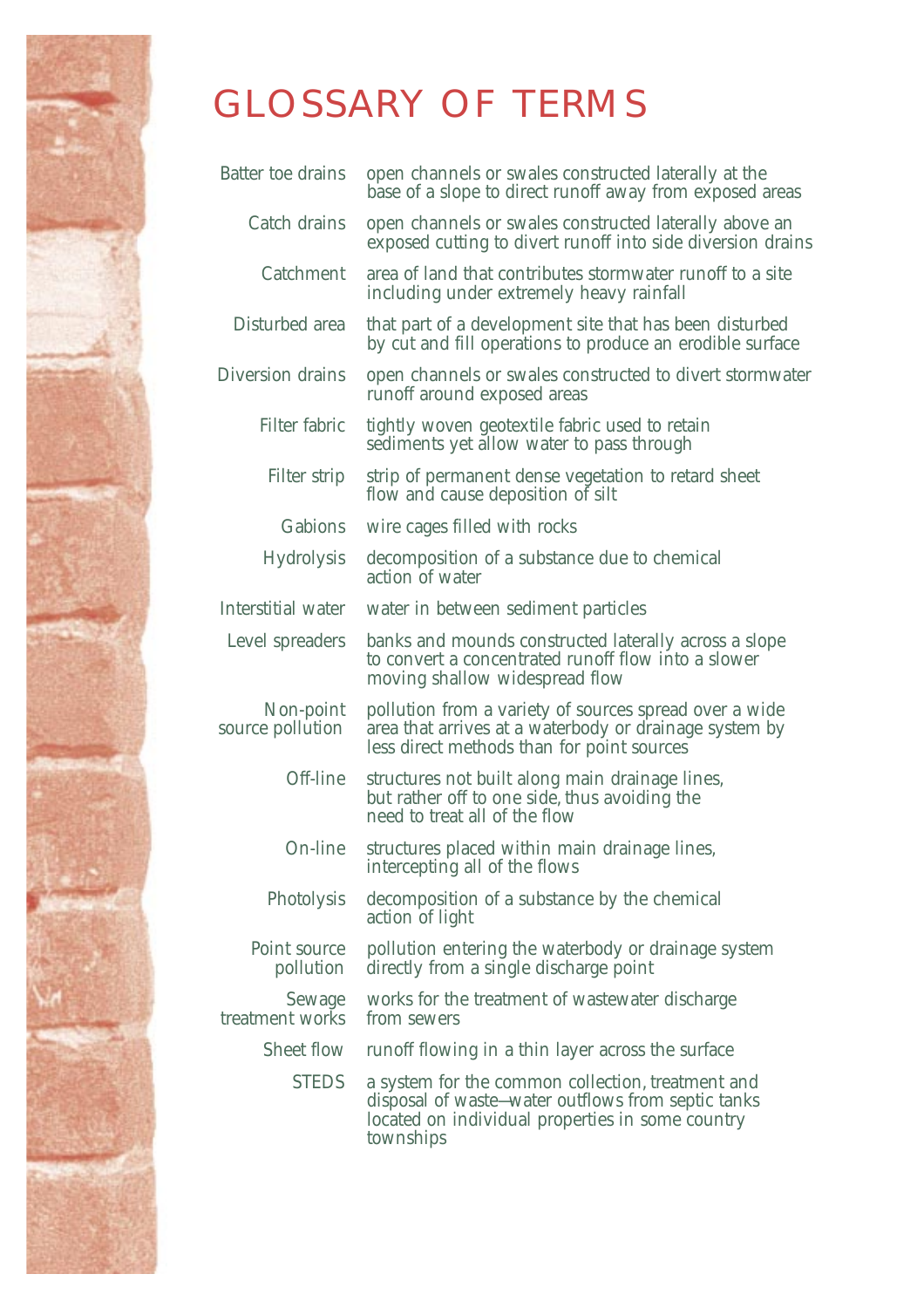# GLOSSARY OF TERMS

| | |
|---|---|
| Batter toe drains | open channels or swales constructed laterally at the base of a slope to direct runoff away from exposed areas |
| Catch drains | open channels or swales constructed laterally above an exposed cutting to divert runoff into side diversion drains |
| Catchment | area of land that contributes stormwater runoff to a site including under extremely heavy rainfall |
| Disturbed area | that part of a development site that has been disturbed by cut and fill operations to produce an erodible surface |
| Diversion drains | open channels or swales constructed to divert stormwater runoff around exposed areas |
| Filter fabric | tightly woven geotextile fabric used to retain sediments yet allow water to pass through |
| Filter strip | strip of permanent dense vegetation to retard sheet flow and cause deposition of silt |
| Gabions | wire cages filled with rocks |
| Hydrolysis | decomposition of a substance due to chemical action of water |
| Interstitial water | water in between sediment particles |
| Level spreaders | banks and mounds constructed laterally across a slope to convert a concentrated runoff flow into a slower moving shallow widespread flow |
| Non-point source pollution | pollution from a variety of sources spread over a wide area that arrives at a waterbody or drainage system by less direct methods than for point sources |
| Off-line | structures not built along main drainage lines, but rather off to one side, thus avoiding the need to treat all of the flow |
| On-line | structures placed within main drainage lines, intercepting all of the flows |
| Photolysis | decomposition of a substance by the chemical action of light |
| Point source pollution | pollution entering the waterbody or drainage system directly from a single discharge point |
| Sewage treatment works | works for the treatment of wastewater discharge from sewers |
| Sheet flow | runoff flowing in a thin layer across the surface |
| STEDS | a system for the common collection, treatment and disposal of waste—water outflows from septic tanks located on individual properties in some country townships |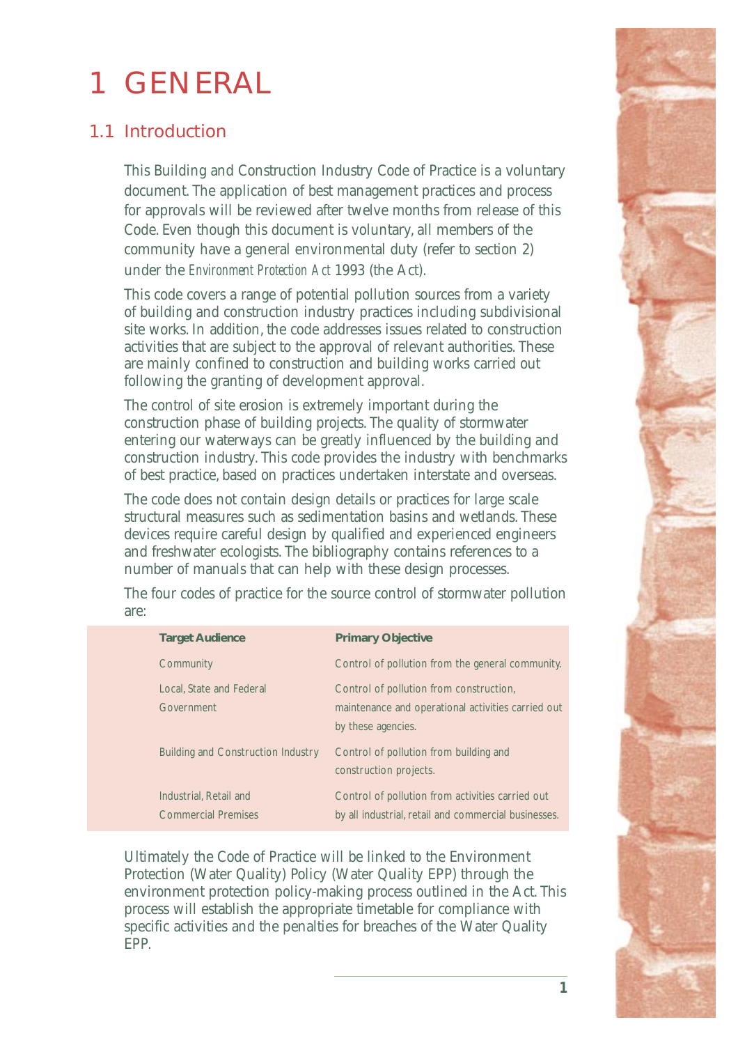# 1 GENERAL

## 1.1 Introduction

This Building and Construction Industry Code of Practice is a voluntary document. The application of best management practices and process for approvals will be reviewed after twelve months from release of this Code. Even though this document is voluntary, all members of the community have a general environmental duty (refer to section 2) under the *Environment Protection Act* 1993 (the Act).

This code covers a range of potential pollution sources from a variety of building and construction industry practices including subdivisional site works. In addition, the code addresses issues related to construction activities that are subject to the approval of relevant authorities. These are mainly confined to construction and building works carried out following the granting of development approval.

The control of site erosion is extremely important during the construction phase of building projects. The quality of stormwater entering our waterways can be greatly influenced by the building and construction industry. This code provides the industry with benchmarks of best practice, based on practices undertaken interstate and overseas.

The code does not contain design details or practices for large scale structural measures such as sedimentation basins and wetlands. These devices require careful design by qualified and experienced engineers and freshwater ecologists. The bibliography contains references to a number of manuals that can help with these design processes.

The four codes of practice for the source control of stormwater pollution are:

| Target Audience | Primary Objective |
|---|---|
| Community | Control of pollution from the general community. |
| Local, State and Federal Government | Control of pollution from construction, maintenance and operational activities carried out by these agencies. |
| Building and Construction Industry | Control of pollution from building and construction projects. |
| Industrial, Retail and Commercial Premises | Control of pollution from activities carried out by all industrial, retail and commercial businesses. |

Ultimately the Code of Practice will be linked to the Environment Protection (Water Quality) Policy (Water Quality EPP) through the environment protection policy-making process outlined in the Act. This process will establish the appropriate timetable for compliance with specific activities and the penalties for breaches of the Water Quality EPP.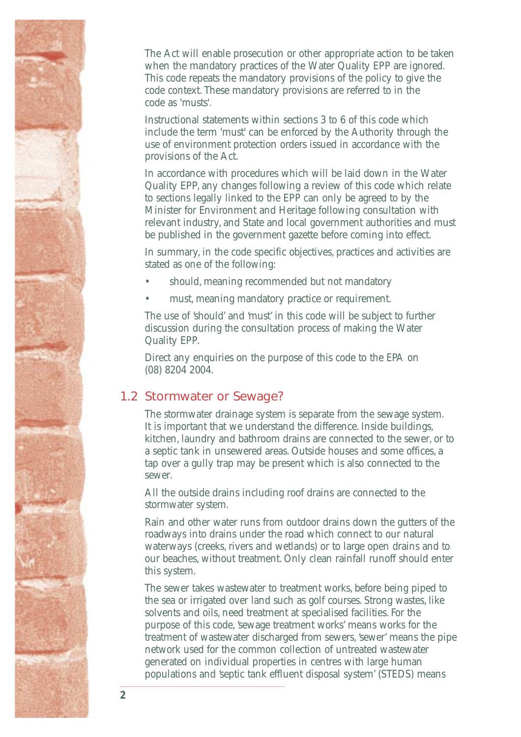The Act will enable prosecution or other appropriate action to be taken when the mandatory practices of the Water Quality EPP are ignored. This code repeats the mandatory provisions of the policy to give the code context. These mandatory provisions are referred to in the code as 'musts'.

Instructional statements within sections 3 to 6 of this code which include the term 'must' can be enforced by the Authority through the use of environment protection orders issued in accordance with the provisions of the Act.

In accordance with procedures which will be laid down in the Water Quality EPP, any changes following a review of this code which relate to sections legally linked to the EPP can only be agreed to by the Minister for Environment and Heritage following consultation with relevant industry, and State and local government authorities and must be published in the government gazette before coming into effect.

In summary, in the code specific objectives, practices and activities are stated as one of the following:

- should, meaning recommended but not mandatory
- must, meaning mandatory practice or requirement.

The use of 'should' and 'must' in this code will be subject to further discussion during the consultation process of making the Water Quality EPP.

Direct any enquiries on the purpose of this code to the EPA on (08) 8204 2004.

## 1.2 Stormwater or Sewage?

The stormwater drainage system is separate from the sewage system. It is important that we understand the difference. Inside buildings, kitchen, laundry and bathroom drains are connected to the sewer, or to a septic tank in unsewered areas. Outside houses and some offices, a tap over a gully trap may be present which is also connected to the sewer.

All the outside drains including roof drains are connected to the stormwater system.

Rain and other water runs from outdoor drains down the gutters of the roadways into drains under the road which connect to our natural waterways (creeks, rivers and wetlands) or to large open drains and to our beaches, without treatment. Only clean rainfall runoff should enter this system.

The sewer takes wastewater to treatment works, before being piped to the sea or irrigated over land such as golf courses. Strong wastes, like solvents and oils, need treatment at specialised facilities. For the purpose of this code, 'sewage treatment works' means works for the treatment of wastewater discharged from sewers, 'sewer' means the pipe network used for the common collection of untreated wastewater generated on individual properties in centres with large human populations and 'septic tank effluent disposal system' (STEDS) means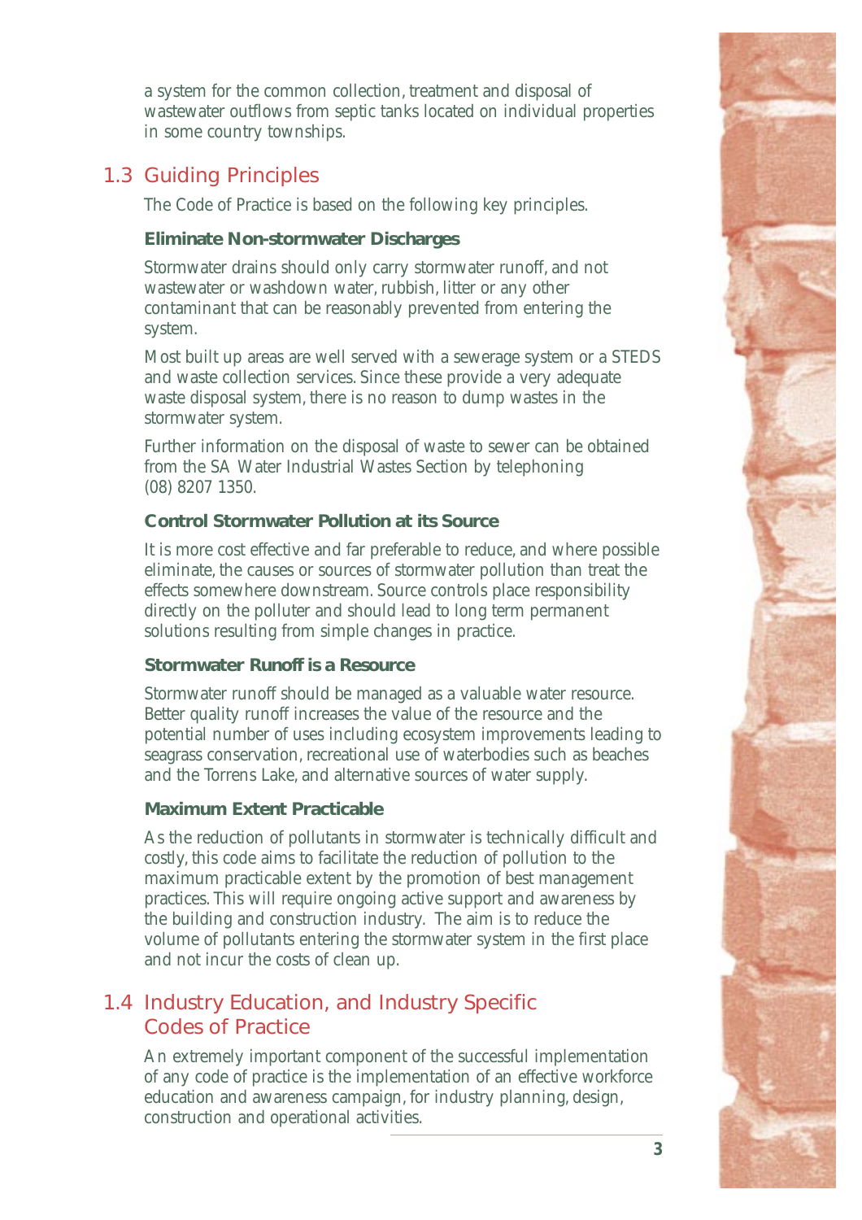a system for the common collection, treatment and disposal of wastewater outflows from septic tanks located on individual properties in some country townships.

## 1.3 Guiding Principles

The Code of Practice is based on the following key principles.

### Eliminate Non-stormwater Discharges

Stormwater drains should only carry stormwater runoff, and not wastewater or washdown water, rubbish, litter or any other contaminant that can be reasonably prevented from entering the system.

Most built up areas are well served with a sewerage system or a STEDS and waste collection services. Since these provide a very adequate waste disposal system, there is no reason to dump wastes in the stormwater system.

Further information on the disposal of waste to sewer can be obtained from the SA Water Industrial Wastes Section by telephoning (08) 8207 1350.

### Control Stormwater Pollution at its Source

It is more cost effective and far preferable to reduce, and where possible eliminate, the causes or sources of stormwater pollution than treat the effects somewhere downstream. Source controls place responsibility directly on the polluter and should lead to long term permanent solutions resulting from simple changes in practice.

### Stormwater Runoff is a Resource

Stormwater runoff should be managed as a valuable water resource. Better quality runoff increases the value of the resource and the potential number of uses including ecosystem improvements leading to seagrass conservation, recreational use of waterbodies such as beaches and the Torrens Lake, and alternative sources of water supply.

### Maximum Extent Practicable

As the reduction of pollutants in stormwater is technically difficult and costly, this code aims to facilitate the reduction of pollution to the maximum practicable extent by the promotion of best management practices. This will require ongoing active support and awareness by the building and construction industry. The aim is to reduce the volume of pollutants entering the stormwater system in the first place and not incur the costs of clean up.

## 1.4 Industry Education, and Industry Specific Codes of Practice

An extremely important component of the successful implementation of any code of practice is the implementation of an effective workforce education and awareness campaign, for industry planning, design, construction and operational activities.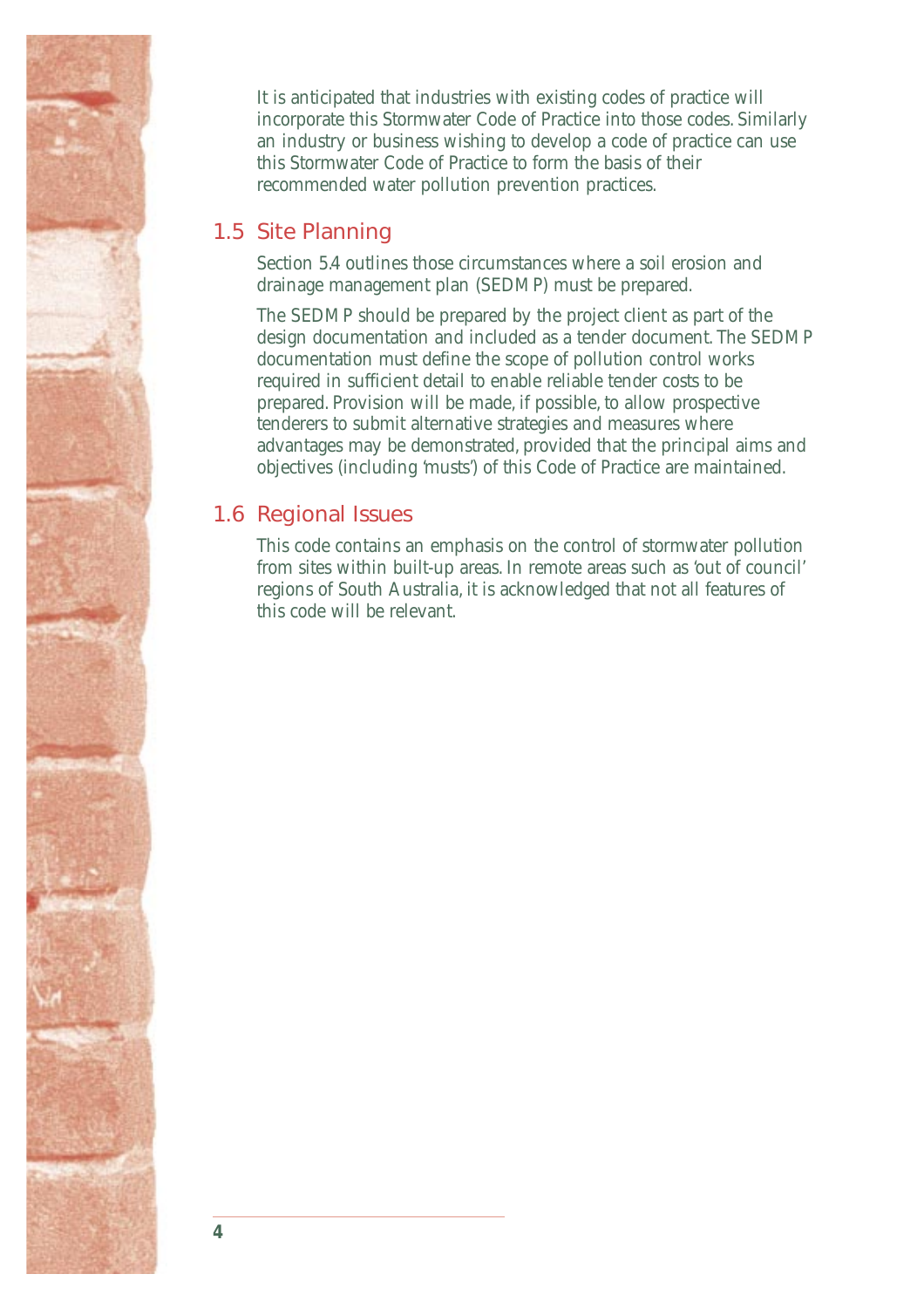It is anticipated that industries with existing codes of practice will incorporate this Stormwater Code of Practice into those codes. Similarly an industry or business wishing to develop a code of practice can use this Stormwater Code of Practice to form the basis of their recommended water pollution prevention practices.

## 1.5 Site Planning

Section 5.4 outlines those circumstances where a soil erosion and drainage management plan (SEDMP) must be prepared.

The SEDMP should be prepared by the project client as part of the design documentation and included as a tender document. The SEDMP documentation must define the scope of pollution control works required in sufficient detail to enable reliable tender costs to be prepared. Provision will be made, if possible, to allow prospective tenderers to submit alternative strategies and measures where advantages may be demonstrated, provided that the principal aims and objectives (including 'musts') of this Code of Practice are maintained.

## 1.6 Regional Issues

This code contains an emphasis on the control of stormwater pollution from sites within built-up areas. In remote areas such as 'out of council' regions of South Australia, it is acknowledged that not all features of this code will be relevant.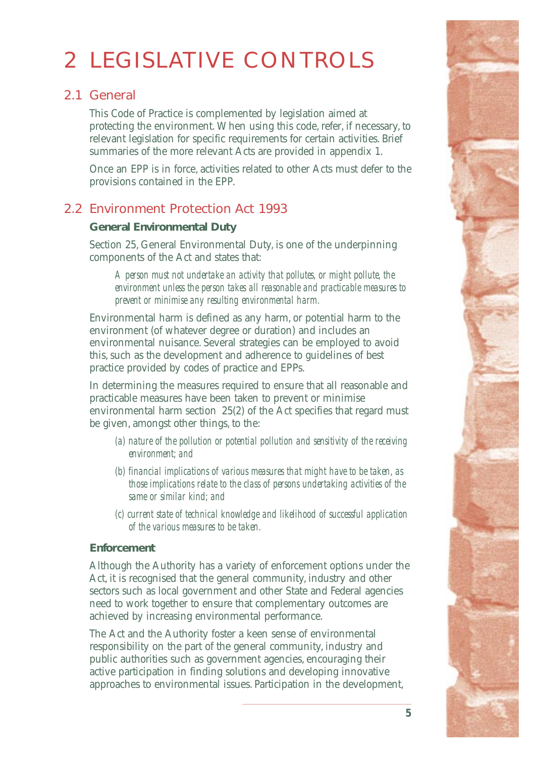# 2 LEGISLATIVE CONTROLS

## 2.1 General

This Code of Practice is complemented by legislation aimed at protecting the environment. When using this code, refer, if necessary, to relevant legislation for specific requirements for certain activities. Brief summaries of the more relevant Acts are provided in appendix 1.

Once an EPP is in force, activities related to other Acts must defer to the provisions contained in the EPP.

## 2.2 Environment Protection Act 1993

### General Environmental Duty

Section 25, General Environmental Duty, is one of the underpinning components of the Act and states that:

> *A person must not undertake an activity that pollutes, or might pollute, the environment unless the person takes all reasonable and practicable measures to prevent or minimise any resulting environmental harm.*

Environmental harm is defined as any harm, or potential harm to the environment (of whatever degree or duration) and includes an environmental nuisance. Several strategies can be employed to avoid this, such as the development and adherence to guidelines of best practice provided by codes of practice and EPPs.

In determining the measures required to ensure that all reasonable and practicable measures have been taken to prevent or minimise environmental harm section 25(2) of the Act specifies that regard must be given, amongst other things, to the:

> *(a) nature of the pollution or potential pollution and sensitivity of the receiving environment; and*
>
> *(b) financial implications of various measures that might have to be taken, as those implications relate to the class of persons undertaking activities of the same or similar kind; and*
>
> *(c) current state of technical knowledge and likelihood of successful application of the various measures to be taken.*

### Enforcement

Although the Authority has a variety of enforcement options under the Act, it is recognised that the general community, industry and other sectors such as local government and other State and Federal agencies need to work together to ensure that complementary outcomes are achieved by increasing environmental performance.

The Act and the Authority foster a keen sense of environmental responsibility on the part of the general community, industry and public authorities such as government agencies, encouraging their active participation in finding solutions and developing innovative approaches to environmental issues. Participation in the development,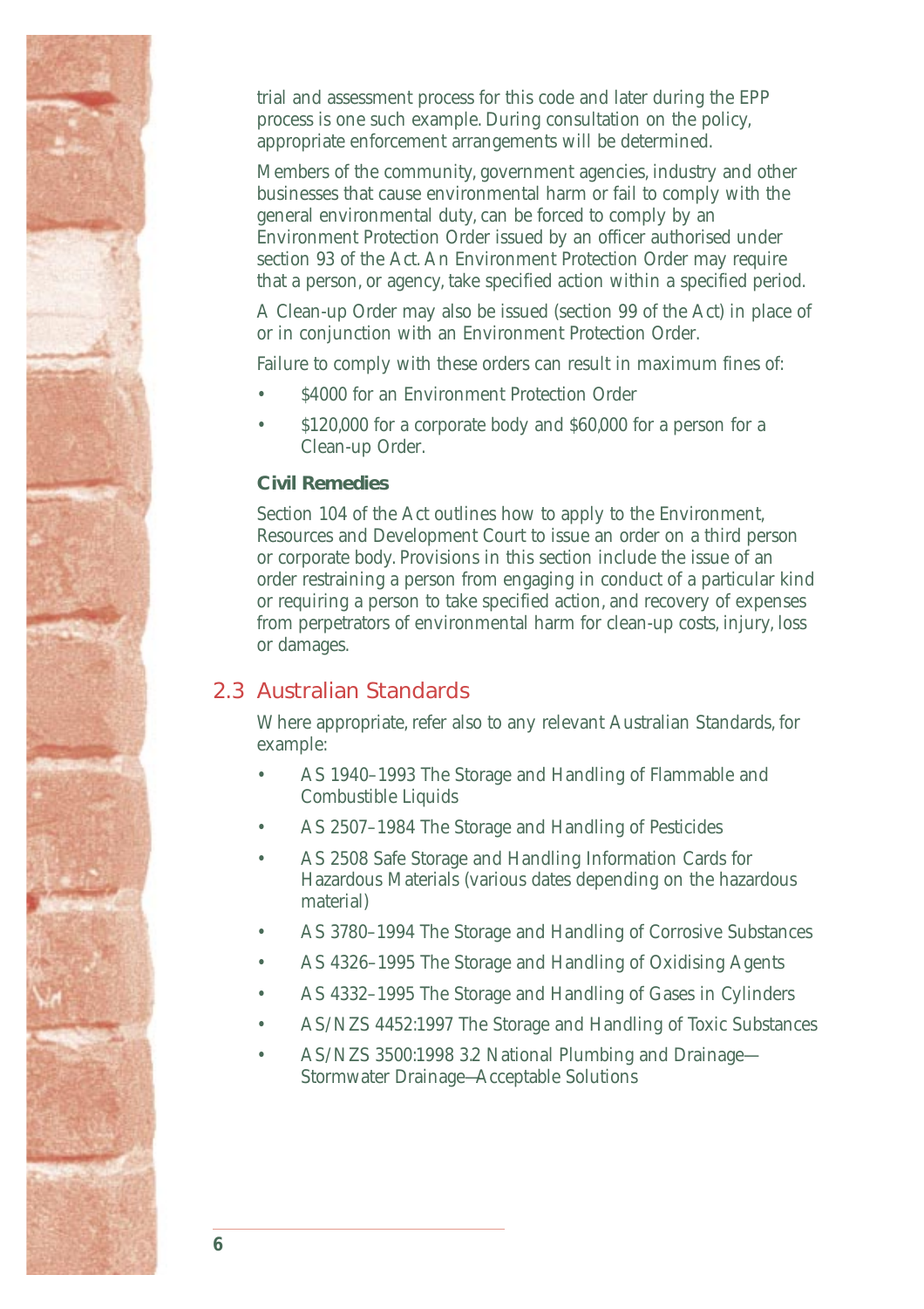trial and assessment process for this code and later during the EPP process is one such example. During consultation on the policy, appropriate enforcement arrangements will be determined.

Members of the community, government agencies, industry and other businesses that cause environmental harm or fail to comply with the general environmental duty, can be forced to comply by an Environment Protection Order issued by an officer authorised under section 93 of the Act. An Environment Protection Order may require that a person, or agency, take specified action within a specified period.

A Clean-up Order may also be issued (section 99 of the Act) in place of or in conjunction with an Environment Protection Order.

Failure to comply with these orders can result in maximum fines of:

- $4000 for an Environment Protection Order
- $120,000 for a corporate body and $60,000 for a person for a Clean-up Order.

**Civil Remedies**

Section 104 of the Act outlines how to apply to the Environment, Resources and Development Court to issue an order on a third person or corporate body. Provisions in this section include the issue of an order restraining a person from engaging in conduct of a particular kind or requiring a person to take specified action, and recovery of expenses from perpetrators of environmental harm for clean-up costs, injury, loss or damages.

## 2.3 Australian Standards

Where appropriate, refer also to any relevant Australian Standards, for example:

- AS 1940–1993 The Storage and Handling of Flammable and Combustible Liquids
- AS 2507–1984 The Storage and Handling of Pesticides
- AS 2508 Safe Storage and Handling Information Cards for Hazardous Materials (various dates depending on the hazardous material)
- AS 3780–1994 The Storage and Handling of Corrosive Substances
- AS 4326–1995 The Storage and Handling of Oxidising Agents
- AS 4332–1995 The Storage and Handling of Gases in Cylinders
- AS/NZS 4452:1997 The Storage and Handling of Toxic Substances
- AS/NZS 3500:1998 3.2 National Plumbing and Drainage—Stormwater Drainage—Acceptable Solutions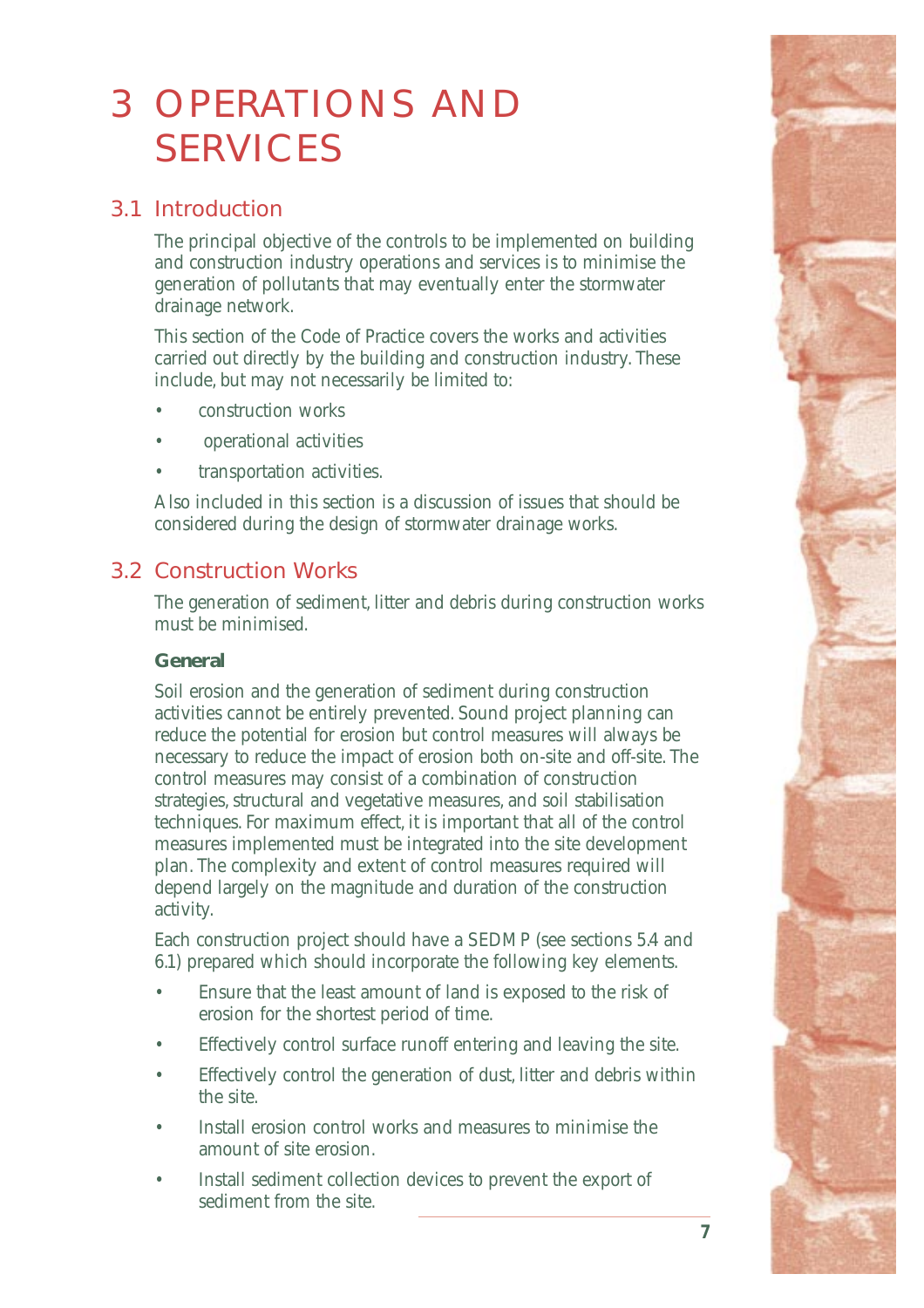# 3 OPERATIONS AND SERVICES

## 3.1 Introduction

The principal objective of the controls to be implemented on building and construction industry operations and services is to minimise the generation of pollutants that may eventually enter the stormwater drainage network.

This section of the Code of Practice covers the works and activities carried out directly by the building and construction industry. These include, but may not necessarily be limited to:

- construction works
- operational activities
- transportation activities.

Also included in this section is a discussion of issues that should be considered during the design of stormwater drainage works.

## 3.2 Construction Works

The generation of sediment, litter and debris during construction works must be minimised.

### General

Soil erosion and the generation of sediment during construction activities cannot be entirely prevented. Sound project planning can reduce the potential for erosion but control measures will always be necessary to reduce the impact of erosion both on-site and off-site. The control measures may consist of a combination of construction strategies, structural and vegetative measures, and soil stabilisation techniques. For maximum effect, it is important that all of the control measures implemented must be integrated into the site development plan. The complexity and extent of control measures required will depend largely on the magnitude and duration of the construction activity.

Each construction project should have a SEDMP (see sections 5.4 and 6.1) prepared which should incorporate the following key elements.

- Ensure that the least amount of land is exposed to the risk of erosion for the shortest period of time.
- Effectively control surface runoff entering and leaving the site.
- Effectively control the generation of dust, litter and debris within the site.
- Install erosion control works and measures to minimise the amount of site erosion.
- Install sediment collection devices to prevent the export of sediment from the site.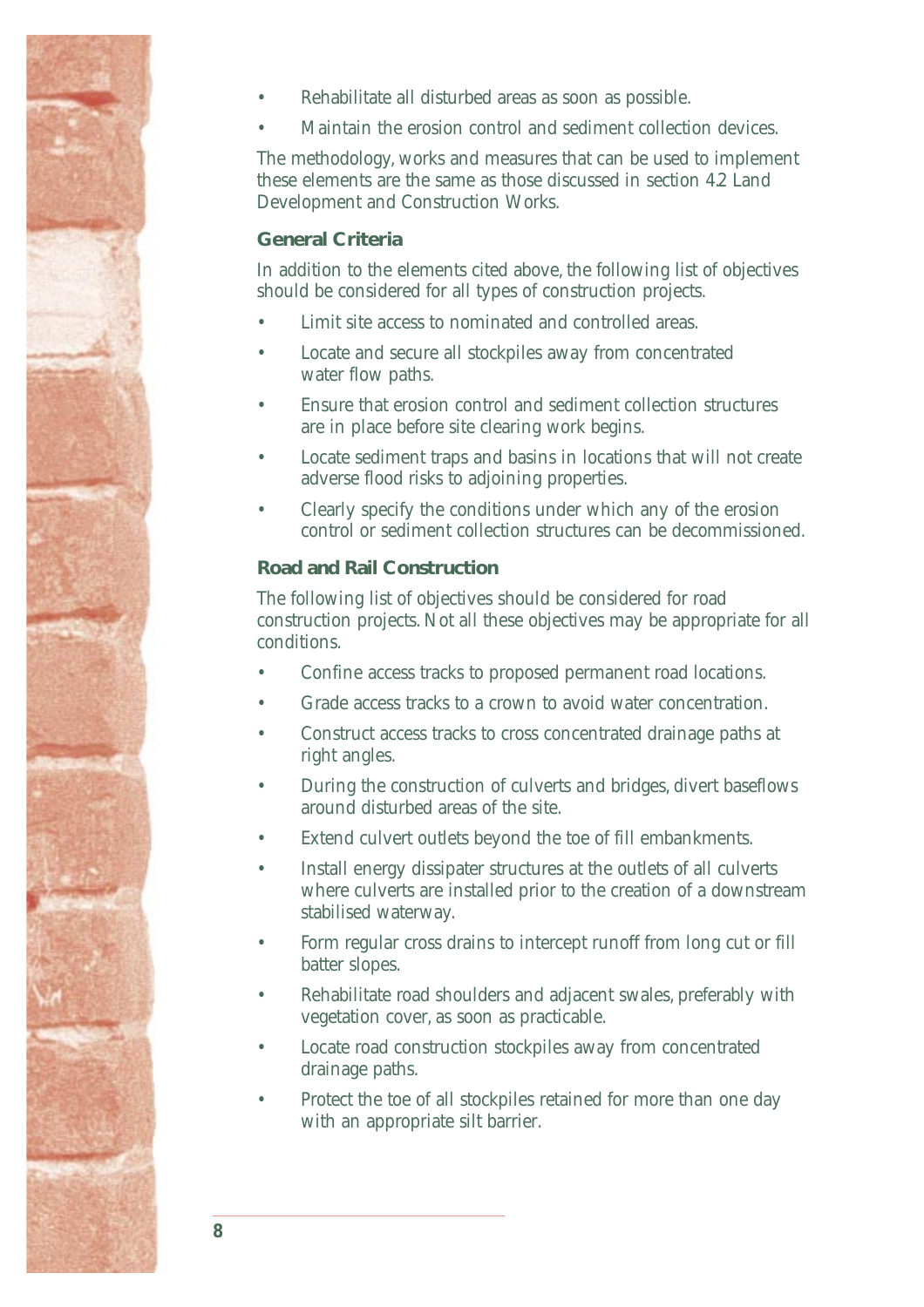- Rehabilitate all disturbed areas as soon as possible.
- Maintain the erosion control and sediment collection devices.

The methodology, works and measures that can be used to implement these elements are the same as those discussed in section 4.2 Land Development and Construction Works.

### General Criteria

In addition to the elements cited above, the following list of objectives should be considered for all types of construction projects.

- Limit site access to nominated and controlled areas.
- Locate and secure all stockpiles away from concentrated water flow paths.
- Ensure that erosion control and sediment collection structures are in place before site clearing work begins.
- Locate sediment traps and basins in locations that will not create adverse flood risks to adjoining properties.
- Clearly specify the conditions under which any of the erosion control or sediment collection structures can be decommissioned.

### Road and Rail Construction

The following list of objectives should be considered for road construction projects. Not all these objectives may be appropriate for all conditions.

- Confine access tracks to proposed permanent road locations.
- Grade access tracks to a crown to avoid water concentration.
- Construct access tracks to cross concentrated drainage paths at right angles.
- During the construction of culverts and bridges, divert baseflows around disturbed areas of the site.
- Extend culvert outlets beyond the toe of fill embankments.
- Install energy dissipater structures at the outlets of all culverts where culverts are installed prior to the creation of a downstream stabilised waterway.
- Form regular cross drains to intercept runoff from long cut or fill batter slopes.
- Rehabilitate road shoulders and adjacent swales, preferably with vegetation cover, as soon as practicable.
- Locate road construction stockpiles away from concentrated drainage paths.
- Protect the toe of all stockpiles retained for more than one day with an appropriate silt barrier.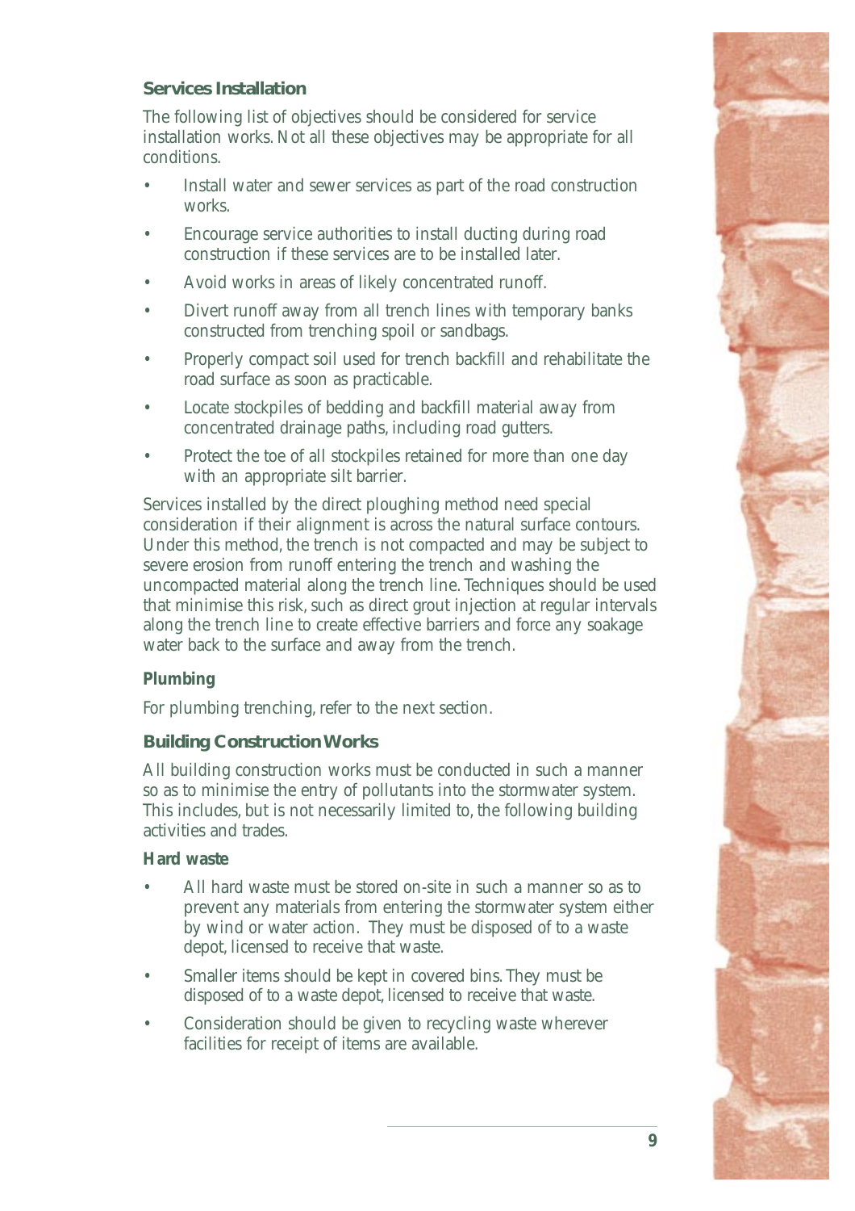### Services Installation

The following list of objectives should be considered for service installation works. Not all these objectives may be appropriate for all conditions.

- Install water and sewer services as part of the road construction works.
- Encourage service authorities to install ducting during road construction if these services are to be installed later.
- Avoid works in areas of likely concentrated runoff.
- Divert runoff away from all trench lines with temporary banks constructed from trenching spoil or sandbags.
- Properly compact soil used for trench backfill and rehabilitate the road surface as soon as practicable.
- Locate stockpiles of bedding and backfill material away from concentrated drainage paths, including road gutters.
- Protect the toe of all stockpiles retained for more than one day with an appropriate silt barrier.

Services installed by the direct ploughing method need special consideration if their alignment is across the natural surface contours. Under this method, the trench is not compacted and may be subject to severe erosion from runoff entering the trench and washing the uncompacted material along the trench line. Techniques should be used that minimise this risk, such as direct grout injection at regular intervals along the trench line to create effective barriers and force any soakage water back to the surface and away from the trench.

#### Plumbing

For plumbing trenching, refer to the next section.

### Building Construction Works

All building construction works must be conducted in such a manner so as to minimise the entry of pollutants into the stormwater system. This includes, but is not necessarily limited to, the following building activities and trades.

#### Hard waste

- All hard waste must be stored on-site in such a manner so as to prevent any materials from entering the stormwater system either by wind or water action. They must be disposed of to a waste depot, licensed to receive that waste.
- Smaller items should be kept in covered bins. They must be disposed of to a waste depot, licensed to receive that waste.
- Consideration should be given to recycling waste wherever facilities for receipt of items are available.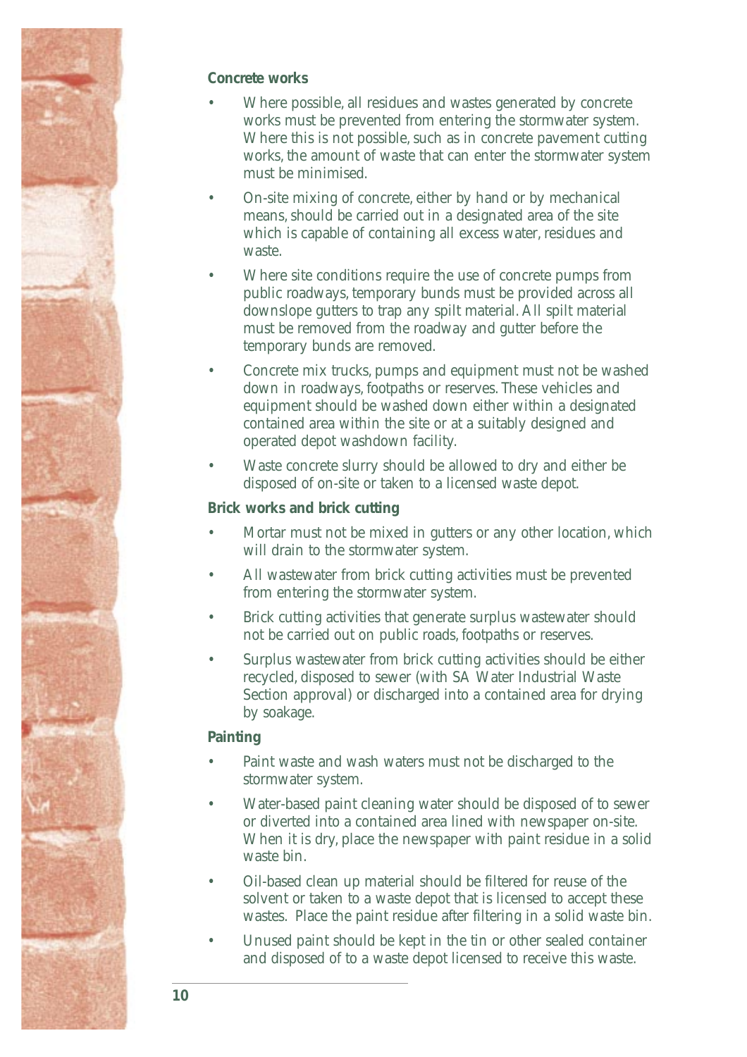### Concrete works

- Where possible, all residues and wastes generated by concrete works must be prevented from entering the stormwater system. Where this is not possible, such as in concrete pavement cutting works, the amount of waste that can enter the stormwater system must be minimised.
- On-site mixing of concrete, either by hand or by mechanical means, should be carried out in a designated area of the site which is capable of containing all excess water, residues and waste.
- Where site conditions require the use of concrete pumps from public roadways, temporary bunds must be provided across all downslope gutters to trap any spilt material. All spilt material must be removed from the roadway and gutter before the temporary bunds are removed.
- Concrete mix trucks, pumps and equipment must not be washed down in roadways, footpaths or reserves. These vehicles and equipment should be washed down either within a designated contained area within the site or at a suitably designed and operated depot washdown facility.
- Waste concrete slurry should be allowed to dry and either be disposed of on-site or taken to a licensed waste depot.

### Brick works and brick cutting

- Mortar must not be mixed in gutters or any other location, which will drain to the stormwater system.
- All wastewater from brick cutting activities must be prevented from entering the stormwater system.
- Brick cutting activities that generate surplus wastewater should not be carried out on public roads, footpaths or reserves.
- Surplus wastewater from brick cutting activities should be either recycled, disposed to sewer (with SA Water Industrial Waste Section approval) or discharged into a contained area for drying by soakage.

### Painting

- Paint waste and wash waters must not be discharged to the stormwater system.
- Water-based paint cleaning water should be disposed of to sewer or diverted into a contained area lined with newspaper on-site. When it is dry, place the newspaper with paint residue in a solid waste bin.
- Oil-based clean up material should be filtered for reuse of the solvent or taken to a waste depot that is licensed to accept these wastes. Place the paint residue after filtering in a solid waste bin.
- Unused paint should be kept in the tin or other sealed container and disposed of to a waste depot licensed to receive this waste.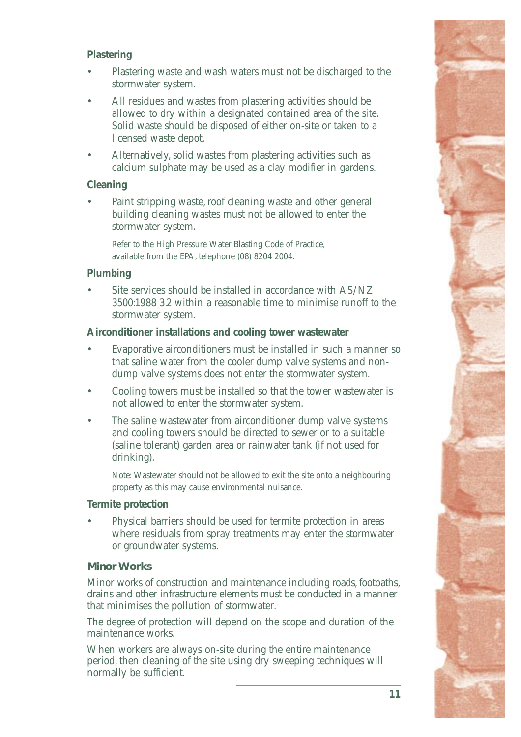### Plastering

- Plastering waste and wash waters must not be discharged to the stormwater system.
- All residues and wastes from plastering activities should be allowed to dry within a designated contained area of the site. Solid waste should be disposed of either on-site or taken to a licensed waste depot.
- Alternatively, solid wastes from plastering activities such as calcium sulphate may be used as a clay modifier in gardens.

### Cleaning

- Paint stripping waste, roof cleaning waste and other general building cleaning wastes must not be allowed to enter the stormwater system.

  Refer to the High Pressure Water Blasting Code of Practice, available from the EPA, telephone (08) 8204 2004.

### Plumbing

- Site services should be installed in accordance with AS/NZ 3500:1988 3.2 within a reasonable time to minimise runoff to the stormwater system.

### Airconditioner installations and cooling tower wastewater

- Evaporative airconditioners must be installed in such a manner so that saline water from the cooler dump valve systems and non-dump valve systems does not enter the stormwater system.
- Cooling towers must be installed so that the tower wastewater is not allowed to enter the stormwater system.
- The saline wastewater from airconditioner dump valve systems and cooling towers should be directed to sewer or to a suitable (saline tolerant) garden area or rainwater tank (if not used for drinking).

  Note: Wastewater should not be allowed to exit the site onto a neighbouring property as this may cause environmental nuisance.

### Termite protection

- Physical barriers should be used for termite protection in areas where residuals from spray treatments may enter the stormwater or groundwater systems.

## Minor Works

Minor works of construction and maintenance including roads, footpaths, drains and other infrastructure elements must be conducted in a manner that minimises the pollution of stormwater.

The degree of protection will depend on the scope and duration of the maintenance works.

When workers are always on-site during the entire maintenance period, then cleaning of the site using dry sweeping techniques will normally be sufficient.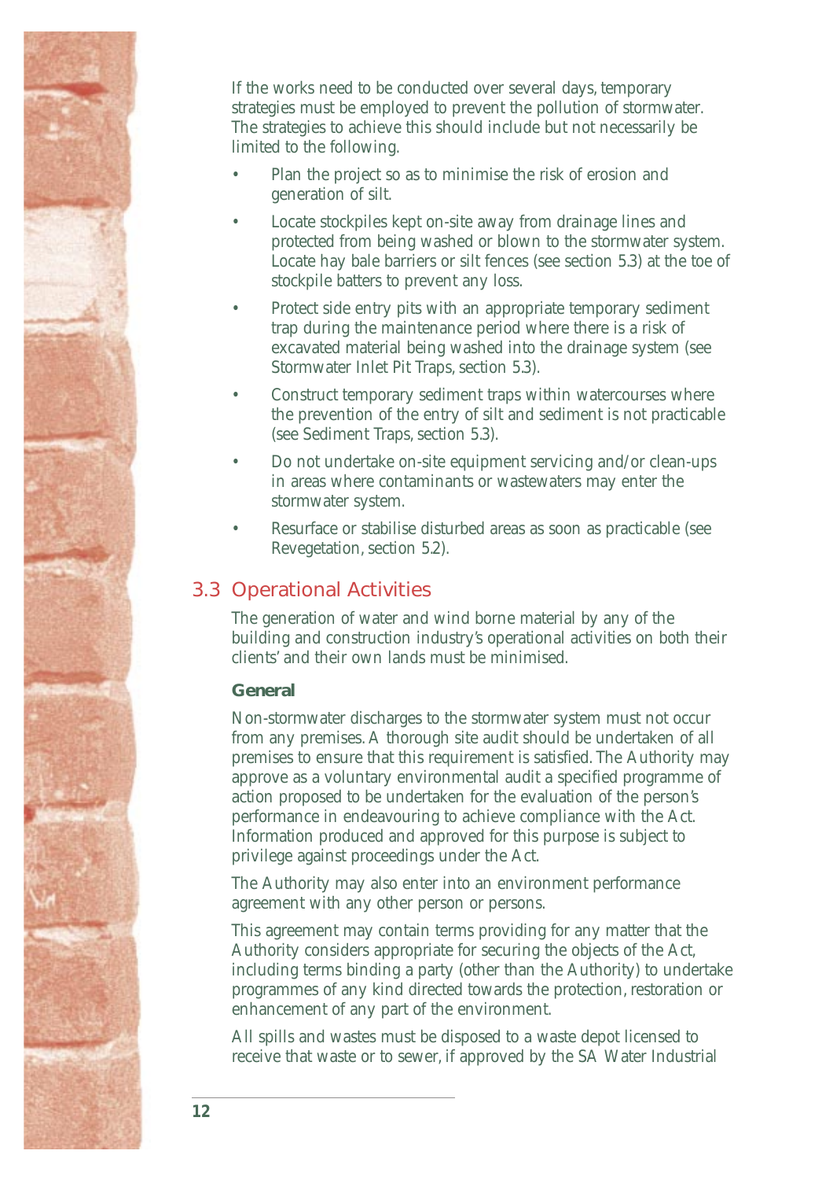If the works need to be conducted over several days, temporary strategies must be employed to prevent the pollution of stormwater. The strategies to achieve this should include but not necessarily be limited to the following.

- Plan the project so as to minimise the risk of erosion and generation of silt.
- Locate stockpiles kept on-site away from drainage lines and protected from being washed or blown to the stormwater system. Locate hay bale barriers or silt fences (see section 5.3) at the toe of stockpile batters to prevent any loss.
- Protect side entry pits with an appropriate temporary sediment trap during the maintenance period where there is a risk of excavated material being washed into the drainage system (see Stormwater Inlet Pit Traps, section 5.3).
- Construct temporary sediment traps within watercourses where the prevention of the entry of silt and sediment is not practicable (see Sediment Traps, section 5.3).
- Do not undertake on-site equipment servicing and/or clean-ups in areas where contaminants or wastewaters may enter the stormwater system.
- Resurface or stabilise disturbed areas as soon as practicable (see Revegetation, section 5.2).

## 3.3 Operational Activities

The generation of water and wind borne material by any of the building and construction industry's operational activities on both their clients' and their own lands must be minimised.

**General**

Non-stormwater discharges to the stormwater system must not occur from any premises. A thorough site audit should be undertaken of all premises to ensure that this requirement is satisfied. The Authority may approve as a voluntary environmental audit a specified programme of action proposed to be undertaken for the evaluation of the person's performance in endeavouring to achieve compliance with the Act. Information produced and approved for this purpose is subject to privilege against proceedings under the Act.

The Authority may also enter into an environment performance agreement with any other person or persons.

This agreement may contain terms providing for any matter that the Authority considers appropriate for securing the objects of the Act, including terms binding a party (other than the Authority) to undertake programmes of any kind directed towards the protection, restoration or enhancement of any part of the environment.

All spills and wastes must be disposed to a waste depot licensed to receive that waste or to sewer, if approved by the SA Water Industrial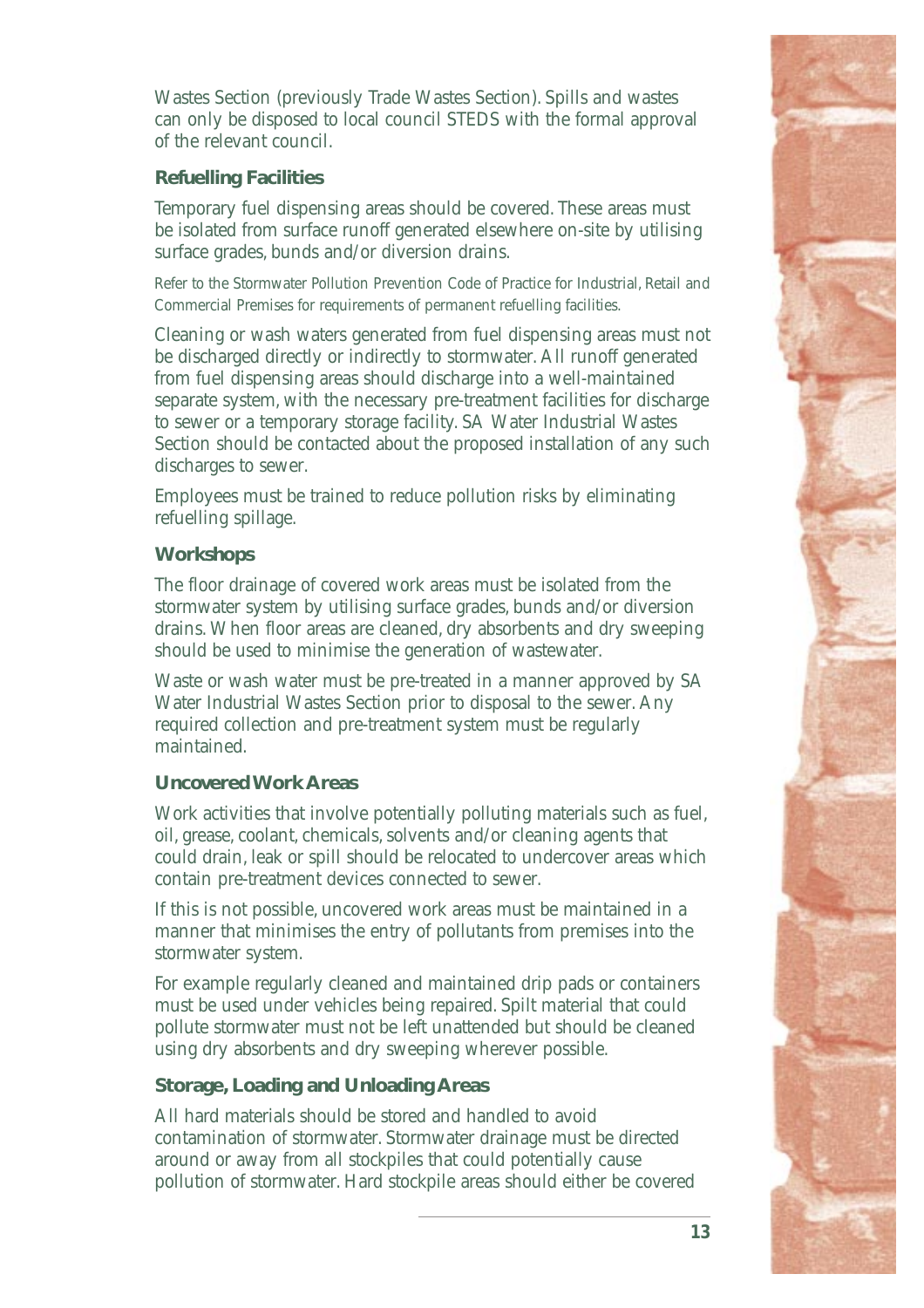Wastes Section (previously Trade Wastes Section). Spills and wastes can only be disposed to local council STEDS with the formal approval of the relevant council.

### Refuelling Facilities

Temporary fuel dispensing areas should be covered. These areas must be isolated from surface runoff generated elsewhere on-site by utilising surface grades, bunds and/or diversion drains.

Refer to the Stormwater Pollution Prevention Code of Practice for Industrial, Retail and Commercial Premises for requirements of permanent refuelling facilities.

Cleaning or wash waters generated from fuel dispensing areas must not be discharged directly or indirectly to stormwater. All runoff generated from fuel dispensing areas should discharge into a well-maintained separate system, with the necessary pre-treatment facilities for discharge to sewer or a temporary storage facility. SA Water Industrial Wastes Section should be contacted about the proposed installation of any such discharges to sewer.

Employees must be trained to reduce pollution risks by eliminating refuelling spillage.

### Workshops

The floor drainage of covered work areas must be isolated from the stormwater system by utilising surface grades, bunds and/or diversion drains. When floor areas are cleaned, dry absorbents and dry sweeping should be used to minimise the generation of wastewater.

Waste or wash water must be pre-treated in a manner approved by SA Water Industrial Wastes Section prior to disposal to the sewer. Any required collection and pre-treatment system must be regularly maintained.

### Uncovered Work Areas

Work activities that involve potentially polluting materials such as fuel, oil, grease, coolant, chemicals, solvents and/or cleaning agents that could drain, leak or spill should be relocated to undercover areas which contain pre-treatment devices connected to sewer.

If this is not possible, uncovered work areas must be maintained in a manner that minimises the entry of pollutants from premises into the stormwater system.

For example regularly cleaned and maintained drip pads or containers must be used under vehicles being repaired. Spilt material that could pollute stormwater must not be left unattended but should be cleaned using dry absorbents and dry sweeping wherever possible.

### Storage, Loading and Unloading Areas

All hard materials should be stored and handled to avoid contamination of stormwater. Stormwater drainage must be directed around or away from all stockpiles that could potentially cause pollution of stormwater. Hard stockpile areas should either be covered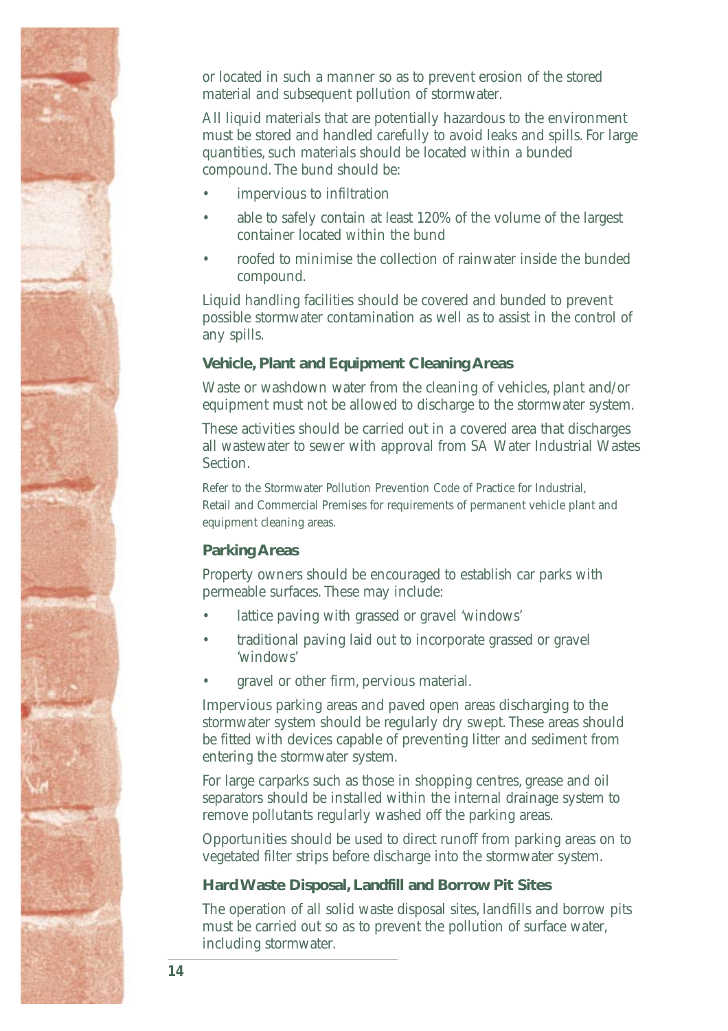or located in such a manner so as to prevent erosion of the stored material and subsequent pollution of stormwater.

All liquid materials that are potentially hazardous to the environment must be stored and handled carefully to avoid leaks and spills. For large quantities, such materials should be located within a bunded compound. The bund should be:

- impervious to infiltration
- able to safely contain at least 120% of the volume of the largest container located within the bund
- roofed to minimise the collection of rainwater inside the bunded compound.

Liquid handling facilities should be covered and bunded to prevent possible stormwater contamination as well as to assist in the control of any spills.

### Vehicle, Plant and Equipment Cleaning Areas

Waste or washdown water from the cleaning of vehicles, plant and/or equipment must not be allowed to discharge to the stormwater system.

These activities should be carried out in a covered area that discharges all wastewater to sewer with approval from SA Water Industrial Wastes Section.

Refer to the Stormwater Pollution Prevention Code of Practice for Industrial, Retail and Commercial Premises for requirements of permanent vehicle plant and equipment cleaning areas.

### Parking Areas

Property owners should be encouraged to establish car parks with permeable surfaces. These may include:

- lattice paving with grassed or gravel 'windows'
- traditional paving laid out to incorporate grassed or gravel 'windows'
- gravel or other firm, pervious material.

Impervious parking areas and paved open areas discharging to the stormwater system should be regularly dry swept. These areas should be fitted with devices capable of preventing litter and sediment from entering the stormwater system.

For large carparks such as those in shopping centres, grease and oil separators should be installed within the internal drainage system to remove pollutants regularly washed off the parking areas.

Opportunities should be used to direct runoff from parking areas on to vegetated filter strips before discharge into the stormwater system.

### Hard Waste Disposal, Landfill and Borrow Pit Sites

The operation of all solid waste disposal sites, landfills and borrow pits must be carried out so as to prevent the pollution of surface water, including stormwater.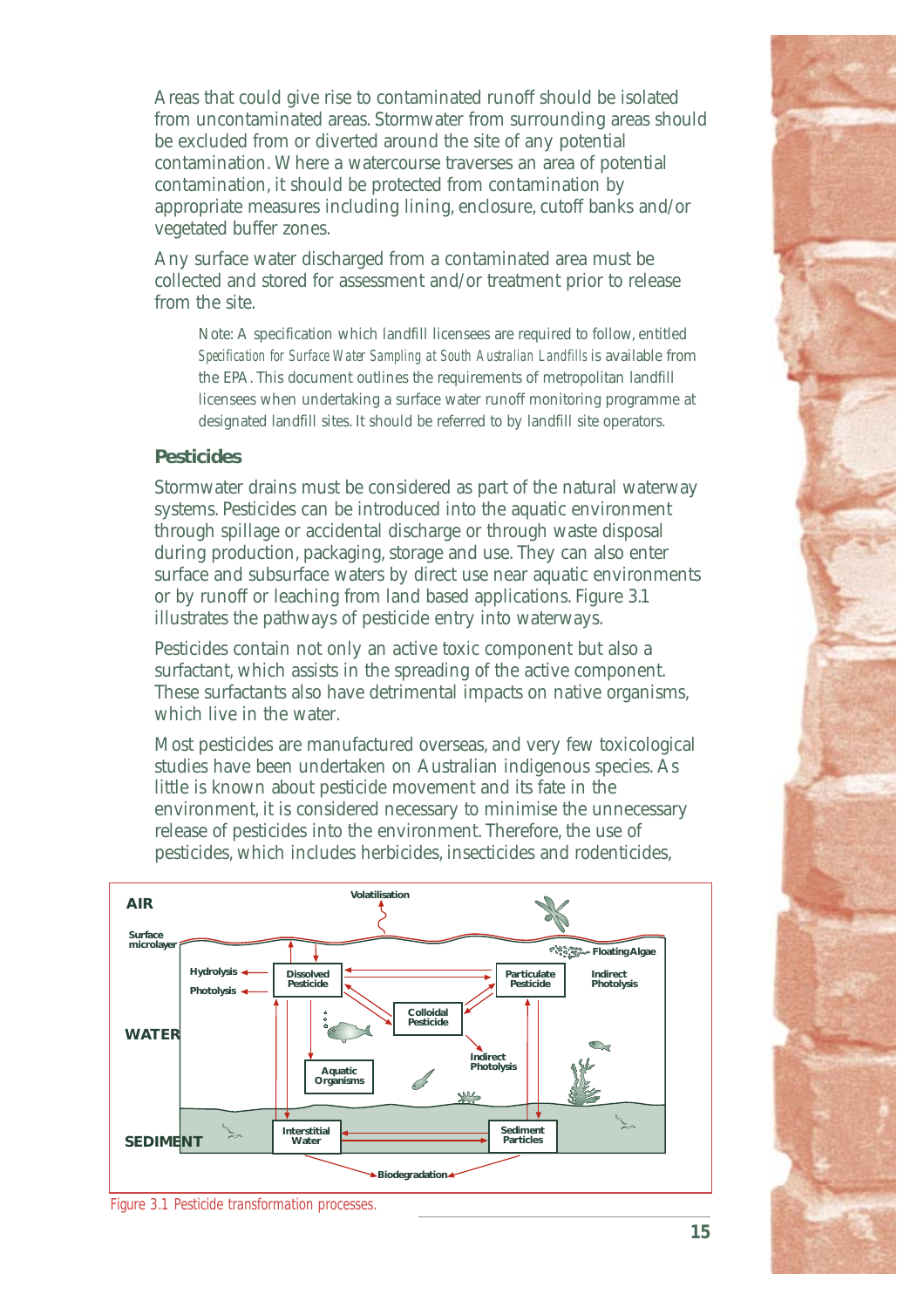Areas that could give rise to contaminated runoff should be isolated from uncontaminated areas. Stormwater from surrounding areas should be excluded from or diverted around the site of any potential contamination. Where a watercourse traverses an area of potential contamination, it should be protected from contamination by appropriate measures including lining, enclosure, cutoff banks and/or vegetated buffer zones.

Any surface water discharged from a contaminated area must be collected and stored for assessment and/or treatment prior to release from the site.

> Note: A specification which landfill licensees are required to follow, entitled *Specification for Surface Water Sampling at South Australian Landfills* is available from the EPA. This document outlines the requirements of metropolitan landfill licensees when undertaking a surface water runoff monitoring programme at designated landfill sites. It should be referred to by landfill site operators.

### Pesticides

Stormwater drains must be considered as part of the natural waterway systems. Pesticides can be introduced into the aquatic environment through spillage or accidental discharge or through waste disposal during production, packaging, storage and use. They can also enter surface and subsurface waters by direct use near aquatic environments or by runoff or leaching from land based applications. Figure 3.1 illustrates the pathways of pesticide entry into waterways.

Pesticides contain not only an active toxic component but also a surfactant, which assists in the spreading of the active component. These surfactants also have detrimental impacts on native organisms, which live in the water.

Most pesticides are manufactured overseas, and very few toxicological studies have been undertaken on Australian indigenous species. As little is known about pesticide movement and its fate in the environment, it is considered necessary to minimise the unnecessary release of pesticides into the environment. Therefore, the use of pesticides, which includes herbicides, insecticides and rodenticides,

Figure 3.1 Pesticide transformation processes.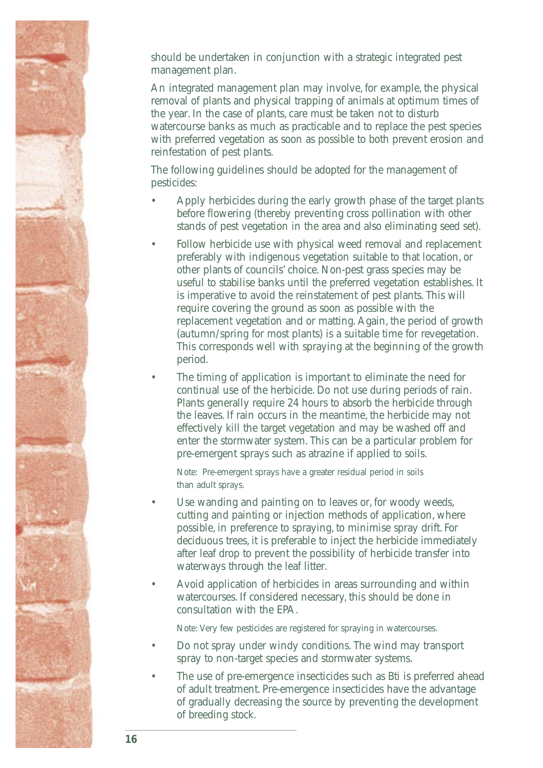should be undertaken in conjunction with a strategic integrated pest management plan.

An integrated management plan may involve, for example, the physical removal of plants and physical trapping of animals at optimum times of the year. In the case of plants, care must be taken not to disturb watercourse banks as much as practicable and to replace the pest species with preferred vegetation as soon as possible to both prevent erosion and reinfestation of pest plants.

The following guidelines should be adopted for the management of pesticides:

- Apply herbicides during the early growth phase of the target plants before flowering (thereby preventing cross pollination with other stands of pest vegetation in the area and also eliminating seed set).
- Follow herbicide use with physical weed removal and replacement preferably with indigenous vegetation suitable to that location, or other plants of councils' choice. Non-pest grass species may be useful to stabilise banks until the preferred vegetation establishes. It is imperative to avoid the reinstatement of pest plants. This will require covering the ground as soon as possible with the replacement vegetation and or matting. Again, the period of growth (autumn/spring for most plants) is a suitable time for revegetation. This corresponds well with spraying at the beginning of the growth period.
- The timing of application is important to eliminate the need for continual use of the herbicide. Do not use during periods of rain. Plants generally require 24 hours to absorb the herbicide through the leaves. If rain occurs in the meantime, the herbicide may not effectively kill the target vegetation and may be washed off and enter the stormwater system. This can be a particular problem for pre-emergent sprays such as atrazine if applied to soils.

  Note: Pre-emergent sprays have a greater residual period in soils than adult sprays.

- Use wanding and painting on to leaves or, for woody weeds, cutting and painting or injection methods of application, where possible, in preference to spraying, to minimise spray drift. For deciduous trees, it is preferable to inject the herbicide immediately after leaf drop to prevent the possibility of herbicide transfer into waterways through the leaf litter.
- Avoid application of herbicides in areas surrounding and within watercourses. If considered necessary, this should be done in consultation with the EPA.

  Note: Very few pesticides are registered for spraying in watercourses.

- Do not spray under windy conditions. The wind may transport spray to non-target species and stormwater systems.
- The use of pre-emergence insecticides such as Bti is preferred ahead of adult treatment. Pre-emergence insecticides have the advantage of gradually decreasing the source by preventing the development of breeding stock.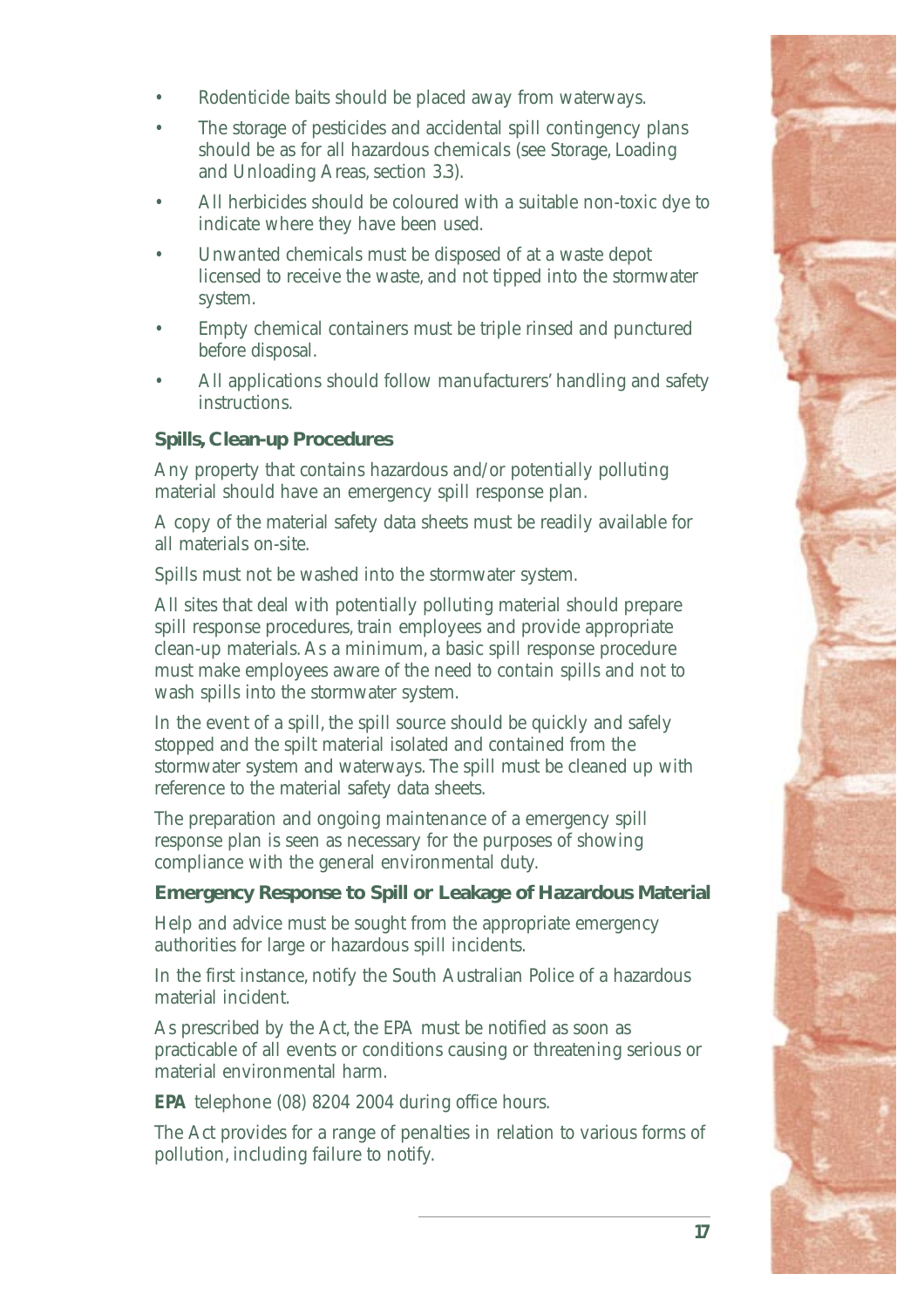- Rodenticide baits should be placed away from waterways.
- The storage of pesticides and accidental spill contingency plans should be as for all hazardous chemicals (see Storage, Loading and Unloading Areas, section 3.3).
- All herbicides should be coloured with a suitable non-toxic dye to indicate where they have been used.
- Unwanted chemicals must be disposed of at a waste depot licensed to receive the waste, and not tipped into the stormwater system.
- Empty chemical containers must be triple rinsed and punctured before disposal.
- All applications should follow manufacturers' handling and safety instructions.

### Spills, Clean-up Procedures

Any property that contains hazardous and/or potentially polluting material should have an emergency spill response plan.

A copy of the material safety data sheets must be readily available for all materials on-site.

Spills must not be washed into the stormwater system.

All sites that deal with potentially polluting material should prepare spill response procedures, train employees and provide appropriate clean-up materials. As a minimum, a basic spill response procedure must make employees aware of the need to contain spills and not to wash spills into the stormwater system.

In the event of a spill, the spill source should be quickly and safely stopped and the spilt material isolated and contained from the stormwater system and waterways. The spill must be cleaned up with reference to the material safety data sheets.

The preparation and ongoing maintenance of a emergency spill response plan is seen as necessary for the purposes of showing compliance with the general environmental duty.

### Emergency Response to Spill or Leakage of Hazardous Material

Help and advice must be sought from the appropriate emergency authorities for large or hazardous spill incidents.

In the first instance, notify the South Australian Police of a hazardous material incident.

As prescribed by the Act, the EPA must be notified as soon as practicable of all events or conditions causing or threatening serious or material environmental harm.

**EPA** telephone (08) 8204 2004 during office hours.

The Act provides for a range of penalties in relation to various forms of pollution, including failure to notify.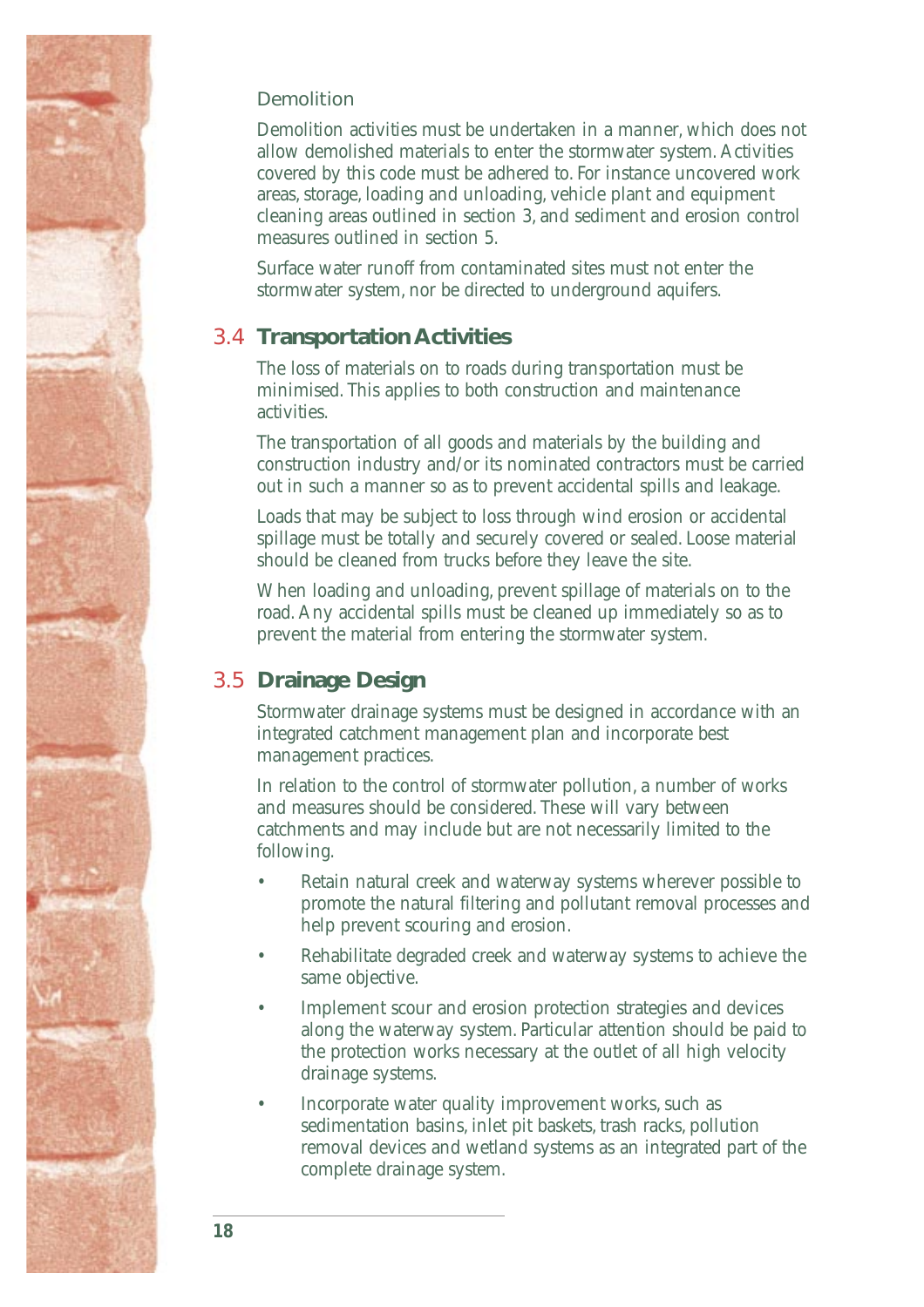### Demolition

Demolition activities must be undertaken in a manner, which does not allow demolished materials to enter the stormwater system. Activities covered by this code must be adhered to. For instance uncovered work areas, storage, loading and unloading, vehicle plant and equipment cleaning areas outlined in section 3, and sediment and erosion control measures outlined in section 5.

Surface water runoff from contaminated sites must not enter the stormwater system, nor be directed to underground aquifers.

## 3.4 Transportation Activities

The loss of materials on to roads during transportation must be minimised. This applies to both construction and maintenance activities.

The transportation of all goods and materials by the building and construction industry and/or its nominated contractors must be carried out in such a manner so as to prevent accidental spills and leakage.

Loads that may be subject to loss through wind erosion or accidental spillage must be totally and securely covered or sealed. Loose material should be cleaned from trucks before they leave the site.

When loading and unloading, prevent spillage of materials on to the road. Any accidental spills must be cleaned up immediately so as to prevent the material from entering the stormwater system.

## 3.5 Drainage Design

Stormwater drainage systems must be designed in accordance with an integrated catchment management plan and incorporate best management practices.

In relation to the control of stormwater pollution, a number of works and measures should be considered. These will vary between catchments and may include but are not necessarily limited to the following.

- Retain natural creek and waterway systems wherever possible to promote the natural filtering and pollutant removal processes and help prevent scouring and erosion.
- Rehabilitate degraded creek and waterway systems to achieve the same objective.
- Implement scour and erosion protection strategies and devices along the waterway system. Particular attention should be paid to the protection works necessary at the outlet of all high velocity drainage systems.
- Incorporate water quality improvement works, such as sedimentation basins, inlet pit baskets, trash racks, pollution removal devices and wetland systems as an integrated part of the complete drainage system.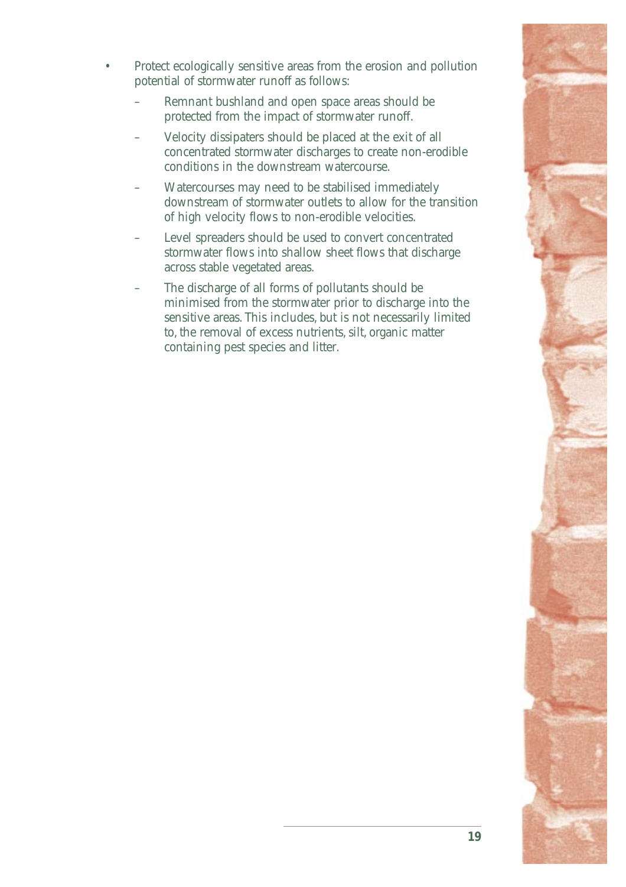- Protect ecologically sensitive areas from the erosion and pollution potential of stormwater runoff as follows:
  - Remnant bushland and open space areas should be protected from the impact of stormwater runoff.
  - Velocity dissipaters should be placed at the exit of all concentrated stormwater discharges to create non-erodible conditions in the downstream watercourse.
  - Watercourses may need to be stabilised immediately downstream of stormwater outlets to allow for the transition of high velocity flows to non-erodible velocities.
  - Level spreaders should be used to convert concentrated stormwater flows into shallow sheet flows that discharge across stable vegetated areas.
  - The discharge of all forms of pollutants should be minimised from the stormwater prior to discharge into the sensitive areas. This includes, but is not necessarily limited to, the removal of excess nutrients, silt, organic matter containing pest species and litter.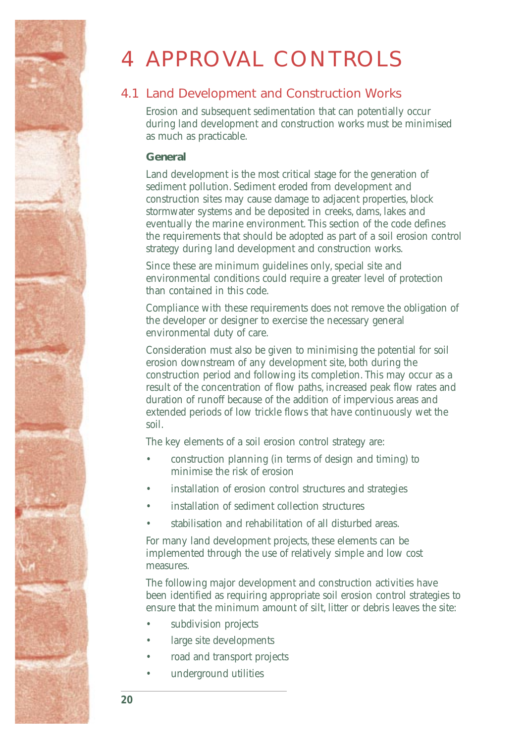# 4 APPROVAL CONTROLS

## 4.1 Land Development and Construction Works

Erosion and subsequent sedimentation that can potentially occur during land development and construction works must be minimised as much as practicable.

### General

Land development is the most critical stage for the generation of sediment pollution. Sediment eroded from development and construction sites may cause damage to adjacent properties, block stormwater systems and be deposited in creeks, dams, lakes and eventually the marine environment. This section of the code defines the requirements that should be adopted as part of a soil erosion control strategy during land development and construction works.

Since these are minimum guidelines only, special site and environmental conditions could require a greater level of protection than contained in this code.

Compliance with these requirements does not remove the obligation of the developer or designer to exercise the necessary general environmental duty of care.

Consideration must also be given to minimising the potential for soil erosion downstream of any development site, both during the construction period and following its completion. This may occur as a result of the concentration of flow paths, increased peak flow rates and duration of runoff because of the addition of impervious areas and extended periods of low trickle flows that have continuously wet the soil.

The key elements of a soil erosion control strategy are:

- construction planning (in terms of design and timing) to minimise the risk of erosion
- installation of erosion control structures and strategies
- installation of sediment collection structures
- stabilisation and rehabilitation of all disturbed areas.

For many land development projects, these elements can be implemented through the use of relatively simple and low cost measures.

The following major development and construction activities have been identified as requiring appropriate soil erosion control strategies to ensure that the minimum amount of silt, litter or debris leaves the site:

- subdivision projects
- large site developments
- road and transport projects
- underground utilities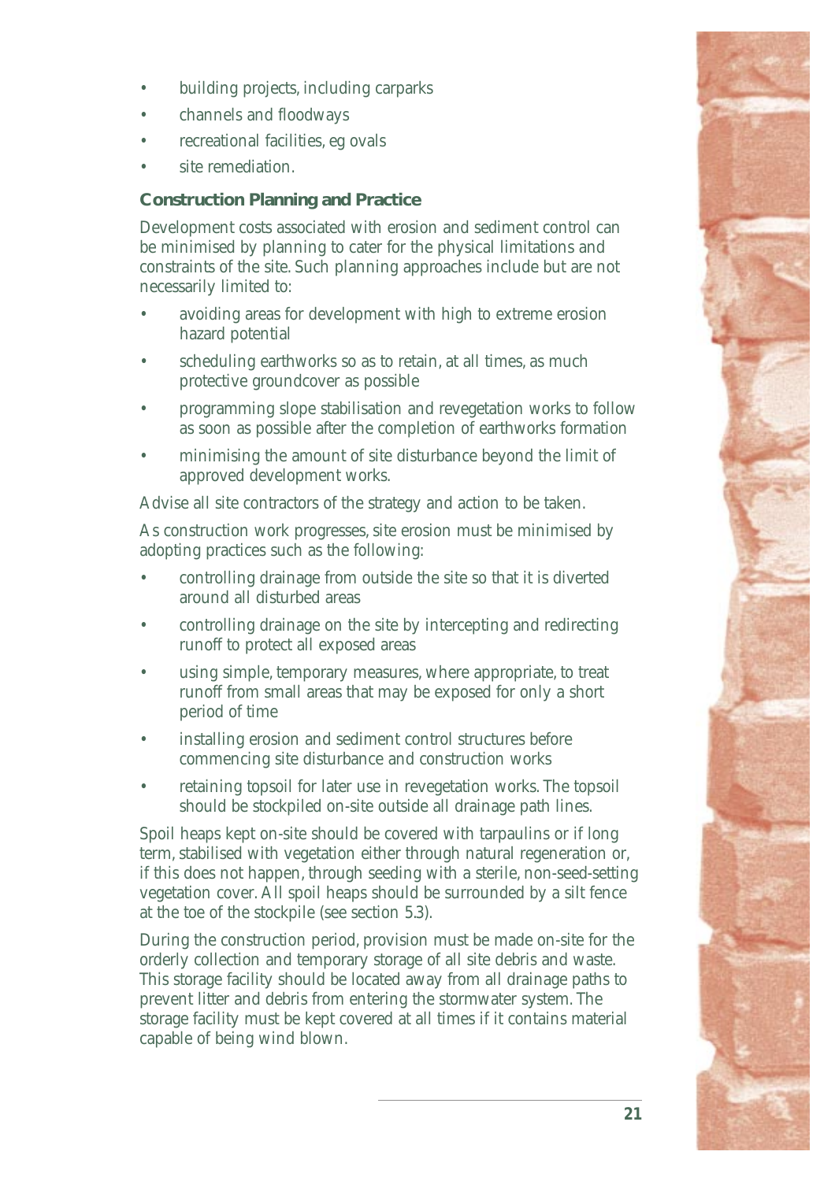- building projects, including carparks
- channels and floodways
- recreational facilities, eg ovals
- site remediation.

### Construction Planning and Practice

Development costs associated with erosion and sediment control can be minimised by planning to cater for the physical limitations and constraints of the site. Such planning approaches include but are not necessarily limited to:

- avoiding areas for development with high to extreme erosion hazard potential
- scheduling earthworks so as to retain, at all times, as much protective groundcover as possible
- programming slope stabilisation and revegetation works to follow as soon as possible after the completion of earthworks formation
- minimising the amount of site disturbance beyond the limit of approved development works.

Advise all site contractors of the strategy and action to be taken.

As construction work progresses, site erosion must be minimised by adopting practices such as the following:

- controlling drainage from outside the site so that it is diverted around all disturbed areas
- controlling drainage on the site by intercepting and redirecting runoff to protect all exposed areas
- using simple, temporary measures, where appropriate, to treat runoff from small areas that may be exposed for only a short period of time
- installing erosion and sediment control structures before commencing site disturbance and construction works
- retaining topsoil for later use in revegetation works. The topsoil should be stockpiled on-site outside all drainage path lines.

Spoil heaps kept on-site should be covered with tarpaulins or if long term, stabilised with vegetation either through natural regeneration or, if this does not happen, through seeding with a sterile, non-seed-setting vegetation cover. All spoil heaps should be surrounded by a silt fence at the toe of the stockpile (see section 5.3).

During the construction period, provision must be made on-site for the orderly collection and temporary storage of all site debris and waste. This storage facility should be located away from all drainage paths to prevent litter and debris from entering the stormwater system. The storage facility must be kept covered at all times if it contains material capable of being wind blown.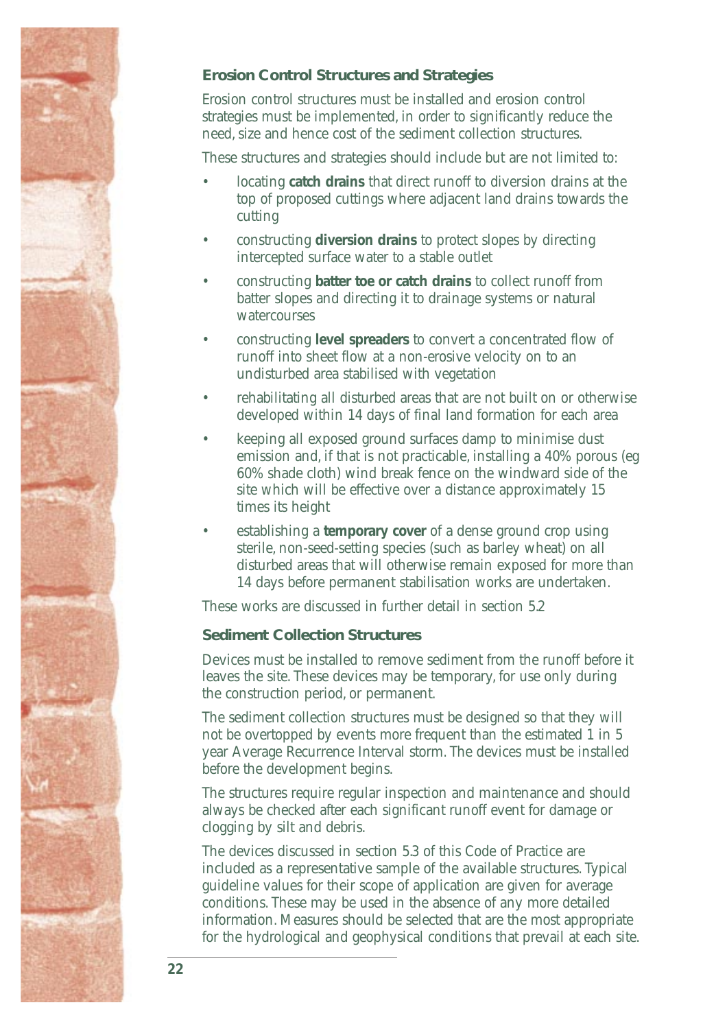### Erosion Control Structures and Strategies

Erosion control structures must be installed and erosion control strategies must be implemented, in order to significantly reduce the need, size and hence cost of the sediment collection structures.

These structures and strategies should include but are not limited to:

- locating **catch drains** that direct runoff to diversion drains at the top of proposed cuttings where adjacent land drains towards the cutting
- constructing **diversion drains** to protect slopes by directing intercepted surface water to a stable outlet
- constructing **batter toe or catch drains** to collect runoff from batter slopes and directing it to drainage systems or natural watercourses
- constructing **level spreaders** to convert a concentrated flow of runoff into sheet flow at a non-erosive velocity on to an undisturbed area stabilised with vegetation
- rehabilitating all disturbed areas that are not built on or otherwise developed within 14 days of final land formation for each area
- keeping all exposed ground surfaces damp to minimise dust emission and, if that is not practicable, installing a 40% porous (eg 60% shade cloth) wind break fence on the windward side of the site which will be effective over a distance approximately 15 times its height
- establishing a **temporary cover** of a dense ground crop using sterile, non-seed-setting species (such as barley wheat) on all disturbed areas that will otherwise remain exposed for more than 14 days before permanent stabilisation works are undertaken.

These works are discussed in further detail in section 5.2

### Sediment Collection Structures

Devices must be installed to remove sediment from the runoff before it leaves the site. These devices may be temporary, for use only during the construction period, or permanent.

The sediment collection structures must be designed so that they will not be overtopped by events more frequent than the estimated 1 in 5 year Average Recurrence Interval storm. The devices must be installed before the development begins.

The structures require regular inspection and maintenance and should always be checked after each significant runoff event for damage or clogging by silt and debris.

The devices discussed in section 5.3 of this Code of Practice are included as a representative sample of the available structures. Typical guideline values for their scope of application are given for average conditions. These may be used in the absence of any more detailed information. Measures should be selected that are the most appropriate for the hydrological and geophysical conditions that prevail at each site.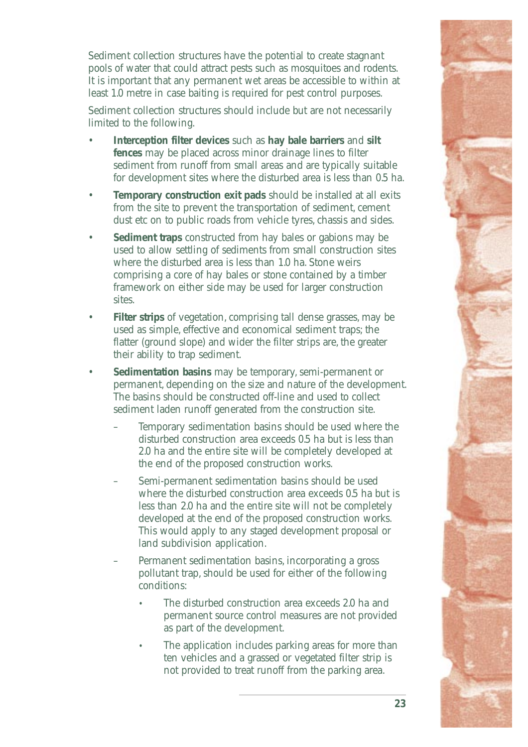Sediment collection structures have the potential to create stagnant pools of water that could attract pests such as mosquitoes and rodents. It is important that any permanent wet areas be accessible to within at least 1.0 metre in case baiting is required for pest control purposes.

Sediment collection structures should include but are not necessarily limited to the following.

- **Interception filter devices** such as **hay bale barriers** and **silt fences** may be placed across minor drainage lines to filter sediment from runoff from small areas and are typically suitable for development sites where the disturbed area is less than 0.5 ha.
- **Temporary construction exit pads** should be installed at all exits from the site to prevent the transportation of sediment, cement dust etc on to public roads from vehicle tyres, chassis and sides.
- **Sediment traps** constructed from hay bales or gabions may be used to allow settling of sediments from small construction sites where the disturbed area is less than 1.0 ha. Stone weirs comprising a core of hay bales or stone contained by a timber framework on either side may be used for larger construction sites.
- **Filter strips** of vegetation, comprising tall dense grasses, may be used as simple, effective and economical sediment traps; the flatter (ground slope) and wider the filter strips are, the greater their ability to trap sediment.
- **Sedimentation basins** may be temporary, semi-permanent or permanent, depending on the size and nature of the development. The basins should be constructed off-line and used to collect sediment laden runoff generated from the construction site.
  - Temporary sedimentation basins should be used where the disturbed construction area exceeds 0.5 ha but is less than 2.0 ha and the entire site will be completely developed at the end of the proposed construction works.
  - Semi-permanent sedimentation basins should be used where the disturbed construction area exceeds 0.5 ha but is less than 2.0 ha and the entire site will not be completely developed at the end of the proposed construction works. This would apply to any staged development proposal or land subdivision application.
  - Permanent sedimentation basins, incorporating a gross pollutant trap, should be used for either of the following conditions:
    - The disturbed construction area exceeds 2.0 ha and permanent source control measures are not provided as part of the development.
    - The application includes parking areas for more than ten vehicles and a grassed or vegetated filter strip is not provided to treat runoff from the parking area.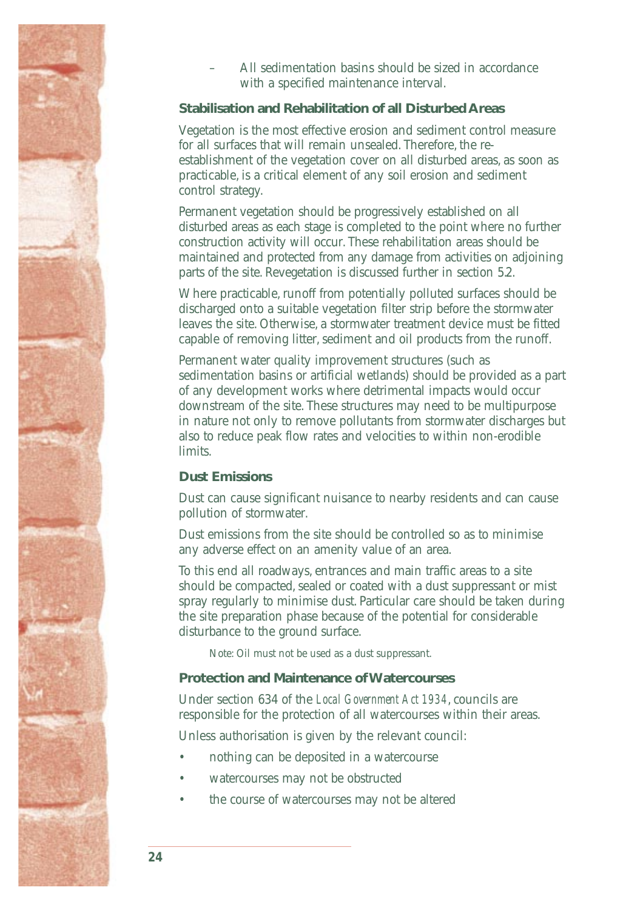- All sedimentation basins should be sized in accordance with a specified maintenance interval.

### Stabilisation and Rehabilitation of all Disturbed Areas

Vegetation is the most effective erosion and sediment control measure for all surfaces that will remain unsealed. Therefore, the re-establishment of the vegetation cover on all disturbed areas, as soon as practicable, is a critical element of any soil erosion and sediment control strategy.

Permanent vegetation should be progressively established on all disturbed areas as each stage is completed to the point where no further construction activity will occur. These rehabilitation areas should be maintained and protected from any damage from activities on adjoining parts of the site. Revegetation is discussed further in section 5.2.

Where practicable, runoff from potentially polluted surfaces should be discharged onto a suitable vegetation filter strip before the stormwater leaves the site. Otherwise, a stormwater treatment device must be fitted capable of removing litter, sediment and oil products from the runoff.

Permanent water quality improvement structures (such as sedimentation basins or artificial wetlands) should be provided as a part of any development works where detrimental impacts would occur downstream of the site. These structures may need to be multipurpose in nature not only to remove pollutants from stormwater discharges but also to reduce peak flow rates and velocities to within non-erodible limits.

### Dust Emissions

Dust can cause significant nuisance to nearby residents and can cause pollution of stormwater.

Dust emissions from the site should be controlled so as to minimise any adverse effect on an amenity value of an area.

To this end all roadways, entrances and main traffic areas to a site should be compacted, sealed or coated with a dust suppressant or mist spray regularly to minimise dust. Particular care should be taken during the site preparation phase because of the potential for considerable disturbance to the ground surface.

Note: Oil must not be used as a dust suppressant.

### Protection and Maintenance of Watercourses

Under section 634 of the *Local Government Act 1934*, councils are responsible for the protection of all watercourses within their areas.

Unless authorisation is given by the relevant council:

- nothing can be deposited in a watercourse
- watercourses may not be obstructed
- the course of watercourses may not be altered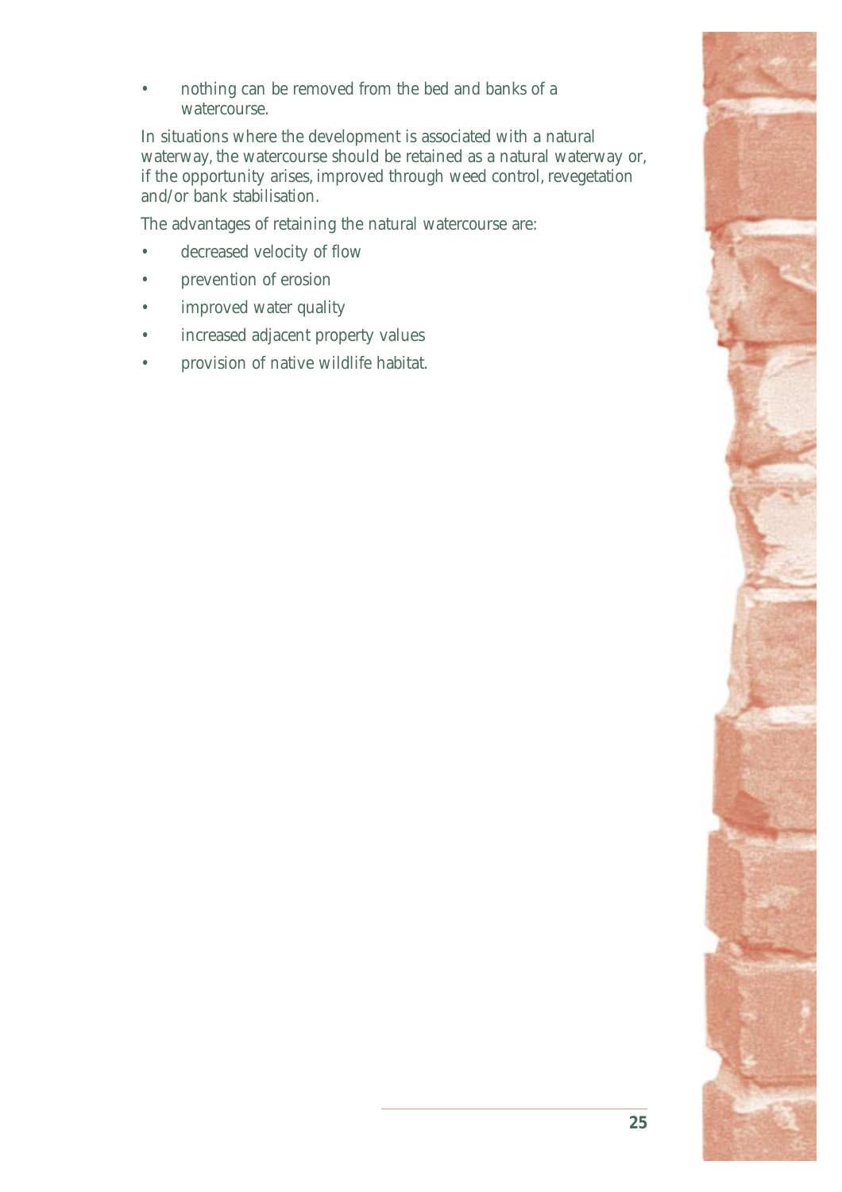- nothing can be removed from the bed and banks of a watercourse.

In situations where the development is associated with a natural waterway, the watercourse should be retained as a natural waterway or, if the opportunity arises, improved through weed control, revegetation and/or bank stabilisation.

The advantages of retaining the natural watercourse are:

- decreased velocity of flow
- prevention of erosion
- improved water quality
- increased adjacent property values
- provision of native wildlife habitat.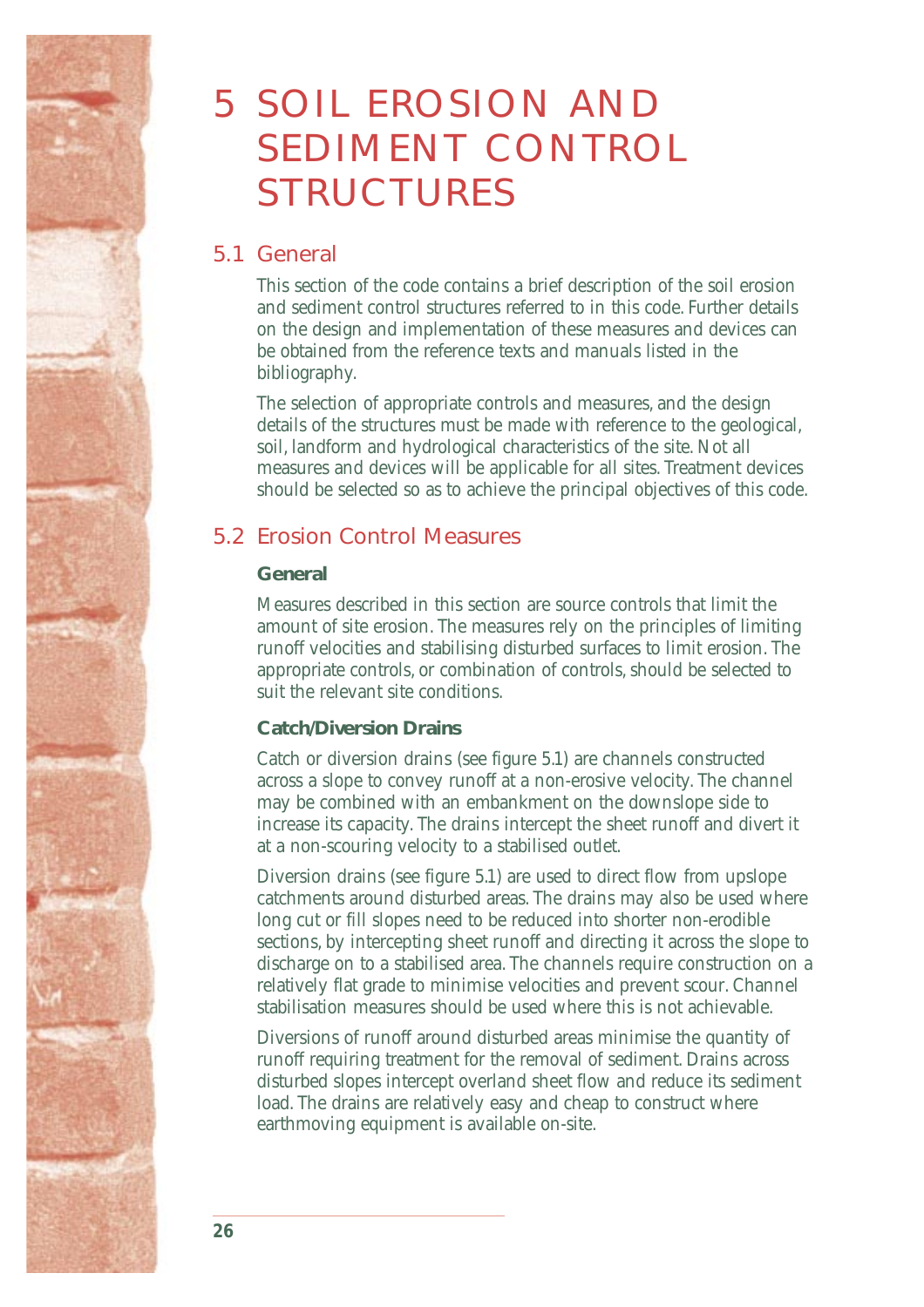# 5 SOIL EROSION AND SEDIMENT CONTROL STRUCTURES

## 5.1 General

This section of the code contains a brief description of the soil erosion and sediment control structures referred to in this code. Further details on the design and implementation of these measures and devices can be obtained from the reference texts and manuals listed in the bibliography.

The selection of appropriate controls and measures, and the design details of the structures must be made with reference to the geological, soil, landform and hydrological characteristics of the site. Not all measures and devices will be applicable for all sites. Treatment devices should be selected so as to achieve the principal objectives of this code.

## 5.2 Erosion Control Measures

### General

Measures described in this section are source controls that limit the amount of site erosion. The measures rely on the principles of limiting runoff velocities and stabilising disturbed surfaces to limit erosion. The appropriate controls, or combination of controls, should be selected to suit the relevant site conditions.

### Catch/Diversion Drains

Catch or diversion drains (see figure 5.1) are channels constructed across a slope to convey runoff at a non-erosive velocity. The channel may be combined with an embankment on the downslope side to increase its capacity. The drains intercept the sheet runoff and divert it at a non-scouring velocity to a stabilised outlet.

Diversion drains (see figure 5.1) are used to direct flow from upslope catchments around disturbed areas. The drains may also be used where long cut or fill slopes need to be reduced into shorter non-erodible sections, by intercepting sheet runoff and directing it across the slope to discharge on to a stabilised area. The channels require construction on a relatively flat grade to minimise velocities and prevent scour. Channel stabilisation measures should be used where this is not achievable.

Diversions of runoff around disturbed areas minimise the quantity of runoff requiring treatment for the removal of sediment. Drains across disturbed slopes intercept overland sheet flow and reduce its sediment load. The drains are relatively easy and cheap to construct where earthmoving equipment is available on-site.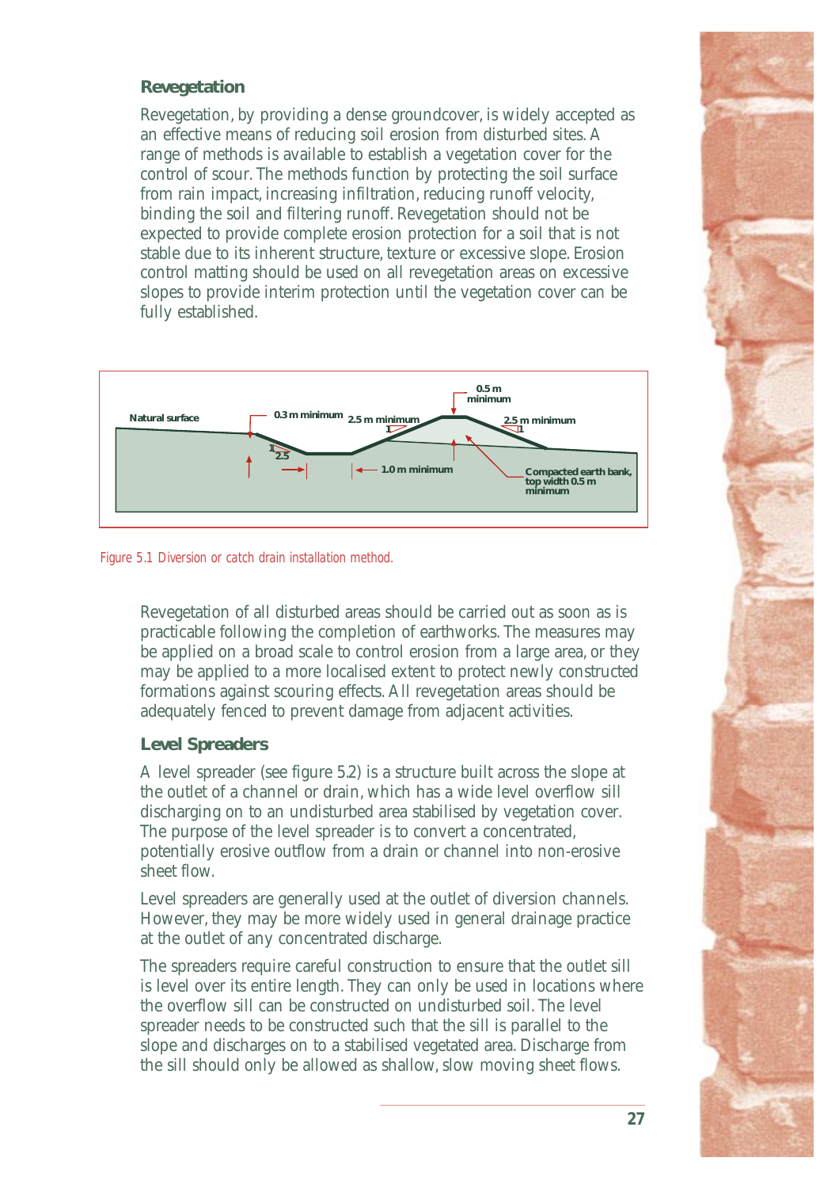## Revegetation

Revegetation, by providing a dense groundcover, is widely accepted as an effective means of reducing soil erosion from disturbed sites. A range of methods is available to establish a vegetation cover for the control of scour. The methods function by protecting the soil surface from rain impact, increasing infiltration, reducing runoff velocity, binding the soil and filtering runoff. Revegetation should not be expected to provide complete erosion protection for a soil that is not stable due to its inherent structure, texture or excessive slope. Erosion control matting should be used on all revegetation areas on excessive slopes to provide interim protection until the vegetation cover can be fully established.

Natural surface | 0.3 m minimum | 2.5 m minimum | 0.5 m minimum | 2.5 m minimum | 1.0 m minimum | Compacted earth bank, top width 0.5 m minimum

Figure 5.1 Diversion or catch drain installation method.

Revegetation of all disturbed areas should be carried out as soon as is practicable following the completion of earthworks. The measures may be applied on a broad scale to control erosion from a large area, or they may be applied to a more localised extent to protect newly constructed formations against scouring effects. All revegetation areas should be adequately fenced to prevent damage from adjacent activities.

## Level Spreaders

A level spreader (see figure 5.2) is a structure built across the slope at the outlet of a channel or drain, which has a wide level overflow sill discharging on to an undisturbed area stabilised by vegetation cover. The purpose of the level spreader is to convert a concentrated, potentially erosive outflow from a drain or channel into non-erosive sheet flow.

Level spreaders are generally used at the outlet of diversion channels. However, they may be more widely used in general drainage practice at the outlet of any concentrated discharge.

The spreaders require careful construction to ensure that the outlet sill is level over its entire length. They can only be used in locations where the overflow sill can be constructed on undisturbed soil. The level spreader needs to be constructed such that the sill is parallel to the slope and discharges on to a stabilised vegetated area. Discharge from the sill should only be allowed as shallow, slow moving sheet flows.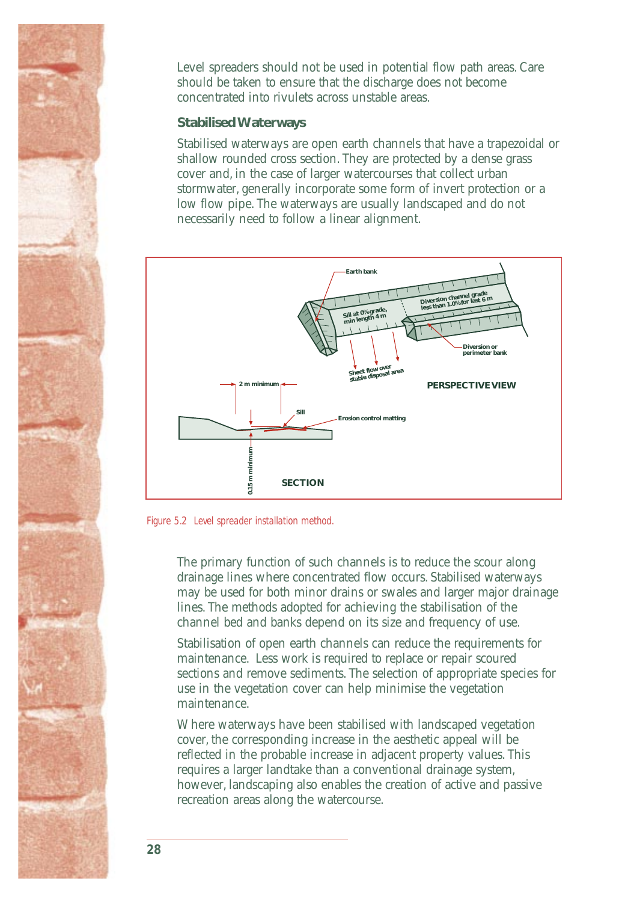Level spreaders should not be used in potential flow path areas. Care should be taken to ensure that the discharge does not become concentrated into rivulets across unstable areas.

### Stabilised Waterways

Stabilised waterways are open earth channels that have a trapezoidal or shallow rounded cross section. They are protected by a dense grass cover and, in the case of larger watercourses that collect urban stormwater, generally incorporate some form of invert protection or a low flow pipe. The waterways are usually landscaped and do not necessarily need to follow a linear alignment.

Figure 5.2 Level spreader installation method.

The primary function of such channels is to reduce the scour along drainage lines where concentrated flow occurs. Stabilised waterways may be used for both minor drains or swales and larger major drainage lines. The methods adopted for achieving the stabilisation of the channel bed and banks depend on its size and frequency of use.

Stabilisation of open earth channels can reduce the requirements for maintenance. Less work is required to replace or repair scoured sections and remove sediments. The selection of appropriate species for use in the vegetation cover can help minimise the vegetation maintenance.

Where waterways have been stabilised with landscaped vegetation cover, the corresponding increase in the aesthetic appeal will be reflected in the probable increase in adjacent property values. This requires a larger landtake than a conventional drainage system, however, landscaping also enables the creation of active and passive recreation areas along the watercourse.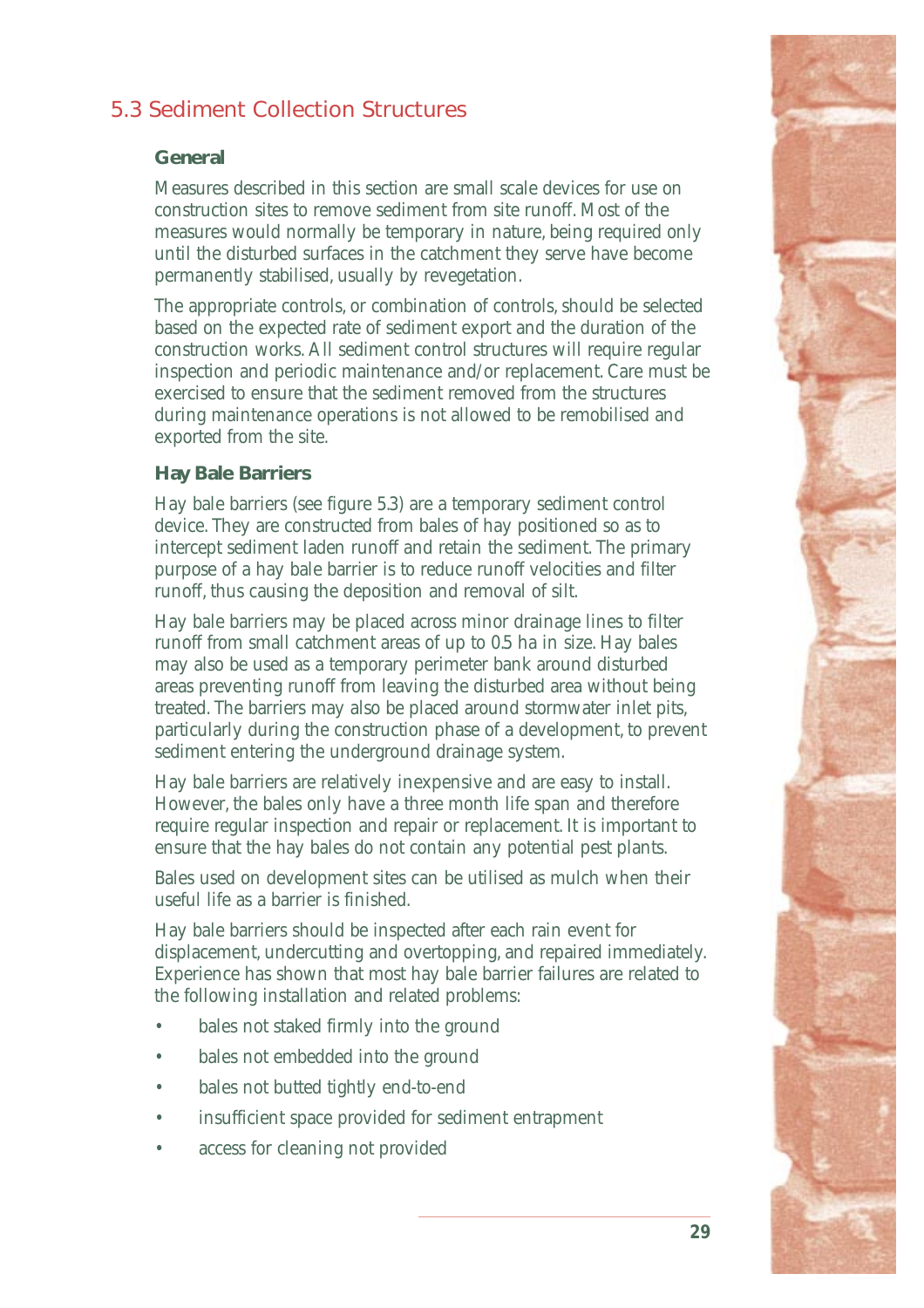## 5.3 Sediment Collection Structures

### General

Measures described in this section are small scale devices for use on construction sites to remove sediment from site runoff. Most of the measures would normally be temporary in nature, being required only until the disturbed surfaces in the catchment they serve have become permanently stabilised, usually by revegetation.

The appropriate controls, or combination of controls, should be selected based on the expected rate of sediment export and the duration of the construction works. All sediment control structures will require regular inspection and periodic maintenance and/or replacement. Care must be exercised to ensure that the sediment removed from the structures during maintenance operations is not allowed to be remobilised and exported from the site.

### Hay Bale Barriers

Hay bale barriers (see figure 5.3) are a temporary sediment control device. They are constructed from bales of hay positioned so as to intercept sediment laden runoff and retain the sediment. The primary purpose of a hay bale barrier is to reduce runoff velocities and filter runoff, thus causing the deposition and removal of silt.

Hay bale barriers may be placed across minor drainage lines to filter runoff from small catchment areas of up to 0.5 ha in size. Hay bales may also be used as a temporary perimeter bank around disturbed areas preventing runoff from leaving the disturbed area without being treated. The barriers may also be placed around stormwater inlet pits, particularly during the construction phase of a development, to prevent sediment entering the underground drainage system.

Hay bale barriers are relatively inexpensive and are easy to install. However, the bales only have a three month life span and therefore require regular inspection and repair or replacement. It is important to ensure that the hay bales do not contain any potential pest plants.

Bales used on development sites can be utilised as mulch when their useful life as a barrier is finished.

Hay bale barriers should be inspected after each rain event for displacement, undercutting and overtopping, and repaired immediately. Experience has shown that most hay bale barrier failures are related to the following installation and related problems:

- bales not staked firmly into the ground
- bales not embedded into the ground
- bales not butted tightly end-to-end
- insufficient space provided for sediment entrapment
- access for cleaning not provided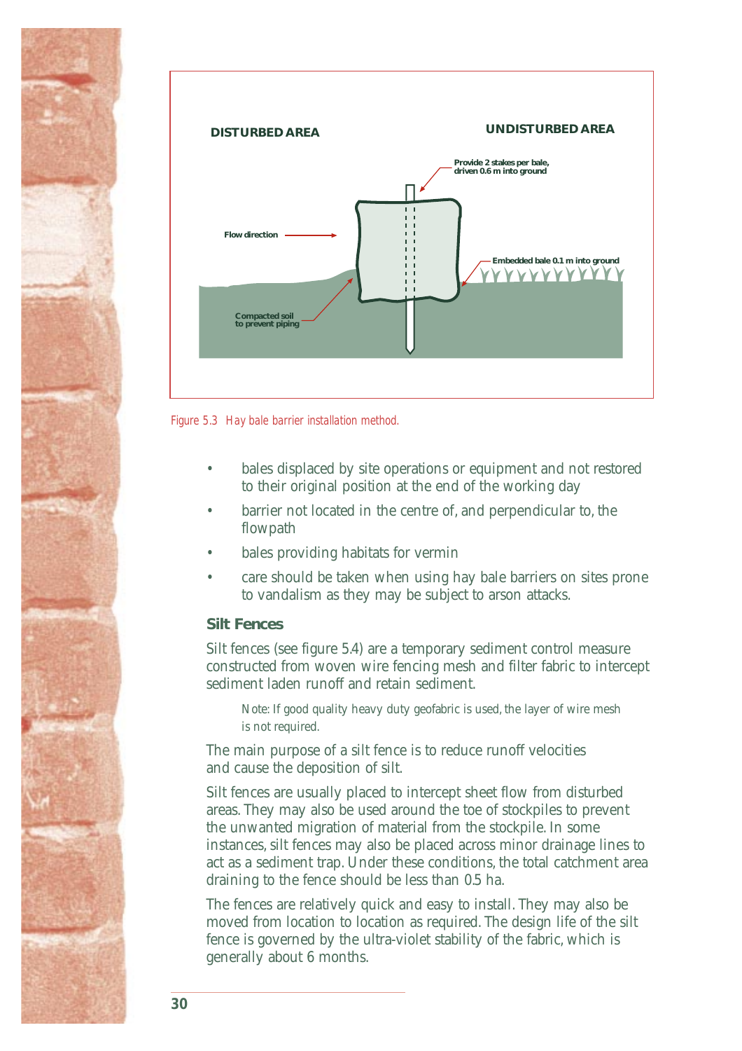DISTURBED AREA

UNDISTURBED AREA

Provide 2 stakes per bale, driven 0.6 m into ground

Flow direction

Embedded bale 0.1 m into ground

Compacted soil to prevent piping

*Figure 5.3 Hay bale barrier installation method.*

- bales displaced by site operations or equipment and not restored to their original position at the end of the working day
- barrier not located in the centre of, and perpendicular to, the flowpath
- bales providing habitats for vermin
- care should be taken when using hay bale barriers on sites prone to vandalism as they may be subject to arson attacks.

### Silt Fences

Silt fences (see figure 5.4) are a temporary sediment control measure constructed from woven wire fencing mesh and filter fabric to intercept sediment laden runoff and retain sediment.

> Note: If good quality heavy duty geofabric is used, the layer of wire mesh is not required.

The main purpose of a silt fence is to reduce runoff velocities and cause the deposition of silt.

Silt fences are usually placed to intercept sheet flow from disturbed areas. They may also be used around the toe of stockpiles to prevent the unwanted migration of material from the stockpile. In some instances, silt fences may also be placed across minor drainage lines to act as a sediment trap. Under these conditions, the total catchment area draining to the fence should be less than 0.5 ha.

The fences are relatively quick and easy to install. They may also be moved from location to location as required. The design life of the silt fence is governed by the ultra-violet stability of the fabric, which is generally about 6 months.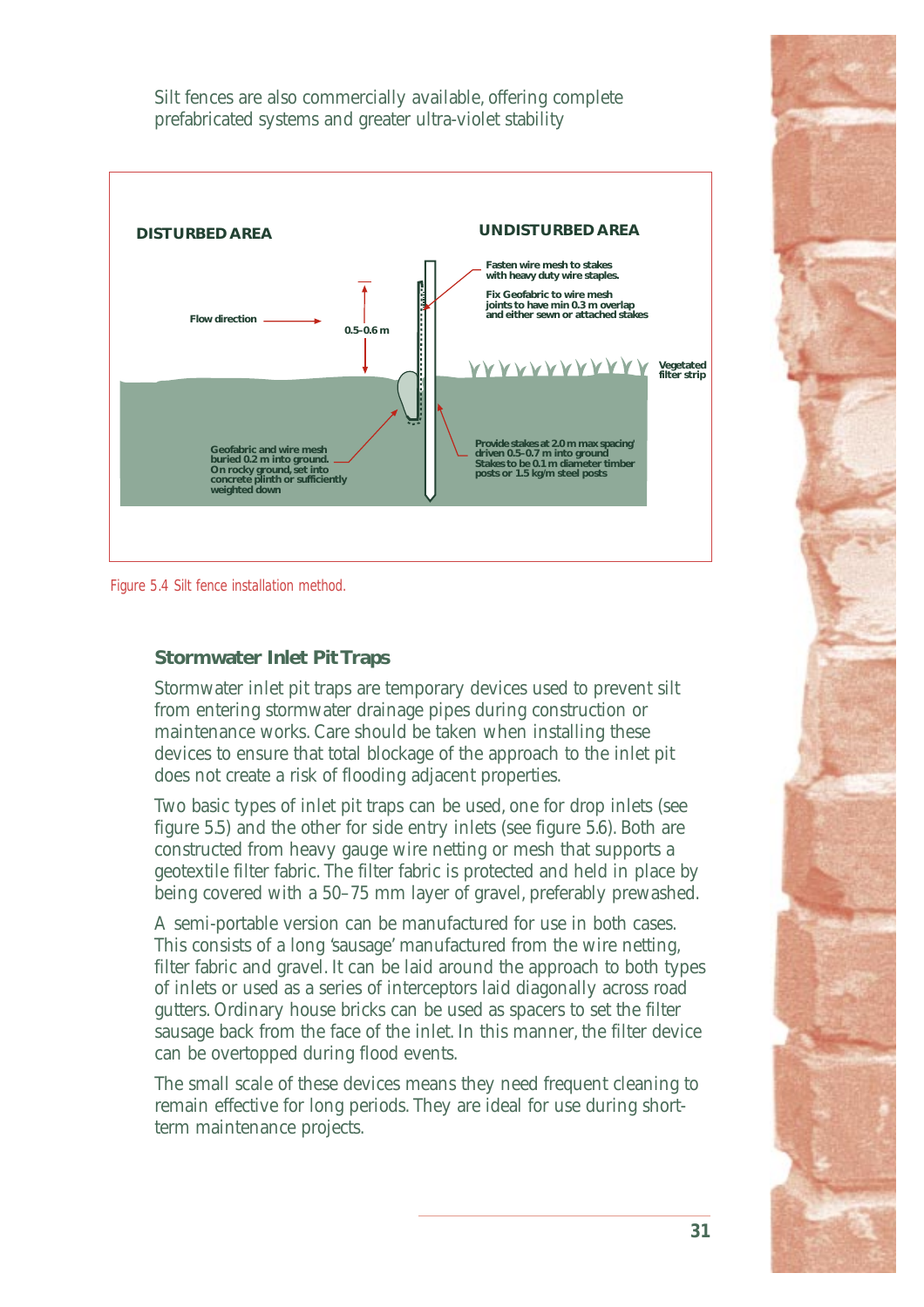Silt fences are also commercially available, offering complete prefabricated systems and greater ultra-violet stability

DISTURBED AREA

UNDISTURBED AREA

Fasten wire mesh to stakes with heavy duty wire staples.

Fix Geofabric to wire mesh joints to have min 0.3 m overlap and either sewn or attached stakes

Flow direction

0.5–0.6 m

Vegetated filter strip

Geofabric and wire mesh buried 0.2 m into ground. On rocky ground, set into concrete plinth or sufficiently weighted down

Provide stakes at 2.0 m max spacing/ driven 0.5–0.7 m into ground Stakes to be 0.1 m diameter timber posts or 1.5 kg/m steel posts

Figure 5.4 Silt fence installation method.

## Stormwater Inlet Pit Traps

Stormwater inlet pit traps are temporary devices used to prevent silt from entering stormwater drainage pipes during construction or maintenance works. Care should be taken when installing these devices to ensure that total blockage of the approach to the inlet pit does not create a risk of flooding adjacent properties.

Two basic types of inlet pit traps can be used, one for drop inlets (see figure 5.5) and the other for side entry inlets (see figure 5.6). Both are constructed from heavy gauge wire netting or mesh that supports a geotextile filter fabric. The filter fabric is protected and held in place by being covered with a 50–75 mm layer of gravel, preferably prewashed.

A semi-portable version can be manufactured for use in both cases. This consists of a long 'sausage' manufactured from the wire netting, filter fabric and gravel. It can be laid around the approach to both types of inlets or used as a series of interceptors laid diagonally across road gutters. Ordinary house bricks can be used as spacers to set the filter sausage back from the face of the inlet. In this manner, the filter device can be overtopped during flood events.

The small scale of these devices means they need frequent cleaning to remain effective for long periods. They are ideal for use during short-term maintenance projects.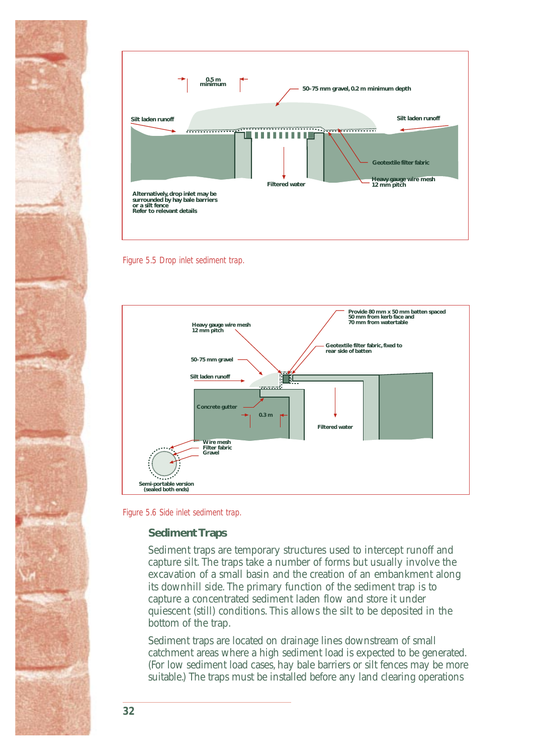0.5 m minimum

50-75 mm gravel, 0.2 m minimum depth

Silt laden runoff

Silt laden runoff

Geotextile filter fabric

Heavy gauge wire mesh 12 mm pitch

Filtered water

Alternatively, drop inlet may be surrounded by hay bale barriers or a silt fence Refer to relevant details

Figure 5.5 Drop inlet sediment trap.

Provide 80 mm x 50 mm batten spaced 50 mm from kerb face and 70 mm from watertable

Heavy gauge wire mesh 12 mm pitch

Geotextile filter fabric, fixed to rear side of batten

50-75 mm gravel

Silt laden runoff

Concrete gutter

0.3 m

Filtered water

Wire mesh
Filter fabric
Gravel

Semi-portable version (sealed both ends)

Figure 5.6 Side inlet sediment trap.

## Sediment Traps

Sediment traps are temporary structures used to intercept runoff and capture silt. The traps take a number of forms but usually involve the excavation of a small basin and the creation of an embankment along its downhill side. The primary function of the sediment trap is to capture a concentrated sediment laden flow and store it under quiescent (still) conditions. This allows the silt to be deposited in the bottom of the trap.

Sediment traps are located on drainage lines downstream of small catchment areas where a high sediment load is expected to be generated. (For low sediment load cases, hay bale barriers or silt fences may be more suitable.) The traps must be installed before any land clearing operations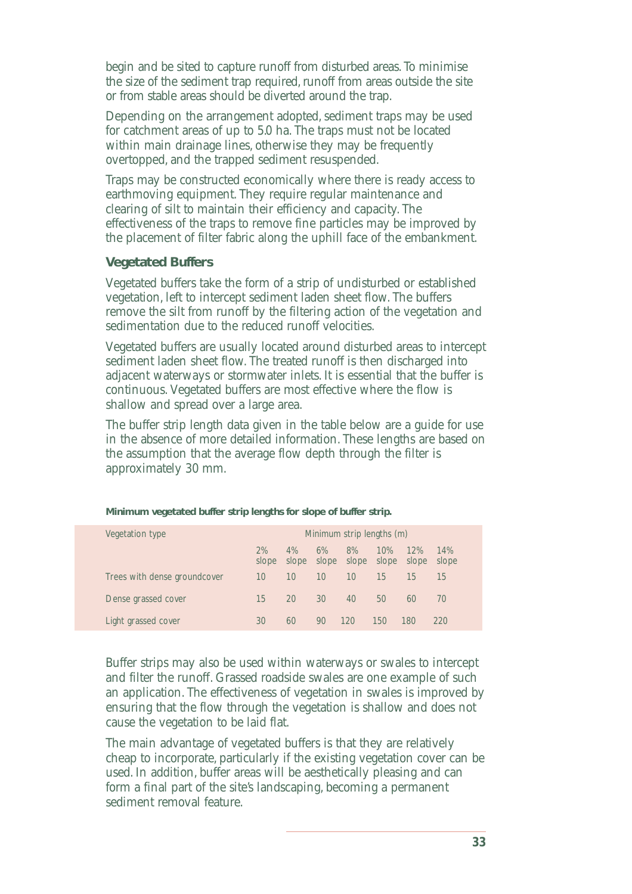begin and be sited to capture runoff from disturbed areas. To minimise the size of the sediment trap required, runoff from areas outside the site or from stable areas should be diverted around the trap.

Depending on the arrangement adopted, sediment traps may be used for catchment areas of up to 5.0 ha. The traps must not be located within main drainage lines, otherwise they may be frequently overtopped, and the trapped sediment resuspended.

Traps may be constructed economically where there is ready access to earthmoving equipment. They require regular maintenance and clearing of silt to maintain their efficiency and capacity. The effectiveness of the traps to remove fine particles may be improved by the placement of filter fabric along the uphill face of the embankment.

### Vegetated Buffers

Vegetated buffers take the form of a strip of undisturbed or established vegetation, left to intercept sediment laden sheet flow. The buffers remove the silt from runoff by the filtering action of the vegetation and sedimentation due to the reduced runoff velocities.

Vegetated buffers are usually located around disturbed areas to intercept sediment laden sheet flow. The treated runoff is then discharged into adjacent waterways or stormwater inlets. It is essential that the buffer is continuous. Vegetated buffers are most effective where the flow is shallow and spread over a large area.

The buffer strip length data given in the table below are a guide for use in the absence of more detailed information. These lengths are based on the assumption that the average flow depth through the filter is approximately 30 mm.

**Minimum vegetated buffer strip lengths for slope of buffer strip.**

| Vegetation type | Minimum strip lengths (m) | | | | | | |
|---|---|---|---|---|---|---|---|
| | 2% slope | 4% slope | 6% slope | 8% slope | 10% slope | 12% slope | 14% slope |
| Trees with dense groundcover | 10 | 10 | 10 | 10 | 15 | 15 | 15 |
| Dense grassed cover | 15 | 20 | 30 | 40 | 50 | 60 | 70 |
| Light grassed cover | 30 | 60 | 90 | 120 | 150 | 180 | 220 |

Buffer strips may also be used within waterways or swales to intercept and filter the runoff. Grassed roadside swales are one example of such an application. The effectiveness of vegetation in swales is improved by ensuring that the flow through the vegetation is shallow and does not cause the vegetation to be laid flat.

The main advantage of vegetated buffers is that they are relatively cheap to incorporate, particularly if the existing vegetation cover can be used. In addition, buffer areas will be aesthetically pleasing and can form a final part of the site's landscaping, becoming a permanent sediment removal feature.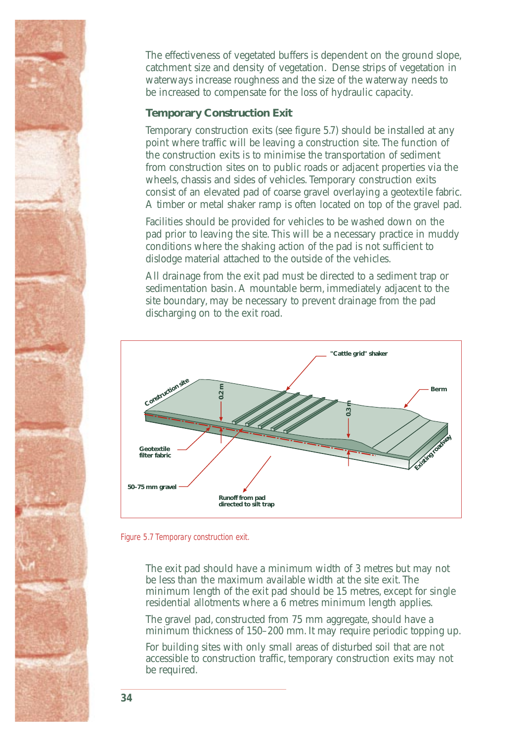The effectiveness of vegetated buffers is dependent on the ground slope, catchment size and density of vegetation. Dense strips of vegetation in waterways increase roughness and the size of the waterway needs to be increased to compensate for the loss of hydraulic capacity.

### Temporary Construction Exit

Temporary construction exits (see figure 5.7) should be installed at any point where traffic will be leaving a construction site. The function of the construction exits is to minimise the transportation of sediment from construction sites on to public roads or adjacent properties via the wheels, chassis and sides of vehicles. Temporary construction exits consist of an elevated pad of coarse gravel overlaying a geotextile fabric. A timber or metal shaker ramp is often located on top of the gravel pad.

Facilities should be provided for vehicles to be washed down on the pad prior to leaving the site. This will be a necessary practice in muddy conditions where the shaking action of the pad is not sufficient to dislodge material attached to the outside of the vehicles.

All drainage from the exit pad must be directed to a sediment trap or sedimentation basin. A mountable berm, immediately adjacent to the site boundary, may be necessary to prevent drainage from the pad discharging on to the exit road.

Figure 5.7 Temporary construction exit.

The exit pad should have a minimum width of 3 metres but may not be less than the maximum available width at the site exit. The minimum length of the exit pad should be 15 metres, except for single residential allotments where a 6 metres minimum length applies.

The gravel pad, constructed from 75 mm aggregate, should have a minimum thickness of 150–200 mm. It may require periodic topping up.

For building sites with only small areas of disturbed soil that are not accessible to construction traffic, temporary construction exits may not be required.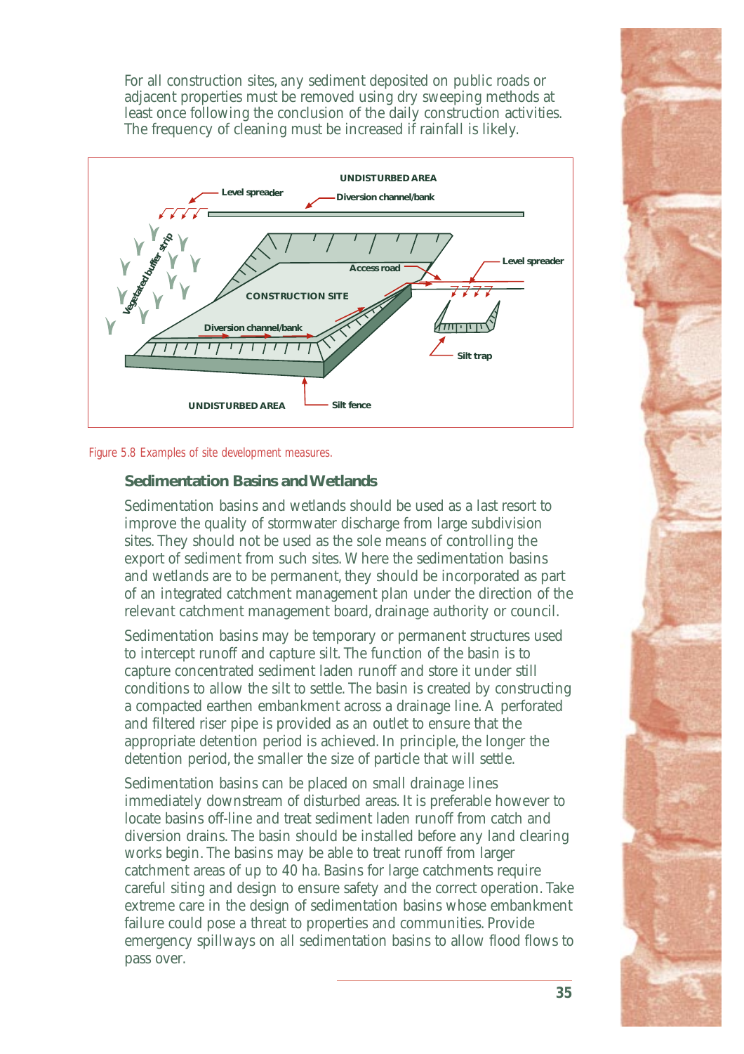For all construction sites, any sediment deposited on public roads or adjacent properties must be removed using dry sweeping methods at least once following the conclusion of the daily construction activities. The frequency of cleaning must be increased if rainfall is likely.

Figure 5.8 Examples of site development measures.

### Sedimentation Basins and Wetlands

Sedimentation basins and wetlands should be used as a last resort to improve the quality of stormwater discharge from large subdivision sites. They should not be used as the sole means of controlling the export of sediment from such sites. Where the sedimentation basins and wetlands are to be permanent, they should be incorporated as part of an integrated catchment management plan under the direction of the relevant catchment management board, drainage authority or council.

Sedimentation basins may be temporary or permanent structures used to intercept runoff and capture silt. The function of the basin is to capture concentrated sediment laden runoff and store it under still conditions to allow the silt to settle. The basin is created by constructing a compacted earthen embankment across a drainage line. A perforated and filtered riser pipe is provided as an outlet to ensure that the appropriate detention period is achieved. In principle, the longer the detention period, the smaller the size of particle that will settle.

Sedimentation basins can be placed on small drainage lines immediately downstream of disturbed areas. It is preferable however to locate basins off-line and treat sediment laden runoff from catch and diversion drains. The basin should be installed before any land clearing works begin. The basins may be able to treat runoff from larger catchment areas of up to 40 ha. Basins for large catchments require careful siting and design to ensure safety and the correct operation. Take extreme care in the design of sedimentation basins whose embankment failure could pose a threat to properties and communities. Provide emergency spillways on all sedimentation basins to allow flood flows to pass over.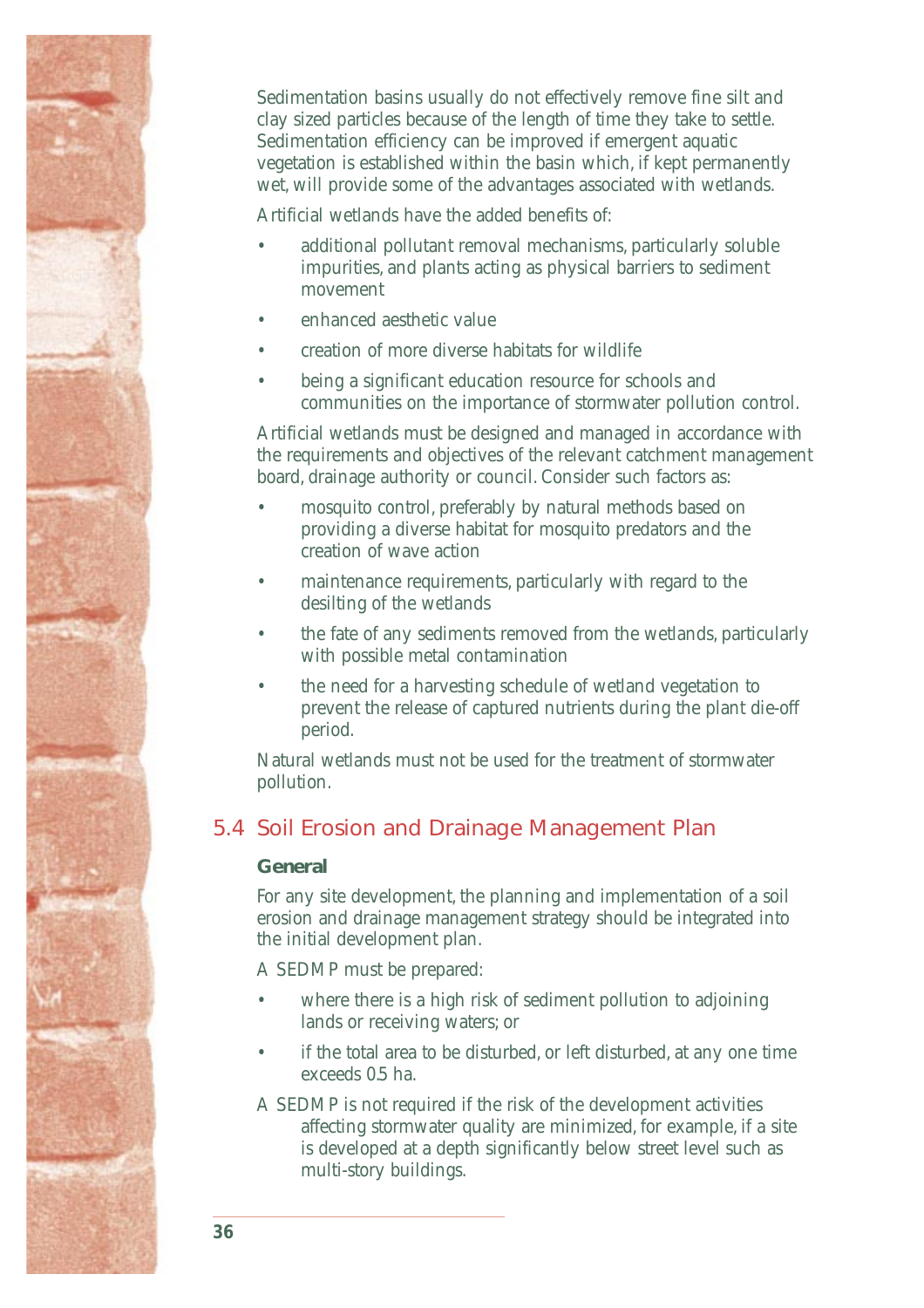Sedimentation basins usually do not effectively remove fine silt and clay sized particles because of the length of time they take to settle. Sedimentation efficiency can be improved if emergent aquatic vegetation is established within the basin which, if kept permanently wet, will provide some of the advantages associated with wetlands.

Artificial wetlands have the added benefits of:

- additional pollutant removal mechanisms, particularly soluble impurities, and plants acting as physical barriers to sediment movement
- enhanced aesthetic value
- creation of more diverse habitats for wildlife
- being a significant education resource for schools and communities on the importance of stormwater pollution control.

Artificial wetlands must be designed and managed in accordance with the requirements and objectives of the relevant catchment management board, drainage authority or council. Consider such factors as:

- mosquito control, preferably by natural methods based on providing a diverse habitat for mosquito predators and the creation of wave action
- maintenance requirements, particularly with regard to the desilting of the wetlands
- the fate of any sediments removed from the wetlands, particularly with possible metal contamination
- the need for a harvesting schedule of wetland vegetation to prevent the release of captured nutrients during the plant die-off period.

Natural wetlands must not be used for the treatment of stormwater pollution.

## 5.4 Soil Erosion and Drainage Management Plan

### General

For any site development, the planning and implementation of a soil erosion and drainage management strategy should be integrated into the initial development plan.

A SEDMP must be prepared:

- where there is a high risk of sediment pollution to adjoining lands or receiving waters; or
- if the total area to be disturbed, or left disturbed, at any one time exceeds 0.5 ha.

A SEDMP is not required if the risk of the development activities affecting stormwater quality are minimized, for example, if a site is developed at a depth significantly below street level such as multi-story buildings.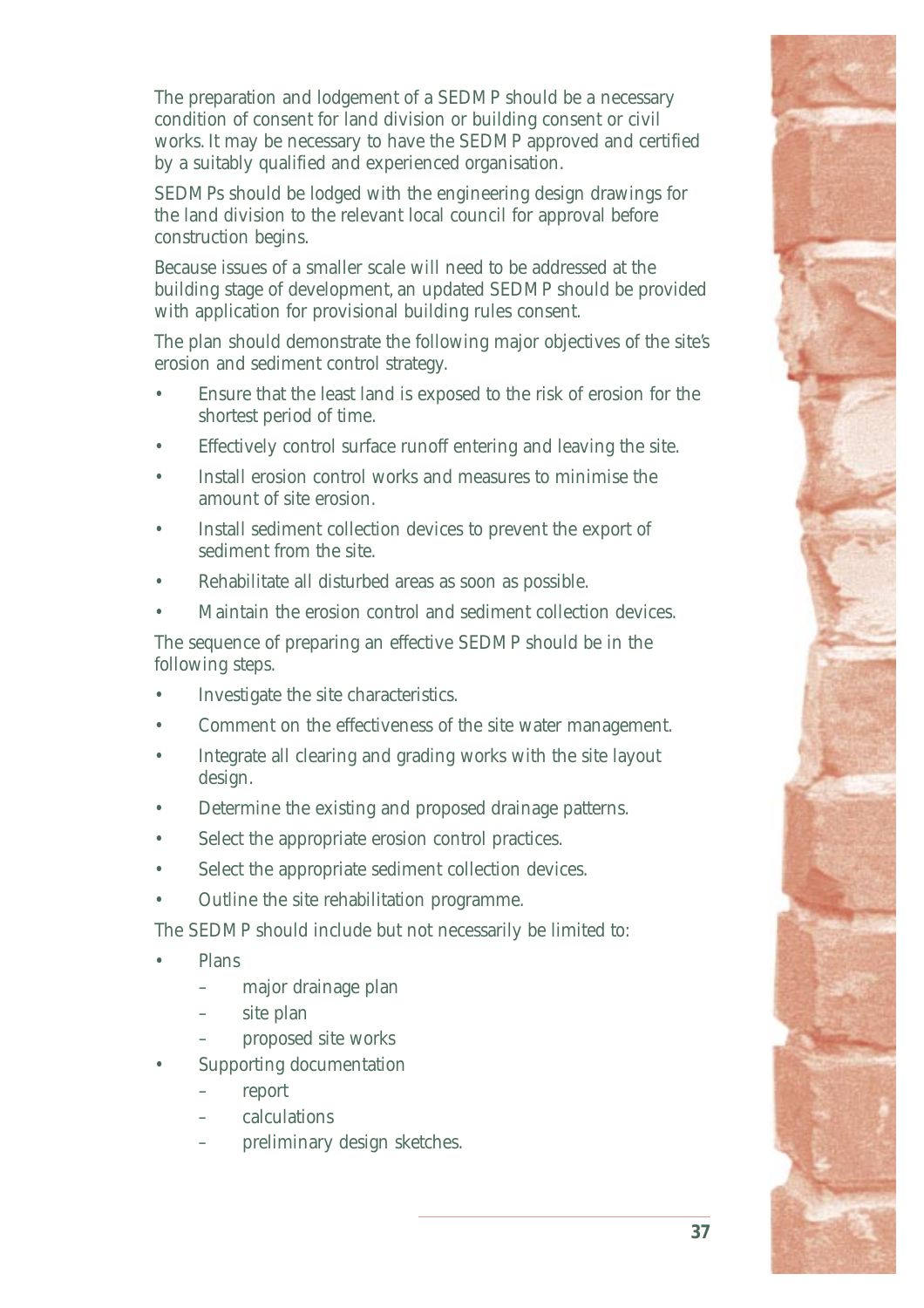The preparation and lodgement of a SEDMP should be a necessary condition of consent for land division or building consent or civil works. It may be necessary to have the SEDMP approved and certified by a suitably qualified and experienced organisation.

SEDMPs should be lodged with the engineering design drawings for the land division to the relevant local council for approval before construction begins.

Because issues of a smaller scale will need to be addressed at the building stage of development, an updated SEDMP should be provided with application for provisional building rules consent.

The plan should demonstrate the following major objectives of the site's erosion and sediment control strategy.

- Ensure that the least land is exposed to the risk of erosion for the shortest period of time.
- Effectively control surface runoff entering and leaving the site.
- Install erosion control works and measures to minimise the amount of site erosion.
- Install sediment collection devices to prevent the export of sediment from the site.
- Rehabilitate all disturbed areas as soon as possible.
- Maintain the erosion control and sediment collection devices.

The sequence of preparing an effective SEDMP should be in the following steps.

- Investigate the site characteristics.
- Comment on the effectiveness of the site water management.
- Integrate all clearing and grading works with the site layout design.
- Determine the existing and proposed drainage patterns.
- Select the appropriate erosion control practices.
- Select the appropriate sediment collection devices.
- Outline the site rehabilitation programme.

The SEDMP should include but not necessarily be limited to:

- Plans
  - major drainage plan
  - site plan
  - proposed site works
- Supporting documentation
  - report
  - calculations
  - preliminary design sketches.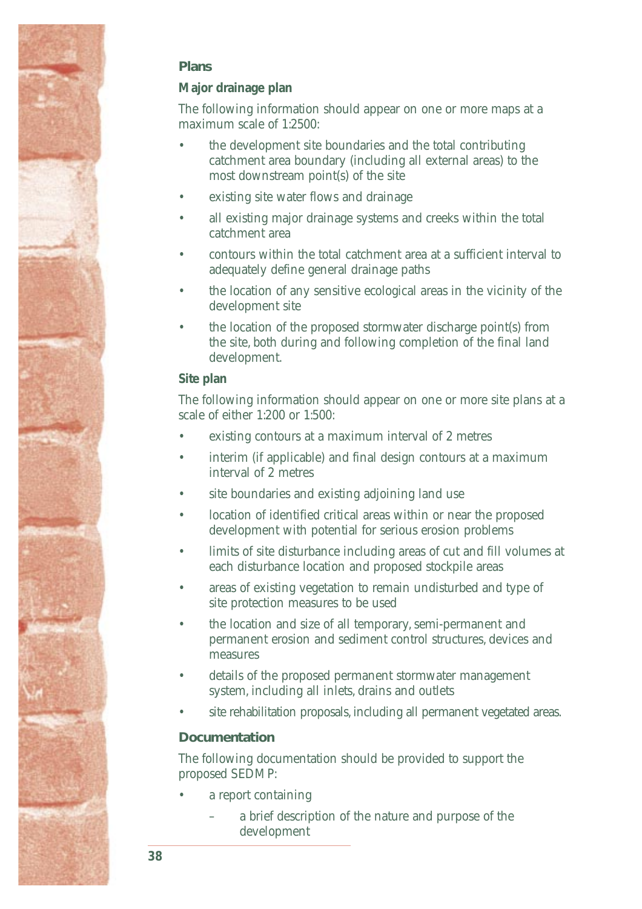### Plans

#### Major drainage plan

The following information should appear on one or more maps at a maximum scale of 1:2500:

- the development site boundaries and the total contributing catchment area boundary (including all external areas) to the most downstream point(s) of the site
- existing site water flows and drainage
- all existing major drainage systems and creeks within the total catchment area
- contours within the total catchment area at a sufficient interval to adequately define general drainage paths
- the location of any sensitive ecological areas in the vicinity of the development site
- the location of the proposed stormwater discharge point(s) from the site, both during and following completion of the final land development.

#### Site plan

The following information should appear on one or more site plans at a scale of either 1:200 or 1:500:

- existing contours at a maximum interval of 2 metres
- interim (if applicable) and final design contours at a maximum interval of 2 metres
- site boundaries and existing adjoining land use
- location of identified critical areas within or near the proposed development with potential for serious erosion problems
- limits of site disturbance including areas of cut and fill volumes at each disturbance location and proposed stockpile areas
- areas of existing vegetation to remain undisturbed and type of site protection measures to be used
- the location and size of all temporary, semi-permanent and permanent erosion and sediment control structures, devices and measures
- details of the proposed permanent stormwater management system, including all inlets, drains and outlets
- site rehabilitation proposals, including all permanent vegetated areas.

### Documentation

The following documentation should be provided to support the proposed SEDMP:

- a report containing
  - a brief description of the nature and purpose of the development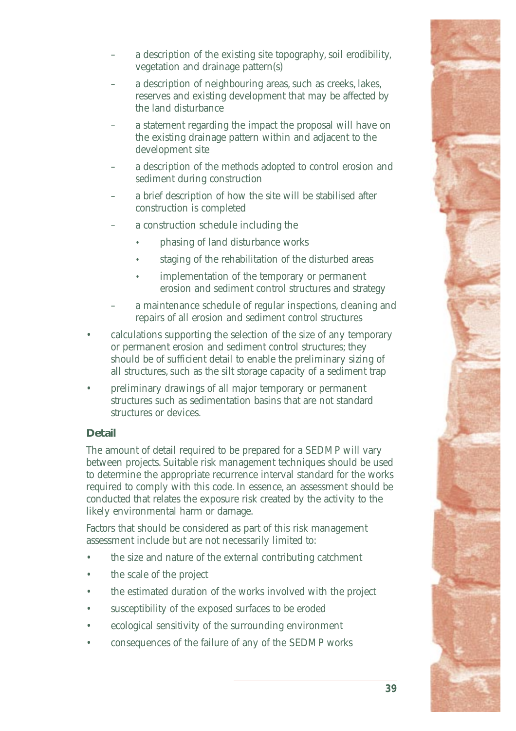- a description of the existing site topography, soil erodibility, vegetation and drainage pattern(s)
  - a description of neighbouring areas, such as creeks, lakes, reserves and existing development that may be affected by the land disturbance
  - a statement regarding the impact the proposal will have on the existing drainage pattern within and adjacent to the development site
  - a description of the methods adopted to control erosion and sediment during construction
  - a brief description of how the site will be stabilised after construction is completed
  - a construction schedule including the
    - phasing of land disturbance works
    - staging of the rehabilitation of the disturbed areas
    - implementation of the temporary or permanent erosion and sediment control structures and strategy
  - a maintenance schedule of regular inspections, cleaning and repairs of all erosion and sediment control structures
- calculations supporting the selection of the size of any temporary or permanent erosion and sediment control structures; they should be of sufficient detail to enable the preliminary sizing of all structures, such as the silt storage capacity of a sediment trap
- preliminary drawings of all major temporary or permanent structures such as sedimentation basins that are not standard structures or devices.

### Detail

The amount of detail required to be prepared for a SEDMP will vary between projects. Suitable risk management techniques should be used to determine the appropriate recurrence interval standard for the works required to comply with this code. In essence, an assessment should be conducted that relates the exposure risk created by the activity to the likely environmental harm or damage.

Factors that should be considered as part of this risk management assessment include but are not necessarily limited to:

- the size and nature of the external contributing catchment
- the scale of the project
- the estimated duration of the works involved with the project
- susceptibility of the exposed surfaces to be eroded
- ecological sensitivity of the surrounding environment
- consequences of the failure of any of the SEDMP works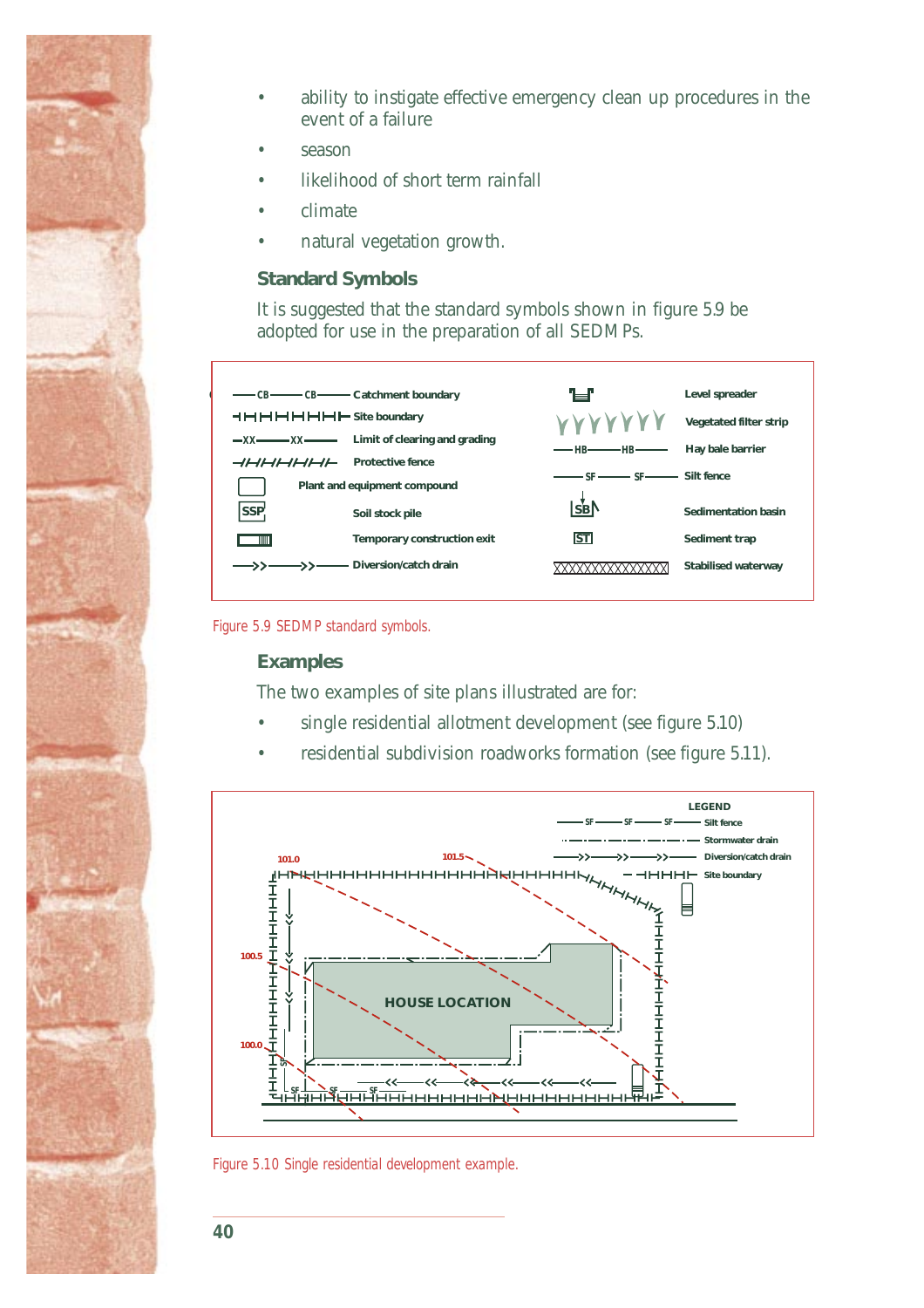- ability to instigate effective emergency clean up procedures in the event of a failure
- season
- likelihood of short term rainfall
- climate
- natural vegetation growth.

## Standard Symbols

It is suggested that the standard symbols shown in figure 5.9 be adopted for use in the preparation of all SEDMPs.

| Symbol | Meaning | Symbol | Meaning |
|---|---|---|---|
| —CB——CB— | Catchment boundary | | Level spreader |
| ⊣⊢⊣⊢⊣⊢⊣⊢ | Site boundary | YYYYYYY | Vegetated filter strip |
| —XX——XX— | Limit of clearing and grading | —HB——HB— | Hay bale barrier |
| -//-//-//-//- | Protective fence | —SF——SF— | Silt fence |
| ▭ | Plant and equipment compound | SB | Sedimentation basin |
| SSP | Soil stock pile | ST | Sediment trap |
| | Temporary construction exit | XXXXXXXXXXXXXX | Stabilised waterway |
| —>>——>>— | Diversion/catch drain | | |

Figure 5.9 SEDMP standard symbols.

## Examples

The two examples of site plans illustrated are for:

- single residential allotment development (see figure 5.10)
- residential subdivision roadworks formation (see figure 5.11).

LEGEND
- —SF——SF——SF— Silt fence
- —·—·—·—·— Stormwater drain
- —>>——>>——>>— Diversion/catch drain
- ⊣⊢⊣⊢⊣⊢ Site boundary

101.0 101.5 100.5 100.0

HOUSE LOCATION

Figure 5.10 Single residential development example.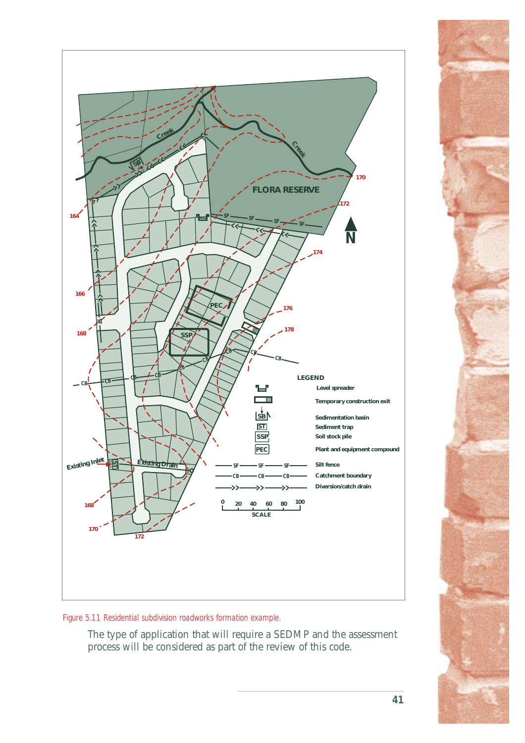Figure 5.11 Residential subdivision roadworks formation example.

The type of application that will require a SEDMP and the assessment process will be considered as part of the review of this code.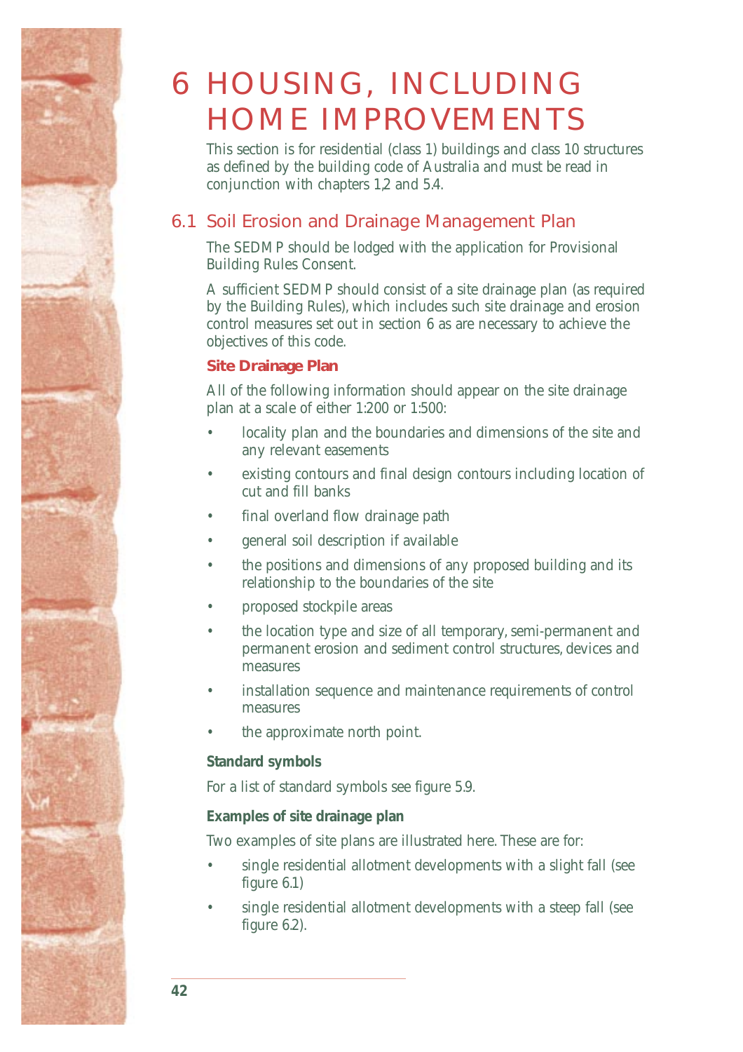# 6 HOUSING, INCLUDING HOME IMPROVEMENTS

This section is for residential (class 1) buildings and class 10 structures as defined by the building code of Australia and must be read in conjunction with chapters 1,2 and 5.4.

## 6.1 Soil Erosion and Drainage Management Plan

The SEDMP should be lodged with the application for Provisional Building Rules Consent.

A sufficient SEDMP should consist of a site drainage plan (as required by the Building Rules), which includes such site drainage and erosion control measures set out in section 6 as are necessary to achieve the objectives of this code.

### Site Drainage Plan

All of the following information should appear on the site drainage plan at a scale of either 1:200 or 1:500:

- locality plan and the boundaries and dimensions of the site and any relevant easements
- existing contours and final design contours including location of cut and fill banks
- final overland flow drainage path
- general soil description if available
- the positions and dimensions of any proposed building and its relationship to the boundaries of the site
- proposed stockpile areas
- the location type and size of all temporary, semi-permanent and permanent erosion and sediment control structures, devices and measures
- installation sequence and maintenance requirements of control measures
- the approximate north point.

**Standard symbols**

For a list of standard symbols see figure 5.9.

**Examples of site drainage plan**

Two examples of site plans are illustrated here. These are for:

- single residential allotment developments with a slight fall (see figure 6.1)
- single residential allotment developments with a steep fall (see figure 6.2).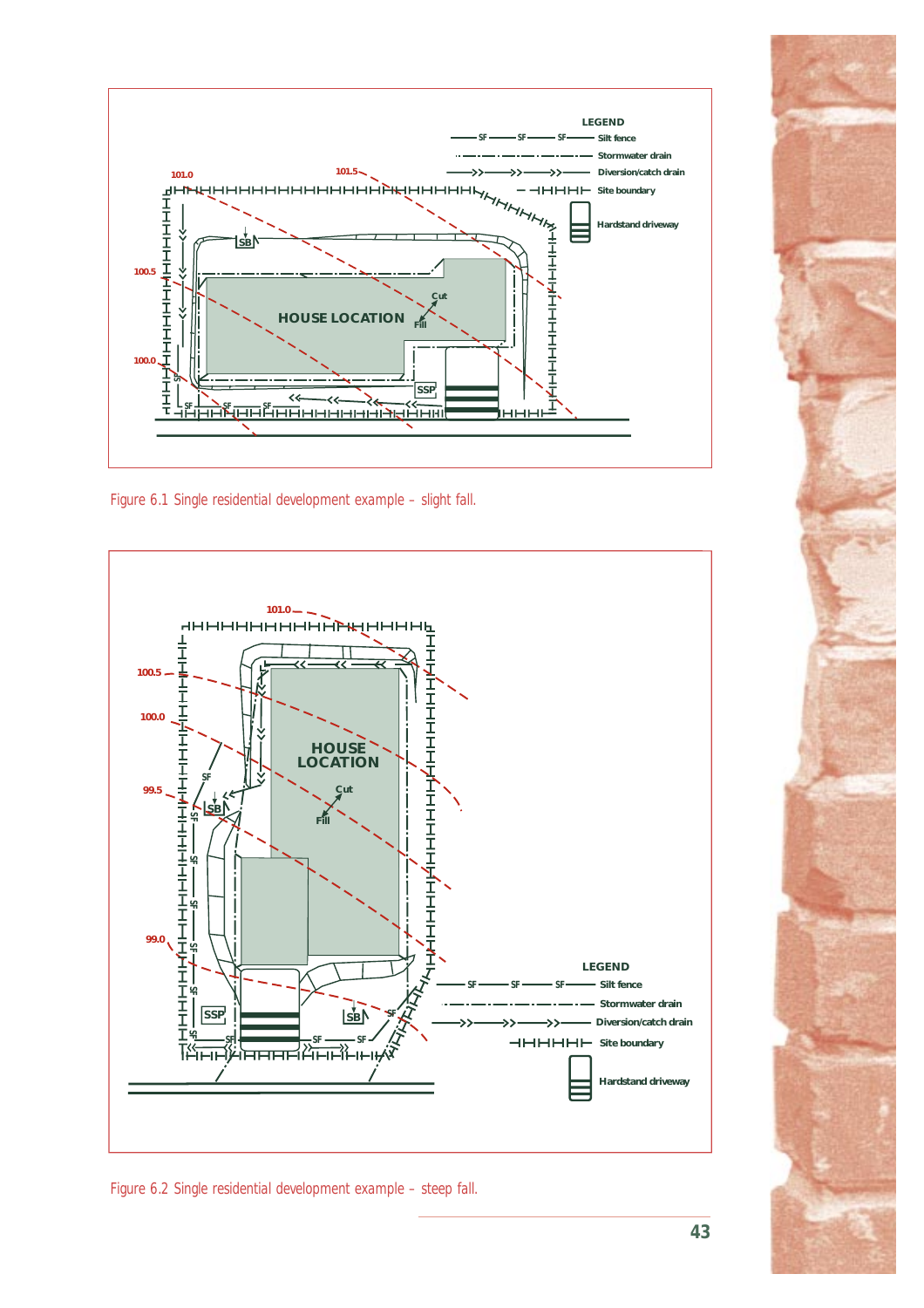Figure 6.1 Single residential development example – slight fall.

Figure 6.2 Single residential development example – steep fall.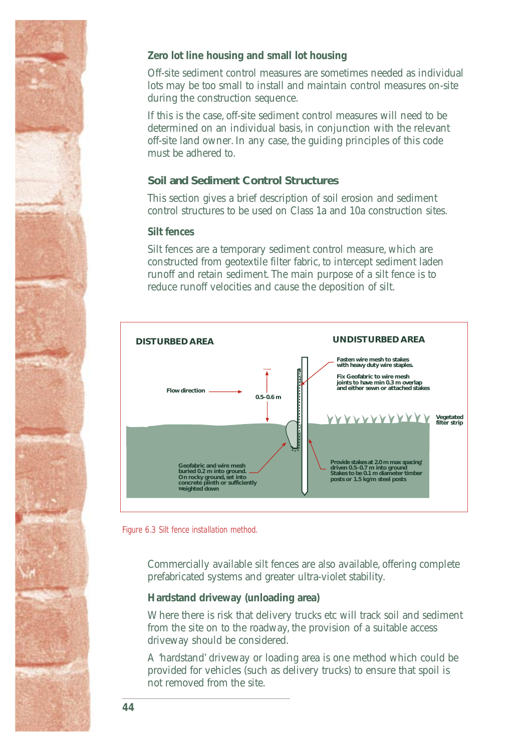### Zero lot line housing and small lot housing

Off-site sediment control measures are sometimes needed as individual lots may be too small to install and maintain control measures on-site during the construction sequence.

If this is the case, off-site sediment control measures will need to be determined on an individual basis, in conjunction with the relevant off-site land owner. In any case, the guiding principles of this code must be adhered to.

## Soil and Sediment Control Structures

This section gives a brief description of soil erosion and sediment control structures to be used on Class 1a and 10a construction sites.

### Silt fences

Silt fences are a temporary sediment control measure, which are constructed from geotextile filter fabric, to intercept sediment laden runoff and retain sediment. The main purpose of a silt fence is to reduce runoff velocities and cause the deposition of silt.

DISTURBED AREA

UNDISTURBED AREA

Fasten wire mesh to stakes with heavy duty wire staples.

Fix Geofabric to wire mesh joints to have min 0.3 m overlap and either sewn or attached stakes

Flow direction

0.5–0.6 m

Vegetated filter strip

Geofabric and wire mesh buried 0.2 m into ground. On rocky ground, set into concrete plinth or sufficiently weighted down

Provide stakes at 2.0 m max spacing/ driven 0.5–0.7 m into ground Stakes to be 0.1 m diameter timber posts or 1.5 kg/m steel posts

Figure 6.3 Silt fence installation method.

Commercially available silt fences are also available, offering complete prefabricated systems and greater ultra-violet stability.

### Hardstand driveway (unloading area)

Where there is risk that delivery trucks etc will track soil and sediment from the site on to the roadway, the provision of a suitable access driveway should be considered.

A 'hardstand' driveway or loading area is one method which could be provided for vehicles (such as delivery trucks) to ensure that spoil is not removed from the site.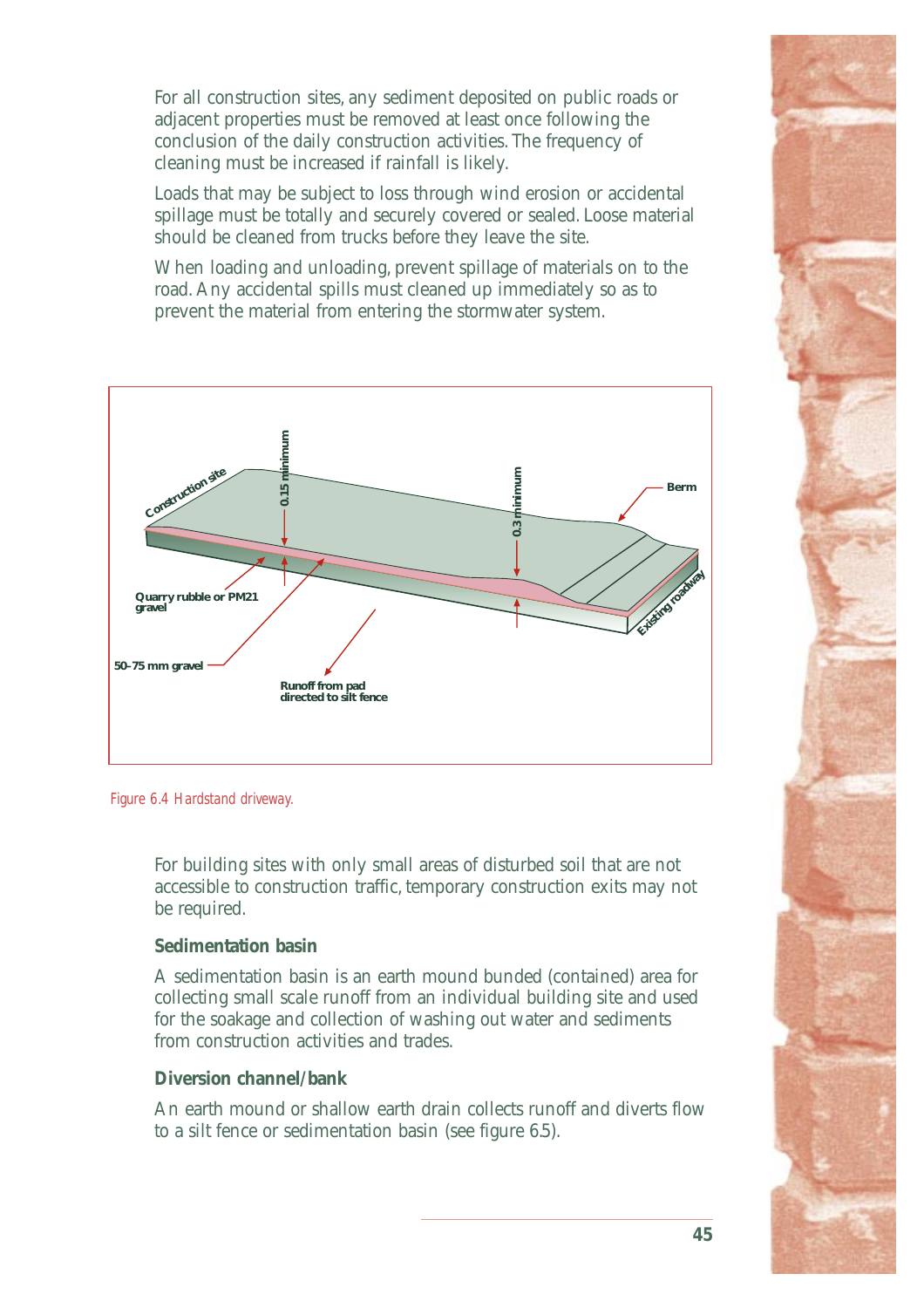For all construction sites, any sediment deposited on public roads or adjacent properties must be removed at least once following the conclusion of the daily construction activities. The frequency of cleaning must be increased if rainfall is likely.

Loads that may be subject to loss through wind erosion or accidental spillage must be totally and securely covered or sealed. Loose material should be cleaned from trucks before they leave the site.

When loading and unloading, prevent spillage of materials on to the road. Any accidental spills must cleaned up immediately so as to prevent the material from entering the stormwater system.

Construction site

0.15 minimum

0.3 minimum

Berm

Existing roadway

Quarry rubble or PM21 gravel

50-75 mm gravel

Runoff from pad directed to silt fence

*Figure 6.4 Hardstand driveway.*

For building sites with only small areas of disturbed soil that are not accessible to construction traffic, temporary construction exits may not be required.

### Sedimentation basin

A sedimentation basin is an earth mound bunded (contained) area for collecting small scale runoff from an individual building site and used for the soakage and collection of washing out water and sediments from construction activities and trades.

### Diversion channel/bank

An earth mound or shallow earth drain collects runoff and diverts flow to a silt fence or sedimentation basin (see figure 6.5).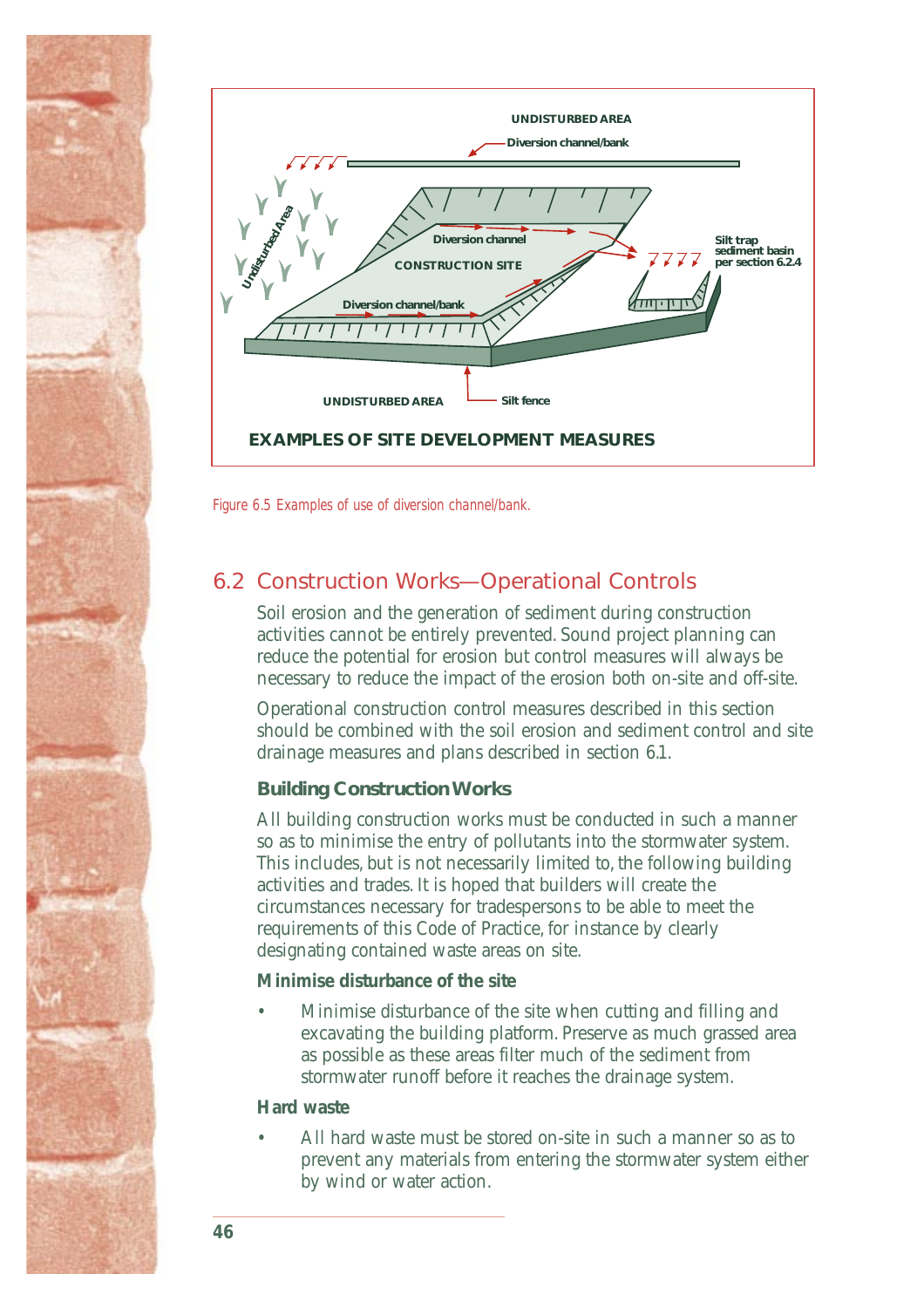UNDISTURBED AREA

Diversion channel/bank

Undisturbed Area

Diversion channel

CONSTRUCTION SITE

Diversion channel/bank

Silt trap sediment basin per section 6.2.4

UNDISTURBED AREA

Silt fence

**EXAMPLES OF SITE DEVELOPMENT MEASURES**

*Figure 6.5 Examples of use of diversion channel/bank.*

## 6.2 Construction Works—Operational Controls

Soil erosion and the generation of sediment during construction activities cannot be entirely prevented. Sound project planning can reduce the potential for erosion but control measures will always be necessary to reduce the impact of the erosion both on-site and off-site.

Operational construction control measures described in this section should be combined with the soil erosion and sediment control and site drainage measures and plans described in section 6.1.

### Building Construction Works

All building construction works must be conducted in such a manner so as to minimise the entry of pollutants into the stormwater system. This includes, but is not necessarily limited to, the following building activities and trades. It is hoped that builders will create the circumstances necessary for tradespersons to be able to meet the requirements of this Code of Practice, for instance by clearly designating contained waste areas on site.

#### Minimise disturbance of the site

- Minimise disturbance of the site when cutting and filling and excavating the building platform. Preserve as much grassed area as possible as these areas filter much of the sediment from stormwater runoff before it reaches the drainage system.

#### Hard waste

- All hard waste must be stored on-site in such a manner so as to prevent any materials from entering the stormwater system either by wind or water action.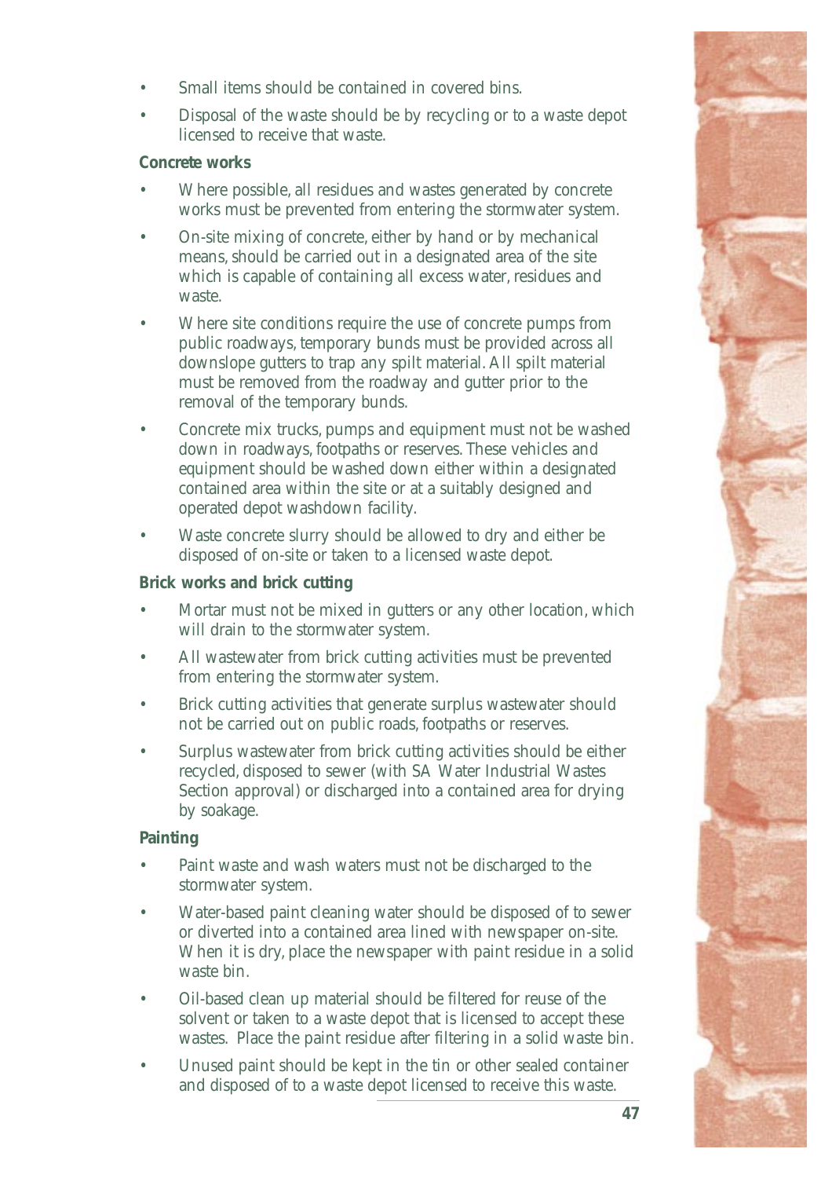- Small items should be contained in covered bins.
- Disposal of the waste should be by recycling or to a waste depot licensed to receive that waste.

**Concrete works**

- Where possible, all residues and wastes generated by concrete works must be prevented from entering the stormwater system.
- On-site mixing of concrete, either by hand or by mechanical means, should be carried out in a designated area of the site which is capable of containing all excess water, residues and waste.
- Where site conditions require the use of concrete pumps from public roadways, temporary bunds must be provided across all downslope gutters to trap any spilt material. All spilt material must be removed from the roadway and gutter prior to the removal of the temporary bunds.
- Concrete mix trucks, pumps and equipment must not be washed down in roadways, footpaths or reserves. These vehicles and equipment should be washed down either within a designated contained area within the site or at a suitably designed and operated depot washdown facility.
- Waste concrete slurry should be allowed to dry and either be disposed of on-site or taken to a licensed waste depot.

**Brick works and brick cutting**

- Mortar must not be mixed in gutters or any other location, which will drain to the stormwater system.
- All wastewater from brick cutting activities must be prevented from entering the stormwater system.
- Brick cutting activities that generate surplus wastewater should not be carried out on public roads, footpaths or reserves.
- Surplus wastewater from brick cutting activities should be either recycled, disposed to sewer (with SA Water Industrial Wastes Section approval) or discharged into a contained area for drying by soakage.

**Painting**

- Paint waste and wash waters must not be discharged to the stormwater system.
- Water-based paint cleaning water should be disposed of to sewer or diverted into a contained area lined with newspaper on-site. When it is dry, place the newspaper with paint residue in a solid waste bin.
- Oil-based clean up material should be filtered for reuse of the solvent or taken to a waste depot that is licensed to accept these wastes. Place the paint residue after filtering in a solid waste bin.
- Unused paint should be kept in the tin or other sealed container and disposed of to a waste depot licensed to receive this waste.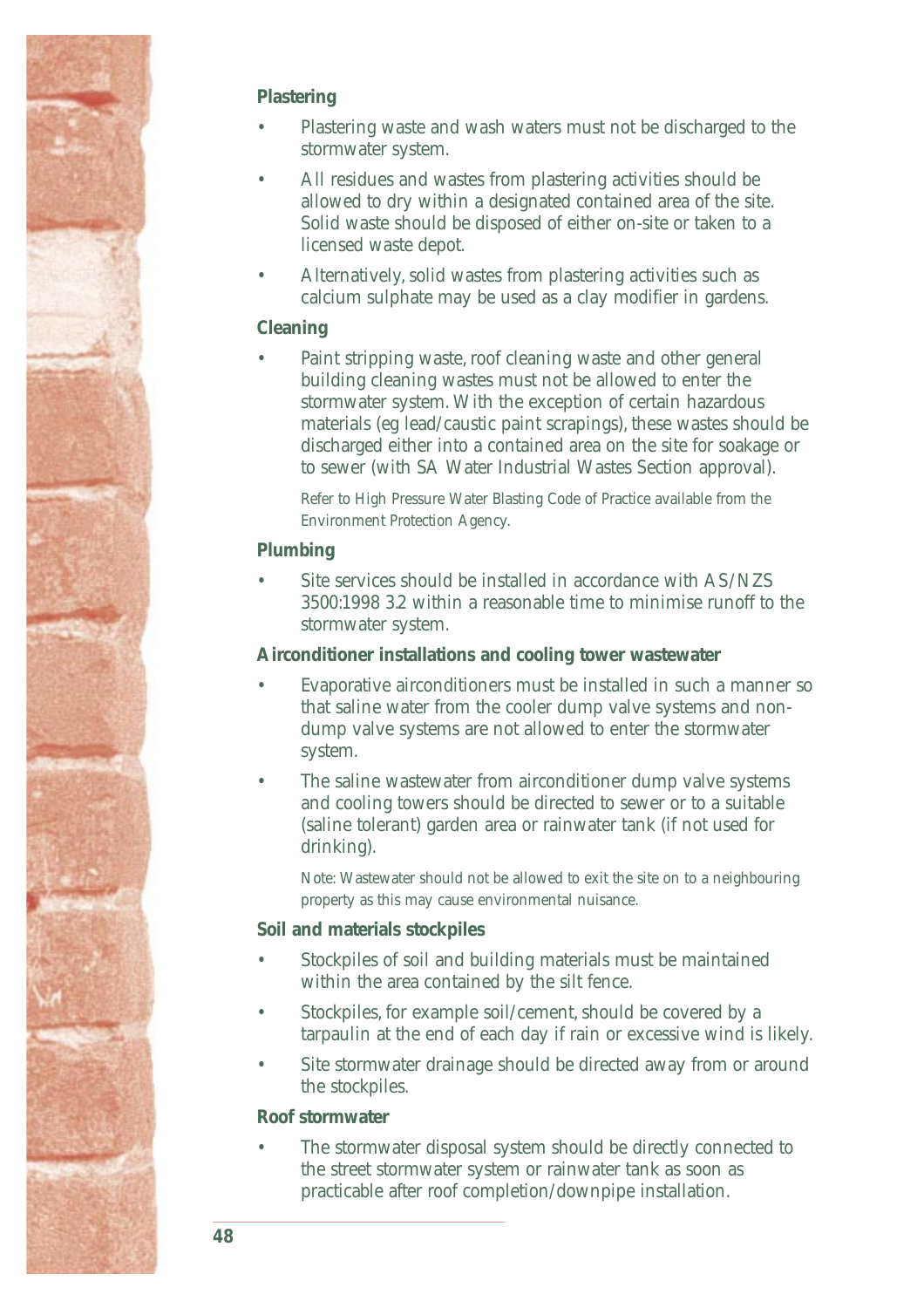### Plastering

- Plastering waste and wash waters must not be discharged to the stormwater system.
- All residues and wastes from plastering activities should be allowed to dry within a designated contained area of the site. Solid waste should be disposed of either on-site or taken to a licensed waste depot.
- Alternatively, solid wastes from plastering activities such as calcium sulphate may be used as a clay modifier in gardens.

### Cleaning

- Paint stripping waste, roof cleaning waste and other general building cleaning wastes must not be allowed to enter the stormwater system. With the exception of certain hazardous materials (eg lead/caustic paint scrapings), these wastes should be discharged either into a contained area on the site for soakage or to sewer (with SA Water Industrial Wastes Section approval).

  Refer to High Pressure Water Blasting Code of Practice available from the Environment Protection Agency.

### Plumbing

- Site services should be installed in accordance with AS/NZS 3500:1998 3.2 within a reasonable time to minimise runoff to the stormwater system.

### Airconditioner installations and cooling tower wastewater

- Evaporative airconditioners must be installed in such a manner so that saline water from the cooler dump valve systems and non-dump valve systems are not allowed to enter the stormwater system.
- The saline wastewater from airconditioner dump valve systems and cooling towers should be directed to sewer or to a suitable (saline tolerant) garden area or rainwater tank (if not used for drinking).

  Note: Wastewater should not be allowed to exit the site on to a neighbouring property as this may cause environmental nuisance.

### Soil and materials stockpiles

- Stockpiles of soil and building materials must be maintained within the area contained by the silt fence.
- Stockpiles, for example soil/cement, should be covered by a tarpaulin at the end of each day if rain or excessive wind is likely.
- Site stormwater drainage should be directed away from or around the stockpiles.

### Roof stormwater

- The stormwater disposal system should be directly connected to the street stormwater system or rainwater tank as soon as practicable after roof completion/downpipe installation.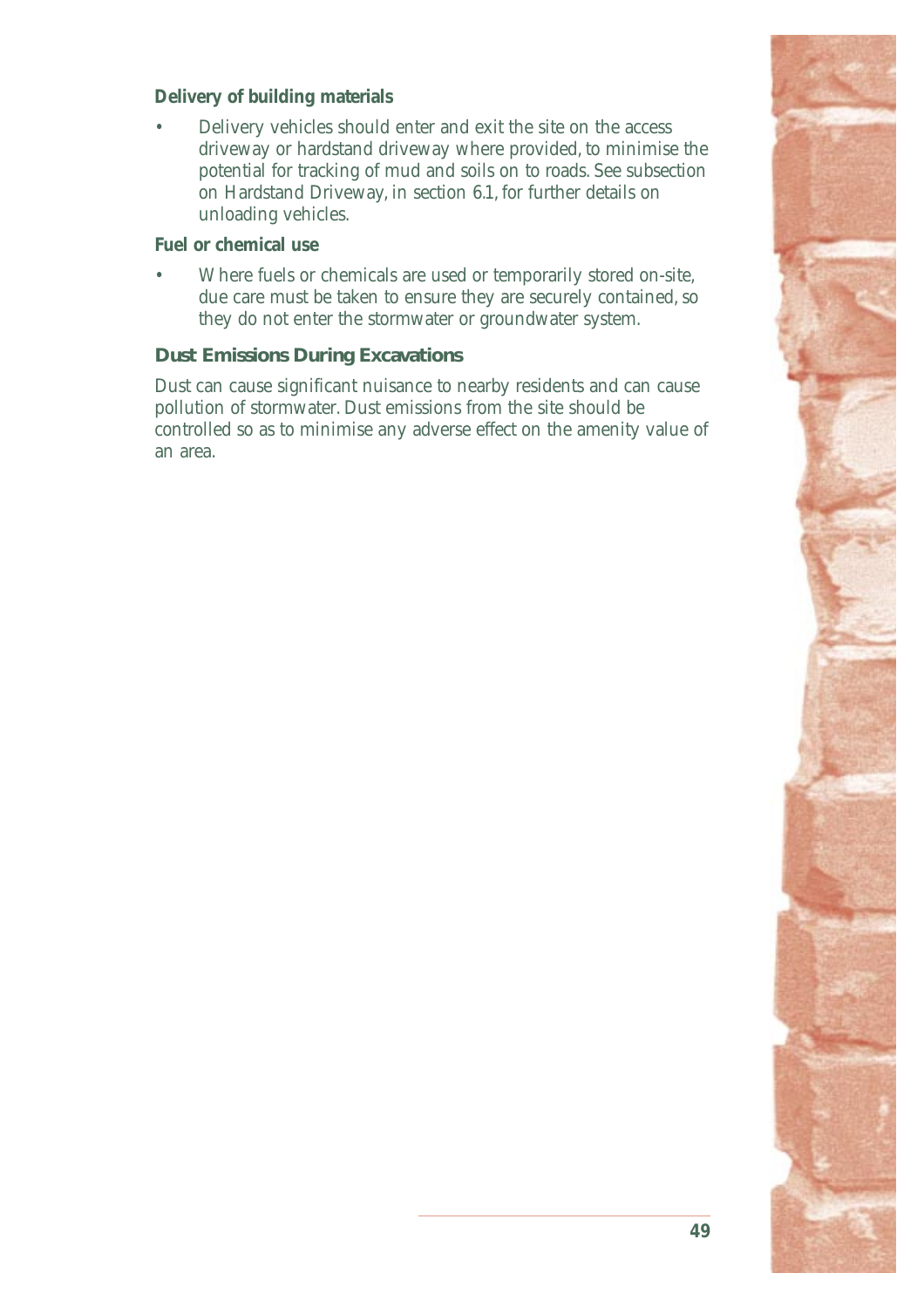**Delivery of building materials**

- Delivery vehicles should enter and exit the site on the access driveway or hardstand driveway where provided, to minimise the potential for tracking of mud and soils on to roads. See subsection on Hardstand Driveway, in section 6.1, for further details on unloading vehicles.

**Fuel or chemical use**

- Where fuels or chemicals are used or temporarily stored on-site, due care must be taken to ensure they are securely contained, so they do not enter the stormwater or groundwater system.

### Dust Emissions During Excavations

Dust can cause significant nuisance to nearby residents and can cause pollution of stormwater. Dust emissions from the site should be controlled so as to minimise any adverse effect on the amenity value of an area.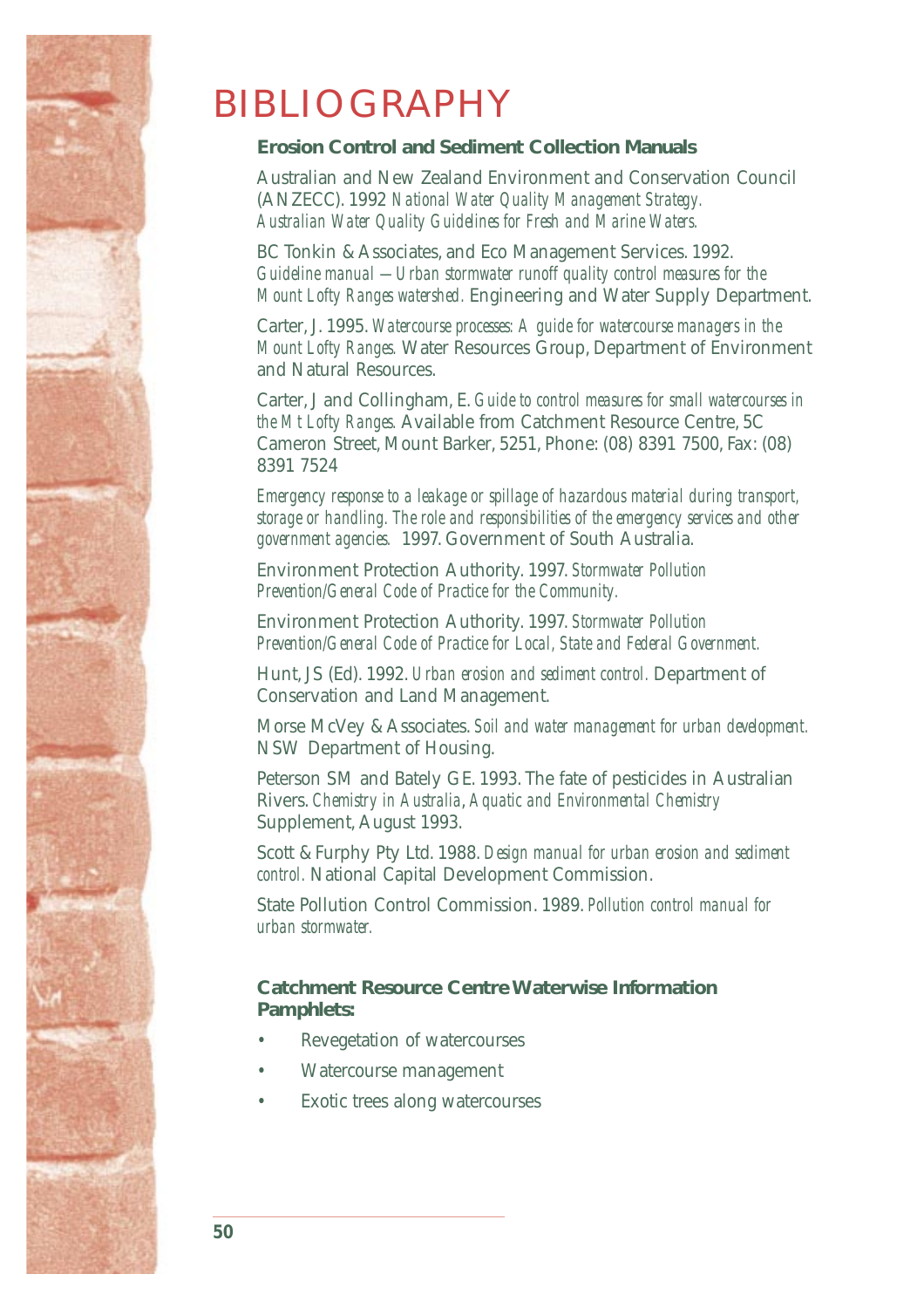# BIBLIOGRAPHY

## Erosion Control and Sediment Collection Manuals

Australian and New Zealand Environment and Conservation Council (ANZECC). 1992 *National Water Quality Management Strategy. Australian Water Quality Guidelines for Fresh and Marine Waters.*

BC Tonkin & Associates, and Eco Management Services. 1992. *Guideline manual — Urban stormwater runoff quality control measures for the Mount Lofty Ranges watershed.* Engineering and Water Supply Department.

Carter, J. 1995. *Watercourse processes: A guide for watercourse managers in the Mount Lofty Ranges.* Water Resources Group, Department of Environment and Natural Resources.

Carter, J and Collingham, E. *Guide to control measures for small watercourses in the Mt Lofty Ranges.* Available from Catchment Resource Centre, 5C Cameron Street, Mount Barker, 5251, Phone: (08) 8391 7500, Fax: (08) 8391 7524

*Emergency response to a leakage or spillage of hazardous material during transport, storage or handling. The role and responsibilities of the emergency services and other government agencies.* 1997. Government of South Australia.

Environment Protection Authority. 1997. *Stormwater Pollution Prevention/General Code of Practice for the Community.*

Environment Protection Authority. 1997. *Stormwater Pollution Prevention/General Code of Practice for Local, State and Federal Government.*

Hunt, JS (Ed). 1992. *Urban erosion and sediment control.* Department of Conservation and Land Management.

Morse McVey & Associates. *Soil and water management for urban development.* NSW Department of Housing.

Peterson SM and Bately GE. 1993. The fate of pesticides in Australian Rivers. *Chemistry in Australia, Aquatic and Environmental Chemistry* Supplement, August 1993.

Scott & Furphy Pty Ltd. 1988. *Design manual for urban erosion and sediment control.* National Capital Development Commission.

State Pollution Control Commission. 1989. *Pollution control manual for urban stormwater.*

## Catchment Resource Centre Waterwise Information Pamphlets:

- Revegetation of watercourses
- Watercourse management
- Exotic trees along watercourses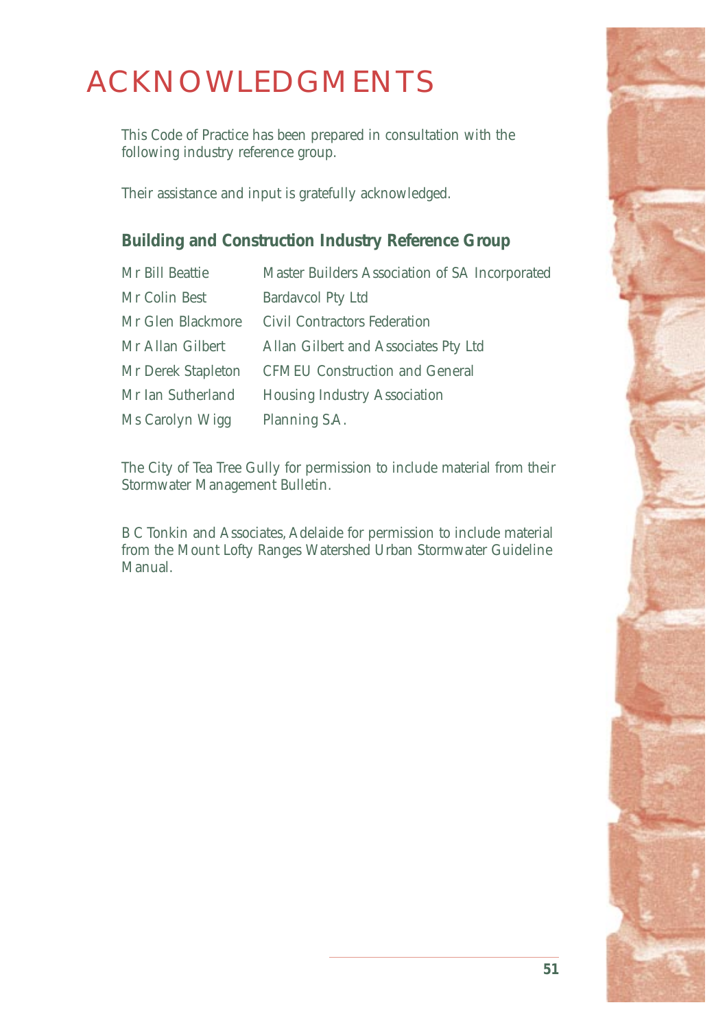# ACKNOWLEDGMENTS

This Code of Practice has been prepared in consultation with the following industry reference group.

Their assistance and input is gratefully acknowledged.

### Building and Construction Industry Reference Group

| | |
|---|---|
| Mr Bill Beattie | Master Builders Association of SA Incorporated |
| Mr Colin Best | Bardavcol Pty Ltd |
| Mr Glen Blackmore | Civil Contractors Federation |
| Mr Allan Gilbert | Allan Gilbert and Associates Pty Ltd |
| Mr Derek Stapleton | CFMEU Construction and General |
| Mr Ian Sutherland | Housing Industry Association |
| Ms Carolyn Wigg | Planning SA. |

The City of Tea Tree Gully for permission to include material from their Stormwater Management Bulletin.

B C Tonkin and Associates, Adelaide for permission to include material from the Mount Lofty Ranges Watershed Urban Stormwater Guideline Manual.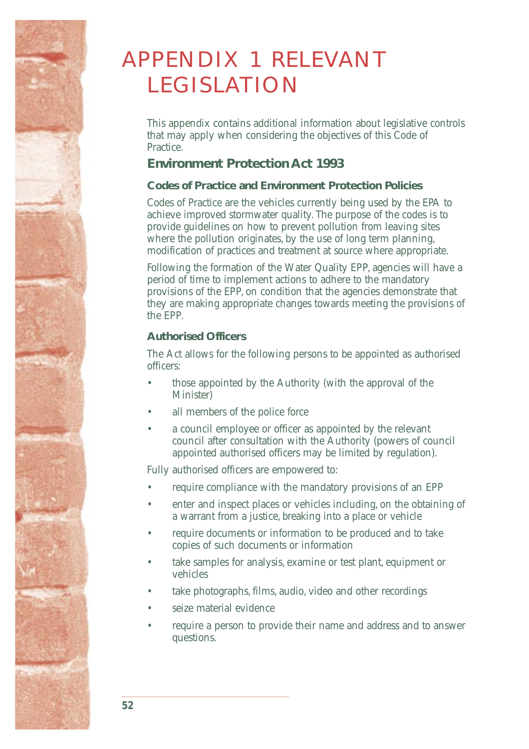# APPENDIX 1 RELEVANT LEGISLATION

This appendix contains additional information about legislative controls that may apply when considering the objectives of this Code of Practice.

## Environment Protection Act 1993

### Codes of Practice and Environment Protection Policies

Codes of Practice are the vehicles currently being used by the EPA to achieve improved stormwater quality. The purpose of the codes is to provide guidelines on how to prevent pollution from leaving sites where the pollution originates, by the use of long term planning, modification of practices and treatment at source where appropriate.

Following the formation of the Water Quality EPP, agencies will have a period of time to implement actions to adhere to the mandatory provisions of the EPP, on condition that the agencies demonstrate that they are making appropriate changes towards meeting the provisions of the EPP.

### Authorised Officers

The Act allows for the following persons to be appointed as authorised officers:

- those appointed by the Authority (with the approval of the Minister)
- all members of the police force
- a council employee or officer as appointed by the relevant council after consultation with the Authority (powers of council appointed authorised officers may be limited by regulation).

Fully authorised officers are empowered to:

- require compliance with the mandatory provisions of an EPP
- enter and inspect places or vehicles including, on the obtaining of a warrant from a justice, breaking into a place or vehicle
- require documents or information to be produced and to take copies of such documents or information
- take samples for analysis, examine or test plant, equipment or vehicles
- take photographs, films, audio, video and other recordings
- seize material evidence
- require a person to provide their name and address and to answer questions.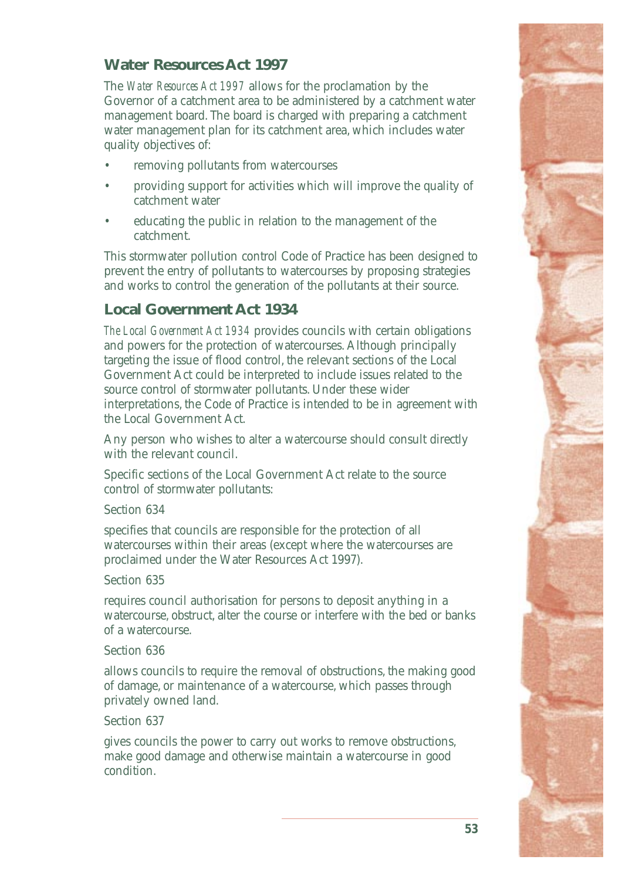## Water Resources Act 1997

The *Water Resources Act 1997* allows for the proclamation by the Governor of a catchment area to be administered by a catchment water management board. The board is charged with preparing a catchment water management plan for its catchment area, which includes water quality objectives of:

- removing pollutants from watercourses
- providing support for activities which will improve the quality of catchment water
- educating the public in relation to the management of the catchment.

This stormwater pollution control Code of Practice has been designed to prevent the entry of pollutants to watercourses by proposing strategies and works to control the generation of the pollutants at their source.

## Local Government Act 1934

*The Local Government Act 1934* provides councils with certain obligations and powers for the protection of watercourses. Although principally targeting the issue of flood control, the relevant sections of the Local Government Act could be interpreted to include issues related to the source control of stormwater pollutants. Under these wider interpretations, the Code of Practice is intended to be in agreement with the Local Government Act.

Any person who wishes to alter a watercourse should consult directly with the relevant council.

Specific sections of the Local Government Act relate to the source control of stormwater pollutants:

Section 634

specifies that councils are responsible for the protection of all watercourses within their areas (except where the watercourses are proclaimed under the Water Resources Act 1997).

Section 635

requires council authorisation for persons to deposit anything in a watercourse, obstruct, alter the course or interfere with the bed or banks of a watercourse.

Section 636

allows councils to require the removal of obstructions, the making good of damage, or maintenance of a watercourse, which passes through privately owned land.

Section 637

gives councils the power to carry out works to remove obstructions, make good damage and otherwise maintain a watercourse in good condition.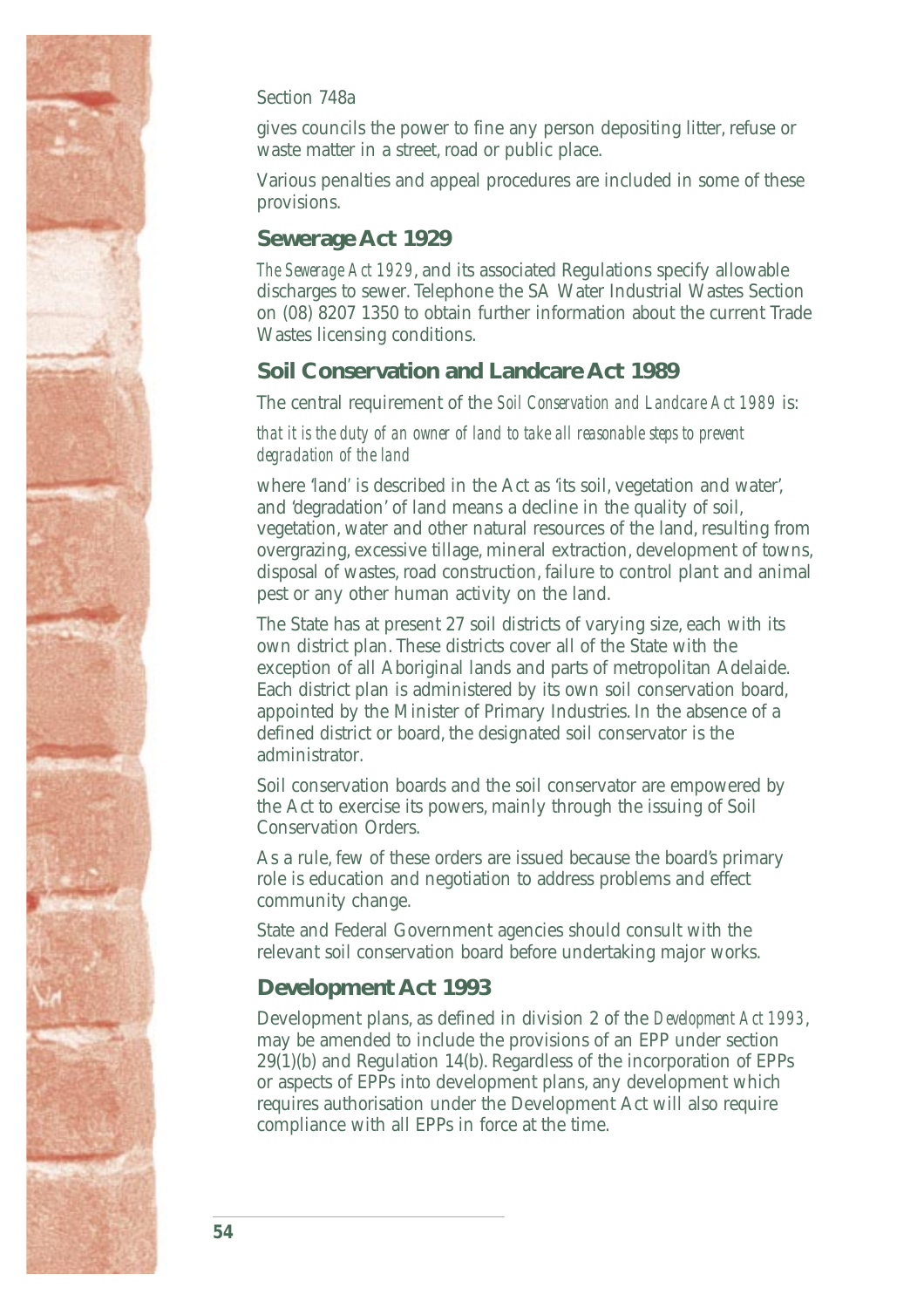Section 748a

gives councils the power to fine any person depositing litter, refuse or waste matter in a street, road or public place.

Various penalties and appeal procedures are included in some of these provisions.

## Sewerage Act 1929

*The Sewerage Act 1929*, and its associated Regulations specify allowable discharges to sewer. Telephone the SA Water Industrial Wastes Section on (08) 8207 1350 to obtain further information about the current Trade Wastes licensing conditions.

## Soil Conservation and Landcare Act 1989

The central requirement of the *Soil Conservation and Landcare Act 1989* is:

*that it is the duty of an owner of land to take all reasonable steps to prevent degradation of the land*

where 'land' is described in the Act as 'its soil, vegetation and water', and 'degradation' of land means a decline in the quality of soil, vegetation, water and other natural resources of the land, resulting from overgrazing, excessive tillage, mineral extraction, development of towns, disposal of wastes, road construction, failure to control plant and animal pest or any other human activity on the land.

The State has at present 27 soil districts of varying size, each with its own district plan. These districts cover all of the State with the exception of all Aboriginal lands and parts of metropolitan Adelaide. Each district plan is administered by its own soil conservation board, appointed by the Minister of Primary Industries. In the absence of a defined district or board, the designated soil conservator is the administrator.

Soil conservation boards and the soil conservator are empowered by the Act to exercise its powers, mainly through the issuing of Soil Conservation Orders.

As a rule, few of these orders are issued because the board's primary role is education and negotiation to address problems and effect community change.

State and Federal Government agencies should consult with the relevant soil conservation board before undertaking major works.

## Development Act 1993

Development plans, as defined in division 2 of the *Development Act 1993*, may be amended to include the provisions of an EPP under section 29(1)(b) and Regulation 14(b). Regardless of the incorporation of EPPs or aspects of EPPs into development plans, any development which requires authorisation under the Development Act will also require compliance with all EPPs in force at the time.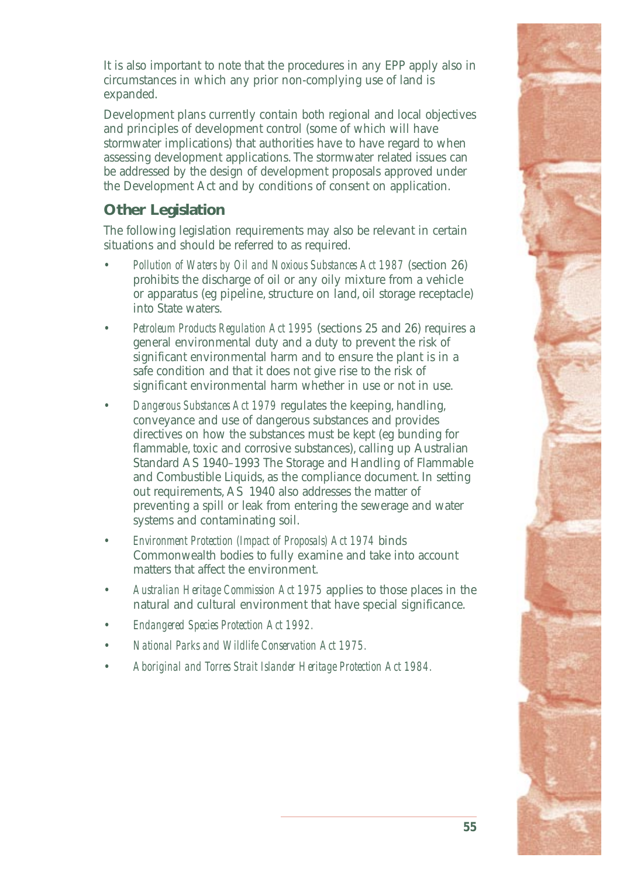It is also important to note that the procedures in any EPP apply also in circumstances in which any prior non-complying use of land is expanded.

Development plans currently contain both regional and local objectives and principles of development control (some of which will have stormwater implications) that authorities have to have regard to when assessing development applications. The stormwater related issues can be addressed by the design of development proposals approved under the Development Act and by conditions of consent on application.

## Other Legislation

The following legislation requirements may also be relevant in certain situations and should be referred to as required.

- *Pollution of Waters by Oil and Noxious Substances Act 1987* (section 26) prohibits the discharge of oil or any oily mixture from a vehicle or apparatus (eg pipeline, structure on land, oil storage receptacle) into State waters.
- *Petroleum Products Regulation Act 1995* (sections 25 and 26) requires a general environmental duty and a duty to prevent the risk of significant environmental harm and to ensure the plant is in a safe condition and that it does not give rise to the risk of significant environmental harm whether in use or not in use.
- *Dangerous Substances Act 1979* regulates the keeping, handling, conveyance and use of dangerous substances and provides directives on how the substances must be kept (eg bunding for flammable, toxic and corrosive substances), calling up Australian Standard AS 1940–1993 The Storage and Handling of Flammable and Combustible Liquids, as the compliance document. In setting out requirements, AS 1940 also addresses the matter of preventing a spill or leak from entering the sewerage and water systems and contaminating soil.
- *Environment Protection (Impact of Proposals) Act 1974* binds Commonwealth bodies to fully examine and take into account matters that affect the environment.
- *Australian Heritage Commission Act 1975* applies to those places in the natural and cultural environment that have special significance.
- *Endangered Species Protection Act 1992.*
- *National Parks and Wildlife Conservation Act 1975.*
- *Aboriginal and Torres Strait Islander Heritage Protection Act 1984.*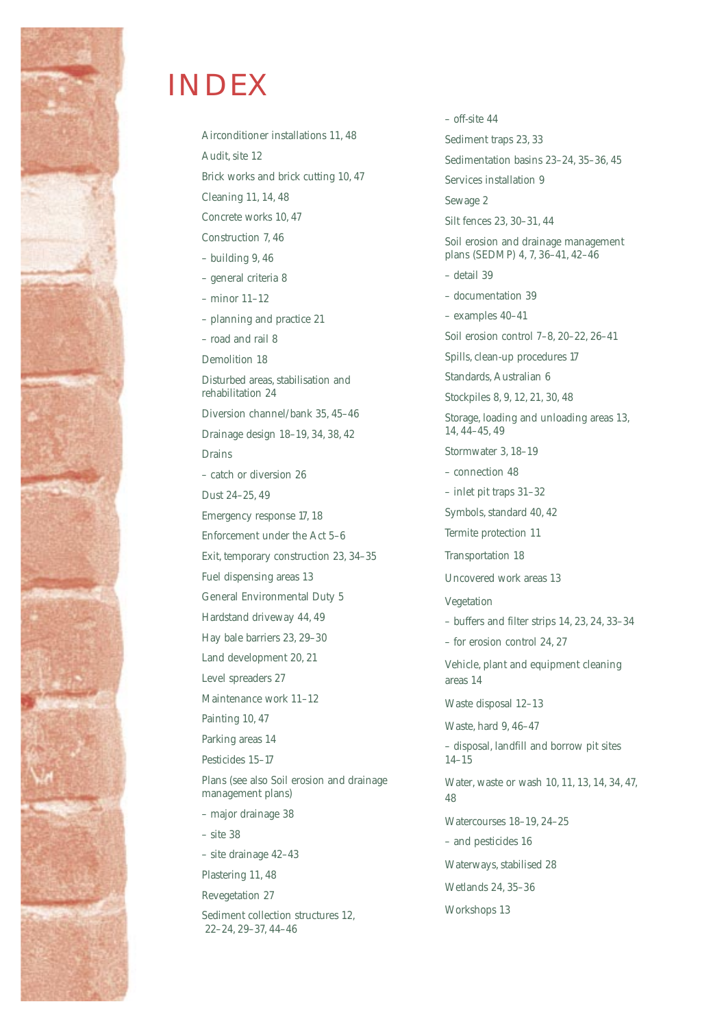# INDEX

Airconditioner installations 11, 48

Audit, site 12

Brick works and brick cutting 10, 47

Cleaning 11, 14, 48

Concrete works 10, 47

Construction 7, 46

– building 9, 46

– general criteria 8

– minor 11–12

– planning and practice 21

– road and rail 8

Demolition 18

Disturbed areas, stabilisation and rehabilitation 24

Diversion channel/bank 35, 45–46

Drainage design 18–19, 34, 38, 42

Drains

– catch or diversion 26

Dust 24–25, 49

Emergency response 17, 18

Enforcement under the Act 5–6

Exit, temporary construction 23, 34–35

Fuel dispensing areas 13

General Environmental Duty 5

Hardstand driveway 44, 49

Hay bale barriers 23, 29–30

Land development 20, 21

Level spreaders 27

Maintenance work 11–12

Painting 10, 47

Parking areas 14

Pesticides 15–17

Plans (see also Soil erosion and drainage management plans)

– major drainage 38

– site 38

– site drainage 42–43

Plastering 11, 48

Revegetation 27

Sediment collection structures 12, 22–24, 29–37, 44–46

– off-site 44

Sediment traps 23, 33

Sedimentation basins 23–24, 35–36, 45

Services installation 9

Sewage 2

Silt fences 23, 30–31, 44

Soil erosion and drainage management plans (SEDMP) 4, 7, 36–41, 42–46

– detail 39

– documentation 39

– examples 40–41

Soil erosion control 7–8, 20–22, 26–41

Spills, clean-up procedures 17

Standards, Australian 6

Stockpiles 8, 9, 12, 21, 30, 48

Storage, loading and unloading areas 13, 14, 44–45, 49

Stormwater 3, 18–19

– connection 48

– inlet pit traps 31–32

Symbols, standard 40, 42

Termite protection 11

Transportation 18

Uncovered work areas 13

Vegetation

– buffers and filter strips 14, 23, 24, 33–34

– for erosion control 24, 27

Vehicle, plant and equipment cleaning areas 14

Waste disposal 12–13

Waste, hard 9, 46–47

– disposal, landfill and borrow pit sites 14–15

Water, waste or wash 10, 11, 13, 14, 34, 47, 48

Watercourses 18–19, 24–25

– and pesticides 16

Waterways, stabilised 28

Wetlands 24, 35–36

Workshops 13